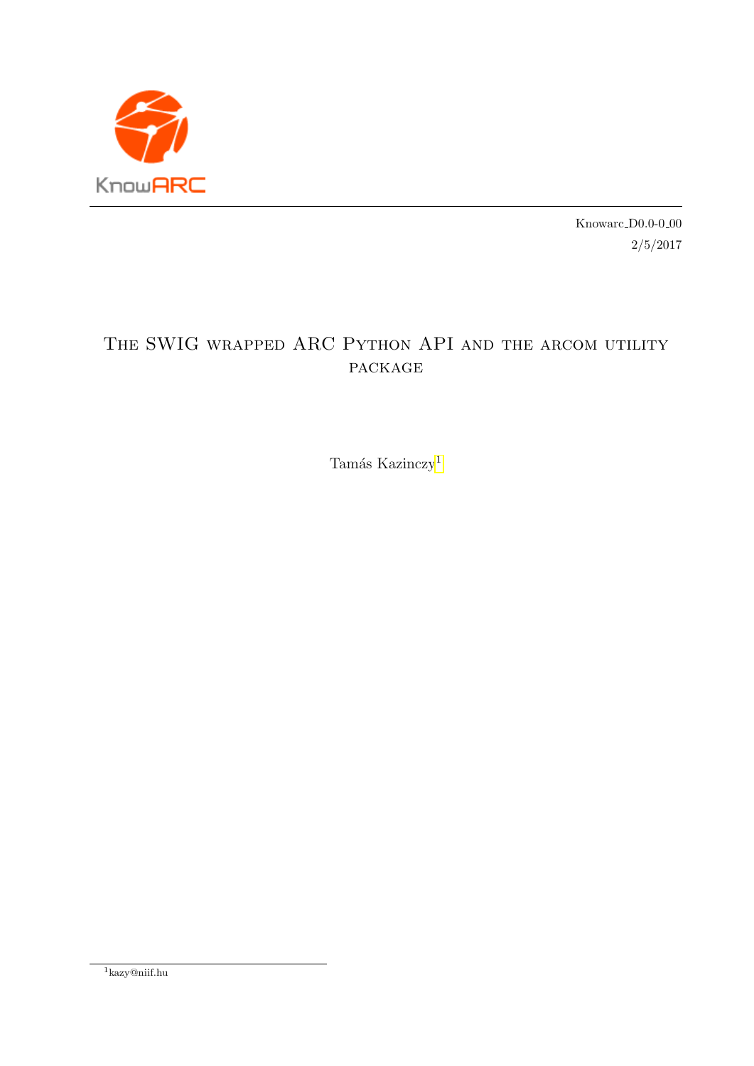KnowARC

Knowarc_D0.0-0_00

2/5/2017

# The SWIG wrapped ARC Python API and the arcom utility package

Tamás Kazinczy[1]

[1] kazy@niif.hu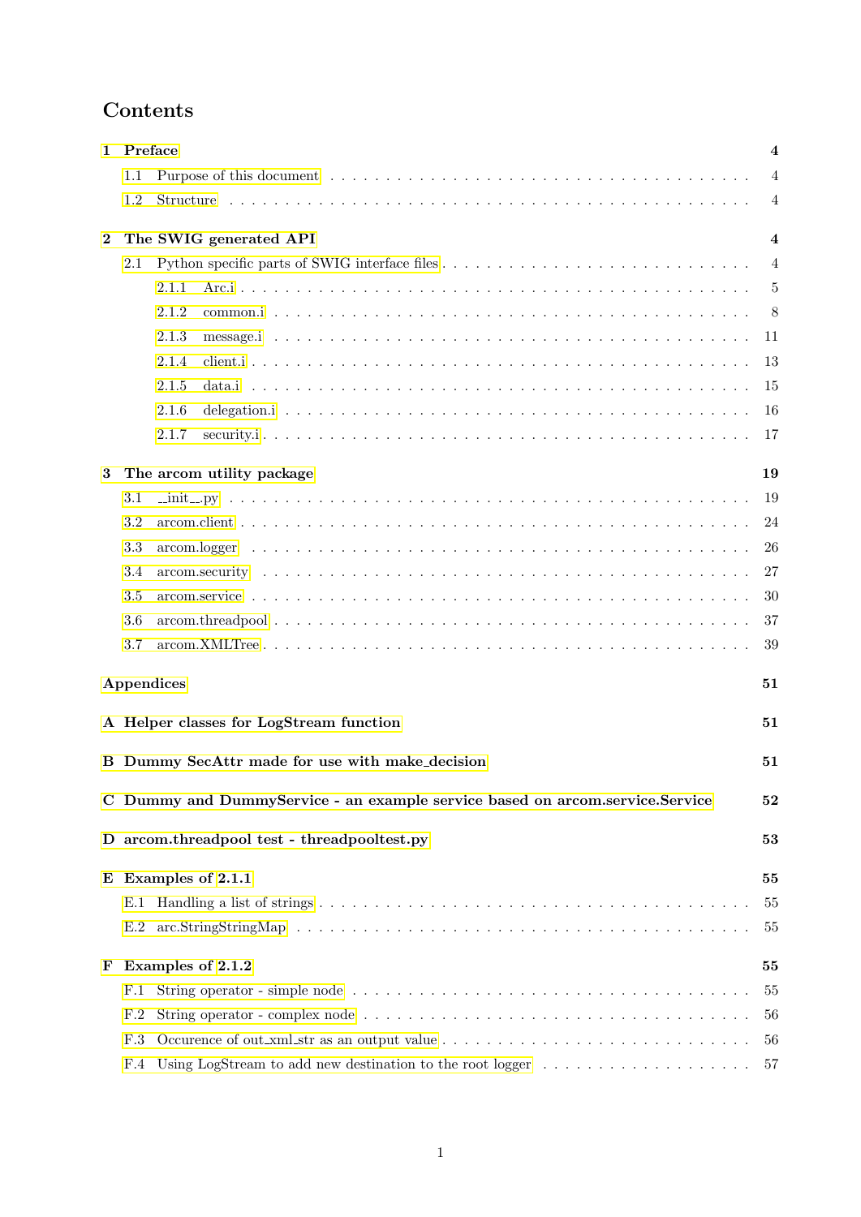# Contents

**1 Preface** **4**

- 1.1 Purpose of this document . . . . . . . . . . 4
- 1.2 Structure . . . . . . . . . . 4

**2 The SWIG generated API** **4**

- 2.1 Python specific parts of SWIG interface files . . . . . . . . . . 4
  - 2.1.1 Arc.i . . . . . . . . . . 5
  - 2.1.2 common.i . . . . . . . . . . 8
  - 2.1.3 message.i . . . . . . . . . . 11
  - 2.1.4 client.i . . . . . . . . . . 13
  - 2.1.5 data.i . . . . . . . . . . 15
  - 2.1.6 delegation.i . . . . . . . . . . 16
  - 2.1.7 security.i . . . . . . . . . . 17

**3 The arcom utility package** **19**

- 3.1 __init__.py . . . . . . . . . . 19
- 3.2 arcom.client . . . . . . . . . . 24
- 3.3 arcom.logger . . . . . . . . . . 26
- 3.4 arcom.security . . . . . . . . . . 27
- 3.5 arcom.service . . . . . . . . . . 30
- 3.6 arcom.threadpool . . . . . . . . . . 37
- 3.7 arcom.XMLTree . . . . . . . . . . 39

**Appendices** **51**

**A Helper classes for LogStream function** **51**

**B Dummy SecAttr made for use with make_decision** **51**

**C Dummy and DummyService - an example service based on arcom.service.Service** **52**

**D arcom.threadpool test - threadpooltest.py** **53**

**E Examples of 2.1.1** **55**

- E.1 Handling a list of strings . . . . . . . . . . 55
- E.2 arc.StringStringMap . . . . . . . . . . 55

**F Examples of 2.1.2** **55**

- F.1 String operator - simple node . . . . . . . . . . 55
- F.2 String operator - complex node . . . . . . . . . . 56
- F.3 Occurence of out_xml_str as an output value . . . . . . . . . . 56
- F.4 Using LogStream to add new destination to the root logger . . . . . . . . . . 57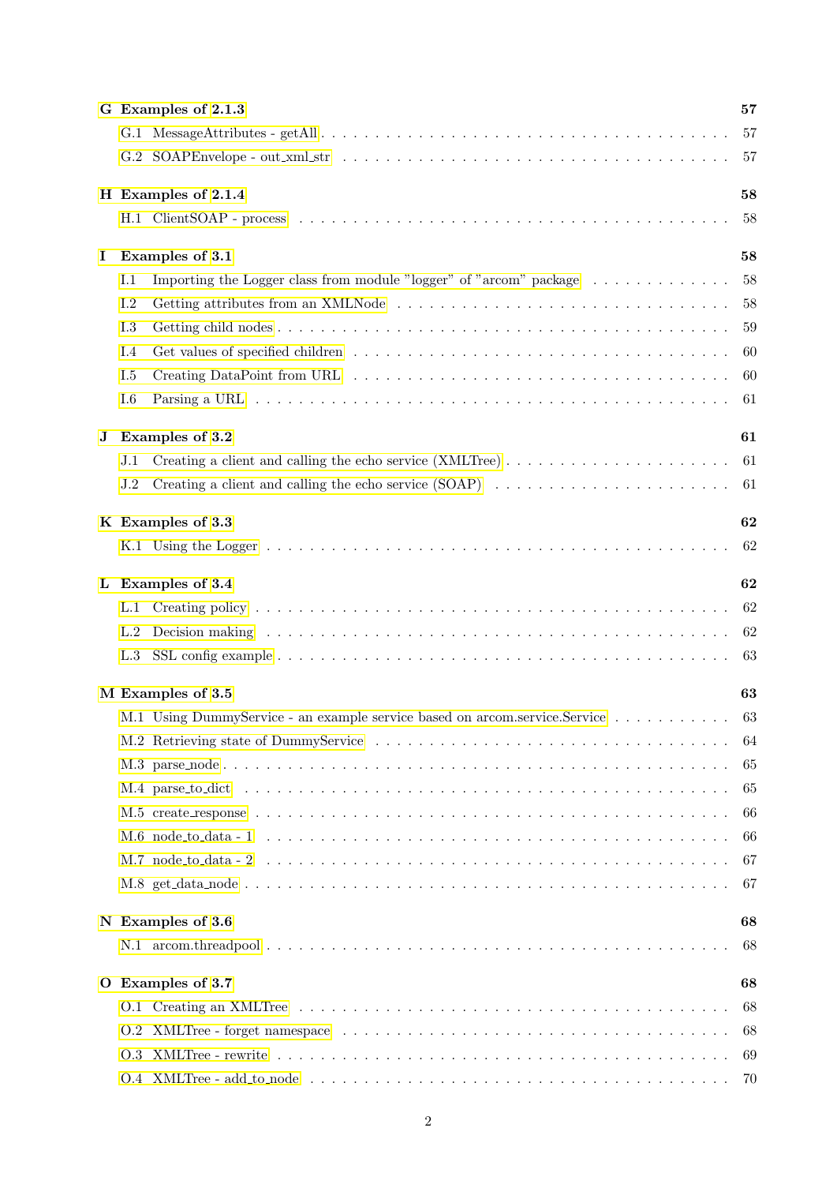**G Examples of 2.1.3** — 57

- G.1 MessageAttributes - getAll — 57
- G.2 SOAPEnvelope - out_xml_str — 57

**H Examples of 2.1.4** — 58

- H.1 ClientSOAP - process — 58

**I Examples of 3.1** — 58

- I.1 Importing the Logger class from module "logger" of "arcom" package — 58
- I.2 Getting attributes from an XMLNode — 58
- I.3 Getting child nodes — 59
- I.4 Get values of specified children — 60
- I.5 Creating DataPoint from URL — 60
- I.6 Parsing a URL — 61

**J Examples of 3.2** — 61

- J.1 Creating a client and calling the echo service (XMLTree) — 61
- J.2 Creating a client and calling the echo service (SOAP) — 61

**K Examples of 3.3** — 62

- K.1 Using the Logger — 62

**L Examples of 3.4** — 62

- L.1 Creating policy — 62
- L.2 Decision making — 62
- L.3 SSL config example — 63

**M Examples of 3.5** — 63

- M.1 Using DummyService - an example service based on arcom.service.Service — 63
- M.2 Retrieving state of DummyService — 64
- M.3 parse_node — 65
- M.4 parse_to_dict — 65
- M.5 create_response — 66
- M.6 node_to_data - 1 — 66
- M.7 node_to_data - 2 — 67
- M.8 get_data_node — 67

**N Examples of 3.6** — 68

- N.1 arcom.threadpool — 68

**O Examples of 3.7** — 68

- O.1 Creating an XMLTree — 68
- O.2 XMLTree - forget namespace — 68
- O.3 XMLTree - rewrite — 69
- O.4 XMLTree - add_to_node — 70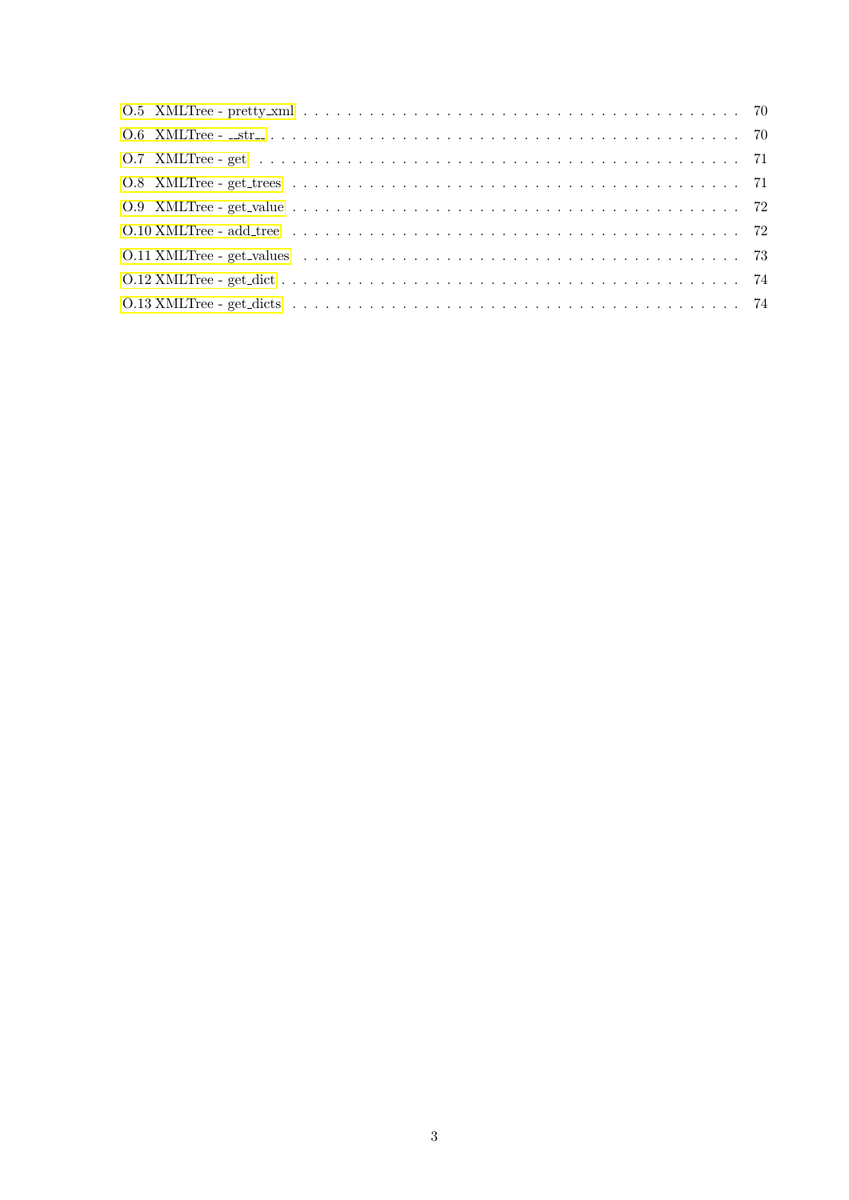O.5 XMLTree - pretty_xml . . . . . . . . . . . . . . . . . . . . . . . . . . . . . . . . . . . . . 70
O.6 XMLTree - __str__ . . . . . . . . . . . . . . . . . . . . . . . . . . . . . . . . . . . . . . . 70
O.7 XMLTree - get . . . . . . . . . . . . . . . . . . . . . . . . . . . . . . . . . . . . . . . . . 71
O.8 XMLTree - get_trees . . . . . . . . . . . . . . . . . . . . . . . . . . . . . . . . . . . . . 71
O.9 XMLTree - get_value . . . . . . . . . . . . . . . . . . . . . . . . . . . . . . . . . . . . . 72
O.10 XMLTree - add_tree . . . . . . . . . . . . . . . . . . . . . . . . . . . . . . . . . . . . . 72
O.11 XMLTree - get_values . . . . . . . . . . . . . . . . . . . . . . . . . . . . . . . . . . . . 73
O.12 XMLTree - get_dict . . . . . . . . . . . . . . . . . . . . . . . . . . . . . . . . . . . . . 74
O.13 XMLTree - get_dicts . . . . . . . . . . . . . . . . . . . . . . . . . . . . . . . . . . . . . 74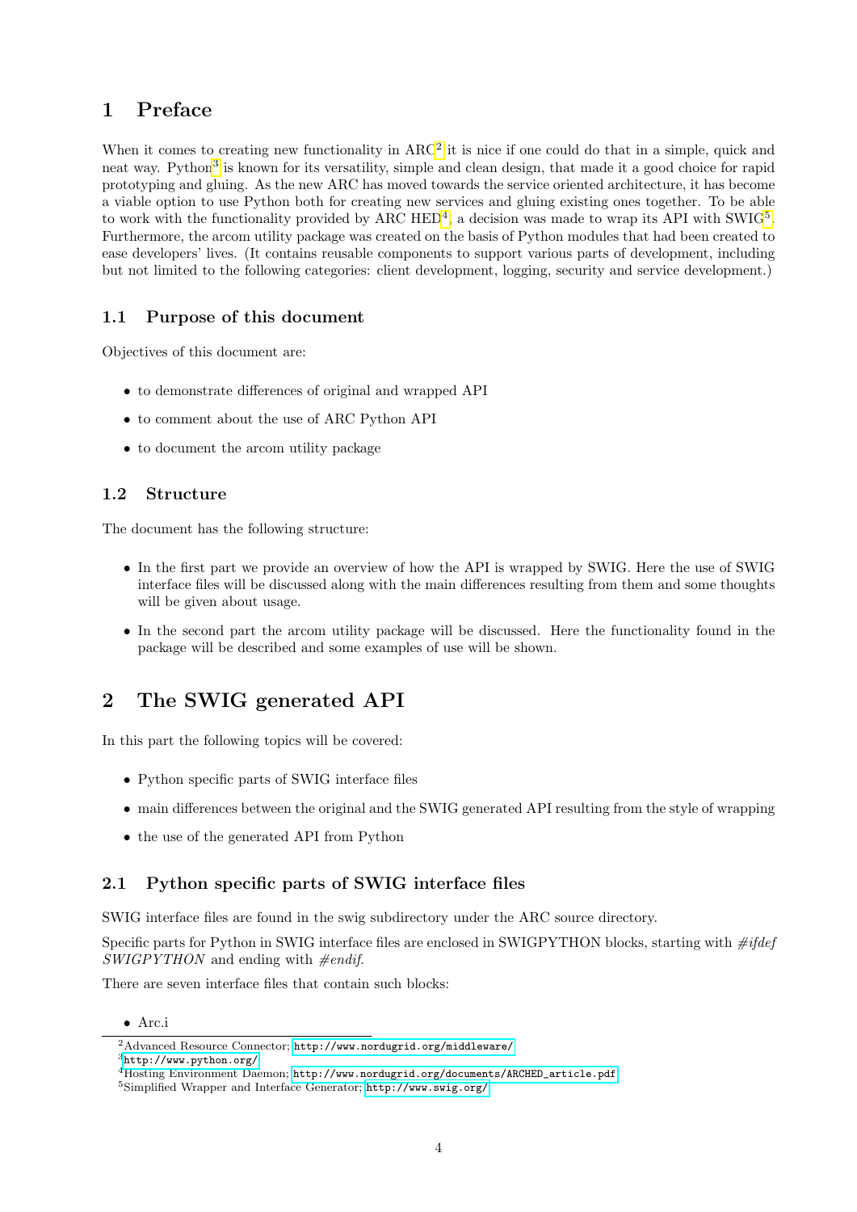# 1 Preface

When it comes to creating new functionality in ARC[2] it is nice if one could do that in a simple, quick and neat way. Python[3] is known for its versatility, simple and clean design, that made it a good choice for rapid prototyping and gluing. As the new ARC has moved towards the service oriented architecture, it has become a viable option to use Python both for creating new services and gluing existing ones together. To be able to work with the functionality provided by ARC HED[4], a decision was made to wrap its API with SWIG[5]. Furthermore, the arcom utility package was created on the basis of Python modules that had been created to ease developers' lives. (It contains reusable components to support various parts of development, including but not limited to the following categories: client development, logging, security and service development.)

## 1.1 Purpose of this document

Objectives of this document are:

- to demonstrate differences of original and wrapped API
- to comment about the use of ARC Python API
- to document the arcom utility package

## 1.2 Structure

The document has the following structure:

- In the first part we provide an overview of how the API is wrapped by SWIG. Here the use of SWIG interface files will be discussed along with the main differences resulting from them and some thoughts will be given about usage.
- In the second part the arcom utility package will be discussed. Here the functionality found in the package will be described and some examples of use will be shown.

# 2 The SWIG generated API

In this part the following topics will be covered:

- Python specific parts of SWIG interface files
- main differences between the original and the SWIG generated API resulting from the style of wrapping
- the use of the generated API from Python

## 2.1 Python specific parts of SWIG interface files

SWIG interface files are found in the swig subdirectory under the ARC source directory.

Specific parts for Python in SWIG interface files are enclosed in SWIGPYTHON blocks, starting with *#ifdef SWIGPYTHON* and ending with *#endif*.

There are seven interface files that contain such blocks:

- Arc.i

---

[2] Advanced Resource Connector; http://www.nordugrid.org/middleware/

[3] http://www.python.org/

[4] Hosting Environment Daemon; http://www.nordugrid.org/documents/ARCHED_article.pdf

[5] Simplified Wrapper and Interface Generator; http://www.swig.org/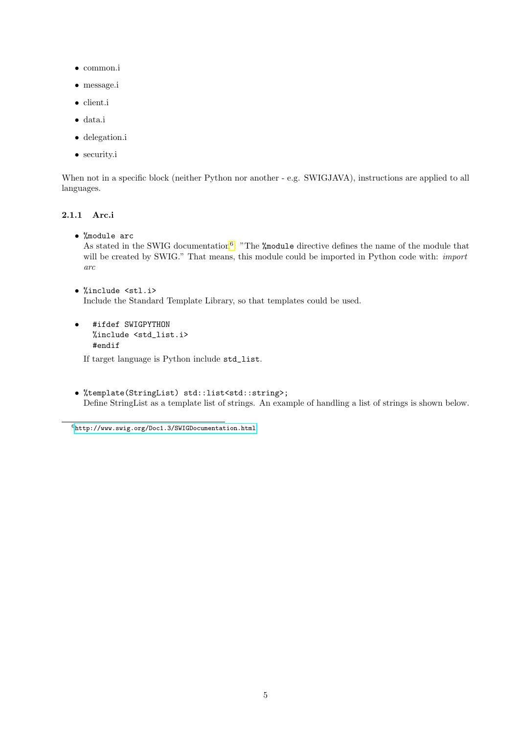- common.i
- message.i
- client.i
- data.i
- delegation.i
- security.i

When not in a specific block (neither Python nor another - e.g. SWIGJAVA), instructions are applied to all languages.

### 2.1.1 Arc.i

- `%module arc`
  As stated in the SWIG documentation[6]: "The `%module` directive defines the name of the module that will be created by SWIG." That means, this module could be imported in Python code with: *import arc*

- `%include <stl.i>`
  Include the Standard Template Library, so that templates could be used.

- ```
  #ifdef SWIGPYTHON
  %include <std_list.i>
  #endif
  ```
  If target language is Python include `std_list`.

- `%template(StringList) std::list<std::string>;`
  Define StringList as a template list of strings. An example of handling a list of strings is shown below.

[6] http://www.swig.org/Doc1.3/SWIGDocumentation.html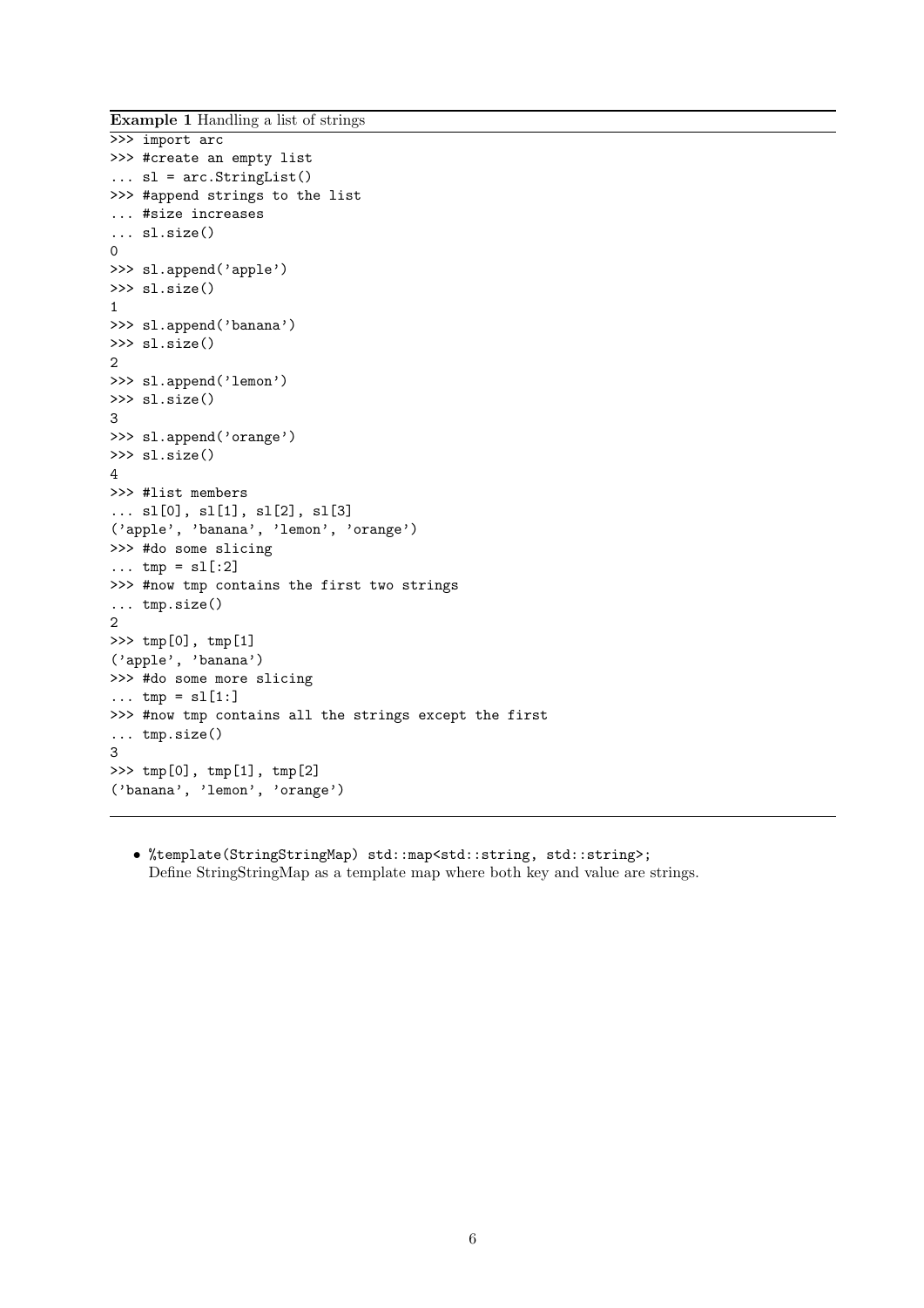**Example 1** Handling a list of strings

```
>>> import arc
>>> #create an empty list
... sl = arc.StringList()
>>> #append strings to the list
... #size increases
... sl.size()
0
>>> sl.append('apple')
>>> sl.size()
1
>>> sl.append('banana')
>>> sl.size()
2
>>> sl.append('lemon')
>>> sl.size()
3
>>> sl.append('orange')
>>> sl.size()
4
>>> #list members
... sl[0], sl[1], sl[2], sl[3]
('apple', 'banana', 'lemon', 'orange')
>>> #do some slicing
... tmp = sl[:2]
>>> #now tmp contains the first two strings
... tmp.size()
2
>>> tmp[0], tmp[1]
('apple', 'banana')
>>> #do some more slicing
... tmp = sl[1:]
>>> #now tmp contains all the strings except the first
... tmp.size()
3
>>> tmp[0], tmp[1], tmp[2]
('banana', 'lemon', 'orange')
```

- `%template(StringStringMap) std::map<std::string, std::string>;`
  Define StringStringMap as a template map where both key and value are strings.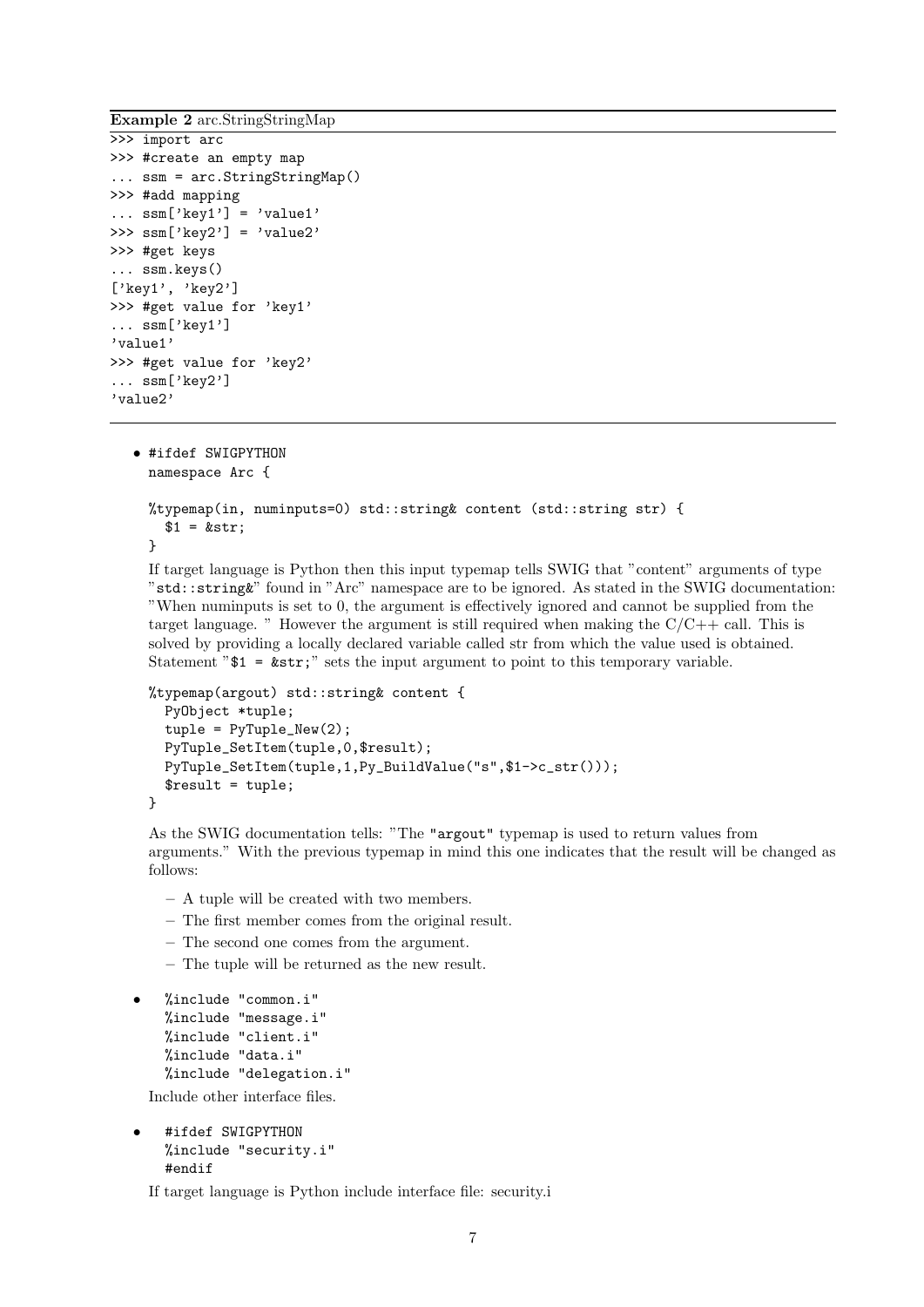**Example 2** arc.StringStringMap

```
>>> import arc
>>> #create an empty map
... ssm = arc.StringStringMap()
>>> #add mapping
... ssm['key1'] = 'value1'
>>> ssm['key2'] = 'value2'
>>> #get keys
... ssm.keys()
['key1', 'key2']
>>> #get value for 'key1'
... ssm['key1']
'value1'
>>> #get value for 'key2'
... ssm['key2']
'value2'
```

- ```
  #ifdef SWIGPYTHON
  namespace Arc {

  %typemap(in, numinputs=0) std::string& content (std::string str) {
    $1 = &str;
  }
  ```

  If target language is Python then this input typemap tells SWIG that "content" arguments of type "`std::string&`" found in "Arc" namespace are to be ignored. As stated in the SWIG documentation: "When numinputs is set to 0, the argument is effectively ignored and cannot be supplied from the target language. " However the argument is still required when making the C/C++ call. This is solved by providing a locally declared variable called str from which the value used is obtained. Statement "`$1 = &str;`" sets the input argument to point to this temporary variable.

  ```
  %typemap(argout) std::string& content {
    PyObject *tuple;
    tuple = PyTuple_New(2);
    PyTuple_SetItem(tuple,0,$result);
    PyTuple_SetItem(tuple,1,Py_BuildValue("s",$1->c_str()));
    $result = tuple;
  }
  ```

  As the SWIG documentation tells: "The "`argout`" typemap is used to return values from arguments." With the previous typemap in mind this one indicates that the result will be changed as follows:

  – A tuple will be created with two members.

  – The first member comes from the original result.

  – The second one comes from the argument.

  – The tuple will be returned as the new result.

- ```
  %include "common.i"
  %include "message.i"
  %include "client.i"
  %include "data.i"
  %include "delegation.i"
  ```

  Include other interface files.

- ```
  #ifdef SWIGPYTHON
  %include "security.i"
  #endif
  ```

  If target language is Python include interface file: security.i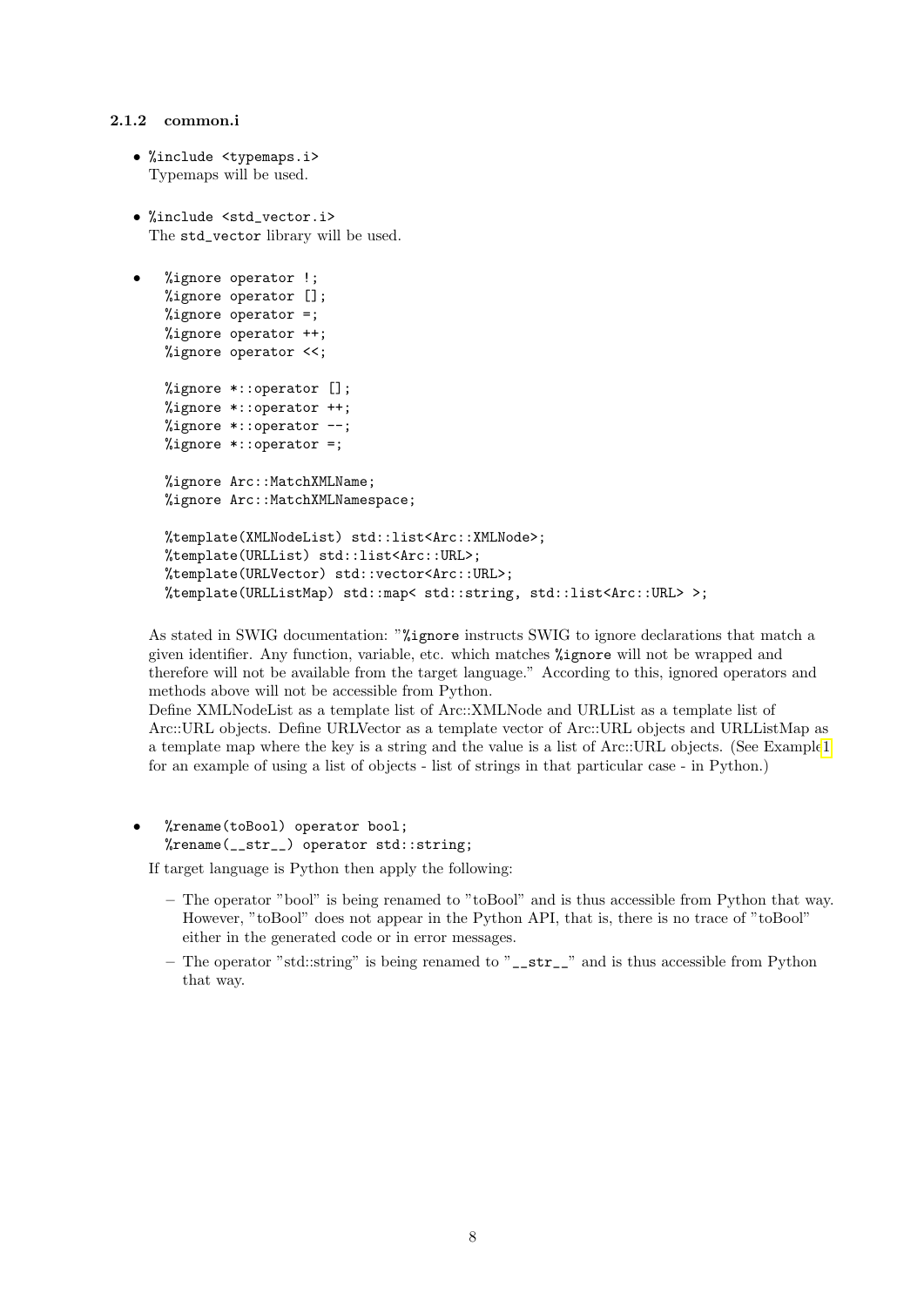### 2.1.2 common.i

- `%include <typemaps.i>`
  Typemaps will be used.

- `%include <std_vector.i>`
  The `std_vector` library will be used.

- ```
  %ignore operator !;
  %ignore operator [];
  %ignore operator =;
  %ignore operator ++;
  %ignore operator <<;

  %ignore *::operator [];
  %ignore *::operator ++;
  %ignore *::operator --;
  %ignore *::operator =;

  %ignore Arc::MatchXMLName;
  %ignore Arc::MatchXMLNamespace;

  %template(XMLNodeList) std::list<Arc::XMLNode>;
  %template(URLList) std::list<Arc::URL>;
  %template(URLVector) std::vector<Arc::URL>;
  %template(URLListMap) std::map< std::string, std::list<Arc::URL> >;
  ```

  As stated in SWIG documentation: "`%ignore` instructs SWIG to ignore declarations that match a given identifier. Any function, variable, etc. which matches `%ignore` will not be wrapped and therefore will not be available from the target language." According to this, ignored operators and methods above will not be accessible from Python.
  Define XMLNodeList as a template list of Arc::XMLNode and URLList as a template list of Arc::URL objects. Define URLVector as a template vector of Arc::URL objects and URLListMap as a template map where the key is a string and the value is a list of Arc::URL objects. (See Example 1 for an example of using a list of objects - list of strings in that particular case - in Python.)

- ```
  %rename(toBool) operator bool;
  %rename(__str__) operator std::string;
  ```

  If target language is Python then apply the following:

  - The operator "bool" is being renamed to "toBool" and is thus accessible from Python that way. However, "toBool" does not appear in the Python API, that is, there is no trace of "toBool" either in the generated code or in error messages.
  - The operator "std::string" is being renamed to "`__str__`" and is thus accessible from Python that way.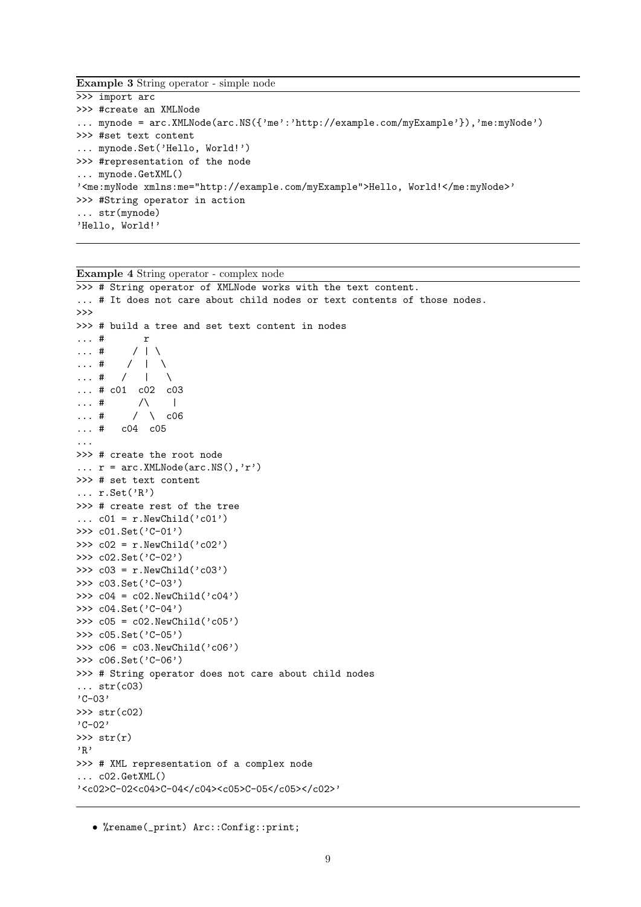**Example 3** String operator - simple node

```
>>> import arc
>>> #create an XMLNode
... mynode = arc.XMLNode(arc.NS({'me':'http://example.com/myExample'}),'me:myNode')
>>> #set text content
... mynode.Set('Hello, World!')
>>> #representation of the node
... mynode.GetXML()
'<me:myNode xmlns:me="http://example.com/myExample">Hello, World!</me:myNode>'
>>> #String operator in action
... str(mynode)
'Hello, World!'
```

**Example 4** String operator - complex node

```
>>> # String operator of XMLNode works with the text content.
... # It does not care about child nodes or text contents of those nodes.
>>>
>>> # build a tree and set text content in nodes
... #        r
... #      / | \
... #     /  |  \
... #    /   |   \
... # c01  c02  c03
... #       /\    |
... #      /  \  c06
... #    c04  c05
...
>>> # create the root node
... r = arc.XMLNode(arc.NS(),'r')
>>> # set text content
... r.Set('R')
>>> # create rest of the tree
... c01 = r.NewChild('c01')
>>> c01.Set('C-01')
>>> c02 = r.NewChild('c02')
>>> c02.Set('C-02')
>>> c03 = r.NewChild('c03')
>>> c03.Set('C-03')
>>> c04 = c02.NewChild('c04')
>>> c04.Set('C-04')
>>> c05 = c02.NewChild('c05')
>>> c05.Set('C-05')
>>> c06 = c03.NewChild('c06')
>>> c06.Set('C-06')
>>> # String operator does not care about child nodes
... str(c03)
'C-03'
>>> str(c02)
'C-02'
>>> str(r)
'R'
>>> # XML representation of a complex node
... c02.GetXML()
'<c02>C-02<c04>C-04</c04><c05>C-05</c05></c02>'
```

- %rename(_print) Arc::Config::print;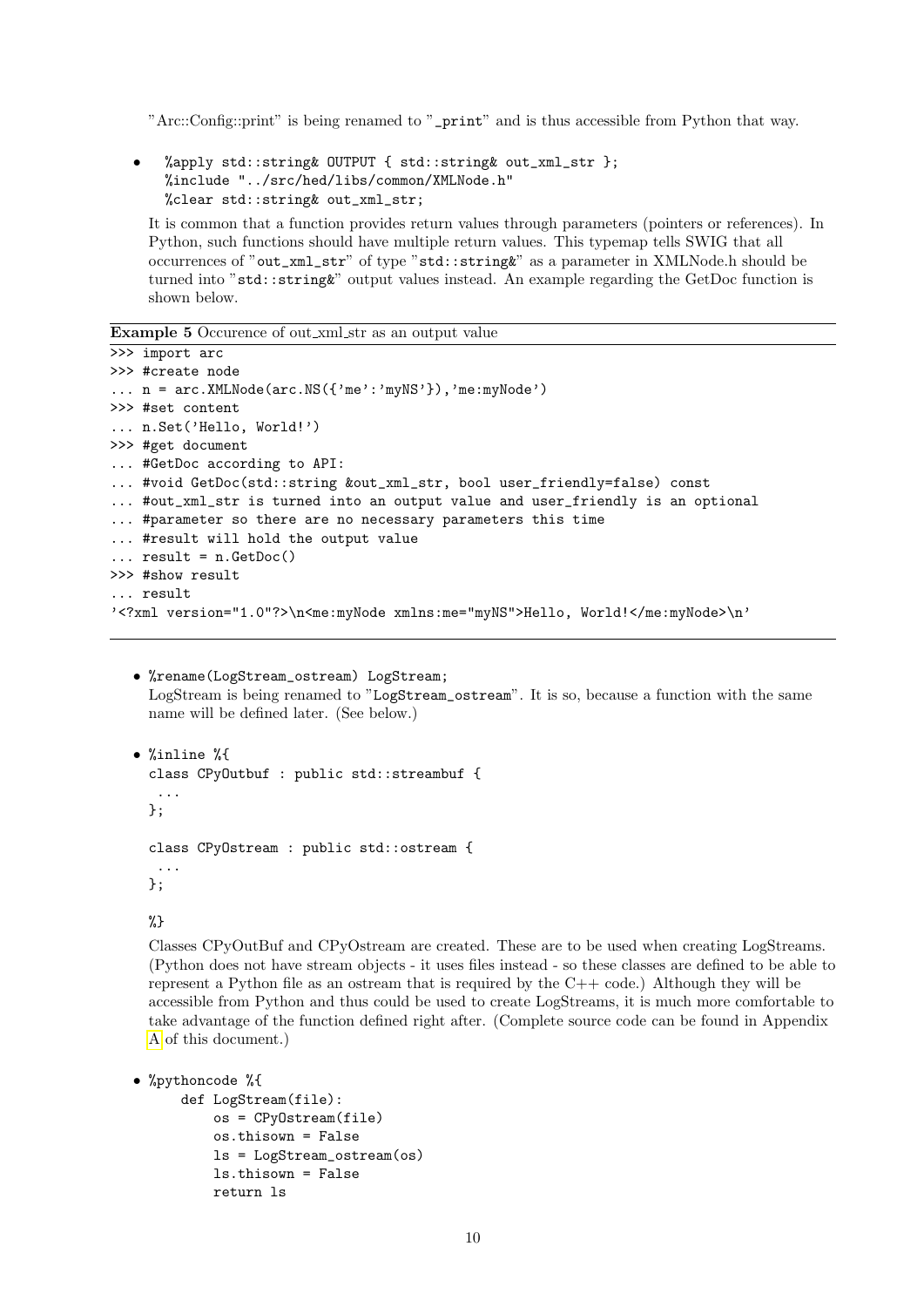"Arc::Config::print" is being renamed to "_print" and is thus accessible from Python that way.

- ```
  %apply std::string& OUTPUT { std::string& out_xml_str };
  %include "../src/hed/libs/common/XMLNode.h"
  %clear std::string& out_xml_str;
  ```

  It is common that a function provides return values through parameters (pointers or references). In Python, such functions should have multiple return values. This typemap tells SWIG that all occurrences of "out_xml_str" of type "std::string&" as a parameter in XMLNode.h should be turned into "std::string&" output values instead. An example regarding the GetDoc function is shown below.

**Example 5** Occurence of out_xml_str as an output value

```
>>> import arc
>>> #create node
... n = arc.XMLNode(arc.NS({'me':'myNS'}),'me:myNode')
>>> #set content
... n.Set('Hello, World!')
>>> #get document
... #GetDoc according to API:
... #void GetDoc(std::string &out_xml_str, bool user_friendly=false) const
... #out_xml_str is turned into an output value and user_friendly is an optional
... #parameter so there are no necessary parameters this time
... #result will hold the output value
... result = n.GetDoc()
>>> #show result
... result
'<?xml version="1.0"?>\n<me:myNode xmlns:me="myNS">Hello, World!</me:myNode>\n'
```

- `%rename(LogStream_ostream) LogStream;`
  LogStream is being renamed to "LogStream_ostream". It is so, because a function with the same name will be defined later. (See below.)

- ```
  %inline %{
  class CPyOutbuf : public std::streambuf {
   ...
  };

  class CPyOstream : public std::ostream {
   ...
  };

  %}
  ```

  Classes CPyOutBuf and CPyOstream are created. These are to be used when creating LogStreams. (Python does not have stream objects - it uses files instead - so these classes are defined to be able to represent a Python file as an ostream that is required by the C++ code.) Although they will be accessible from Python and thus could be used to create LogStreams, it is much more comfortable to take advantage of the function defined right after. (Complete source code can be found in Appendix A of this document.)

- ```
  %pythoncode %{
      def LogStream(file):
          os = CPyOstream(file)
          os.thisown = False
          ls = LogStream_ostream(os)
          ls.thisown = False
          return ls
  ```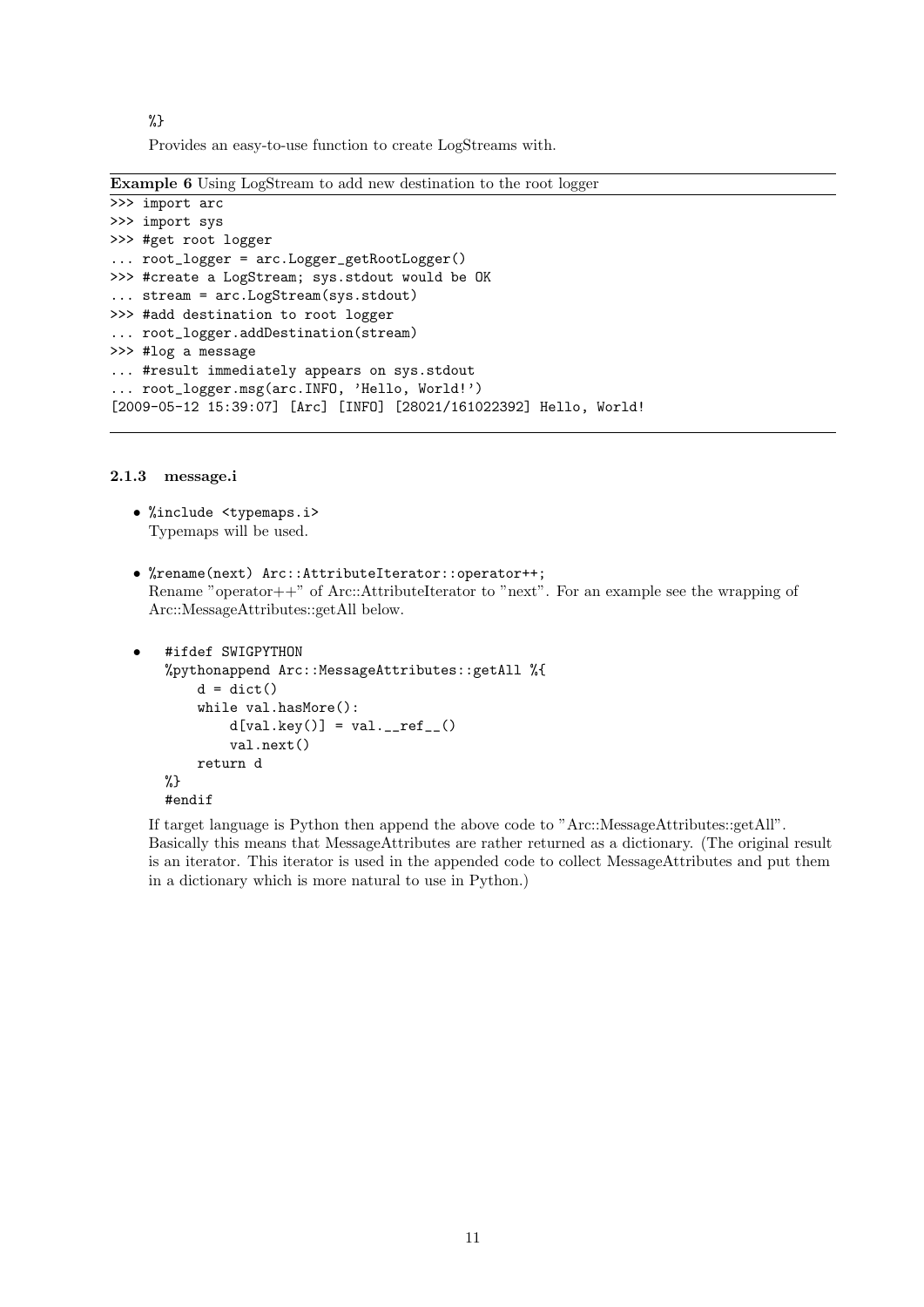```
%}
```

Provides an easy-to-use function to create LogStreams with.

**Example 6** Using LogStream to add new destination to the root logger

```
>>> import arc
>>> import sys
>>> #get root logger
... root_logger = arc.Logger_getRootLogger()
>>> #create a LogStream; sys.stdout would be OK
... stream = arc.LogStream(sys.stdout)
>>> #add destination to root logger
... root_logger.addDestination(stream)
>>> #log a message
... #result immediately appears on sys.stdout
... root_logger.msg(arc.INFO, 'Hello, World!')
[2009-05-12 15:39:07] [Arc] [INFO] [28021/161022392] Hello, World!
```

#### 2.1.3 message.i

- `%include <typemaps.i>`
  Typemaps will be used.

- `%rename(next) Arc::AttributeIterator::operator++;`
  Rename "operator++" of Arc::AttributeIterator to "next". For an example see the wrapping of Arc::MessageAttributes::getAll below.

- ```
  #ifdef SWIGPYTHON
  %pythonappend Arc::MessageAttributes::getAll %{
      d = dict()
      while val.hasMore():
          d[val.key()] = val.__ref__()
          val.next()
      return d
  %}
  #endif
  ```

  If target language is Python then append the above code to "Arc::MessageAttributes::getAll". Basically this means that MessageAttributes are rather returned as a dictionary. (The original result is an iterator. This iterator is used in the appended code to collect MessageAttributes and put them in a dictionary which is more natural to use in Python.)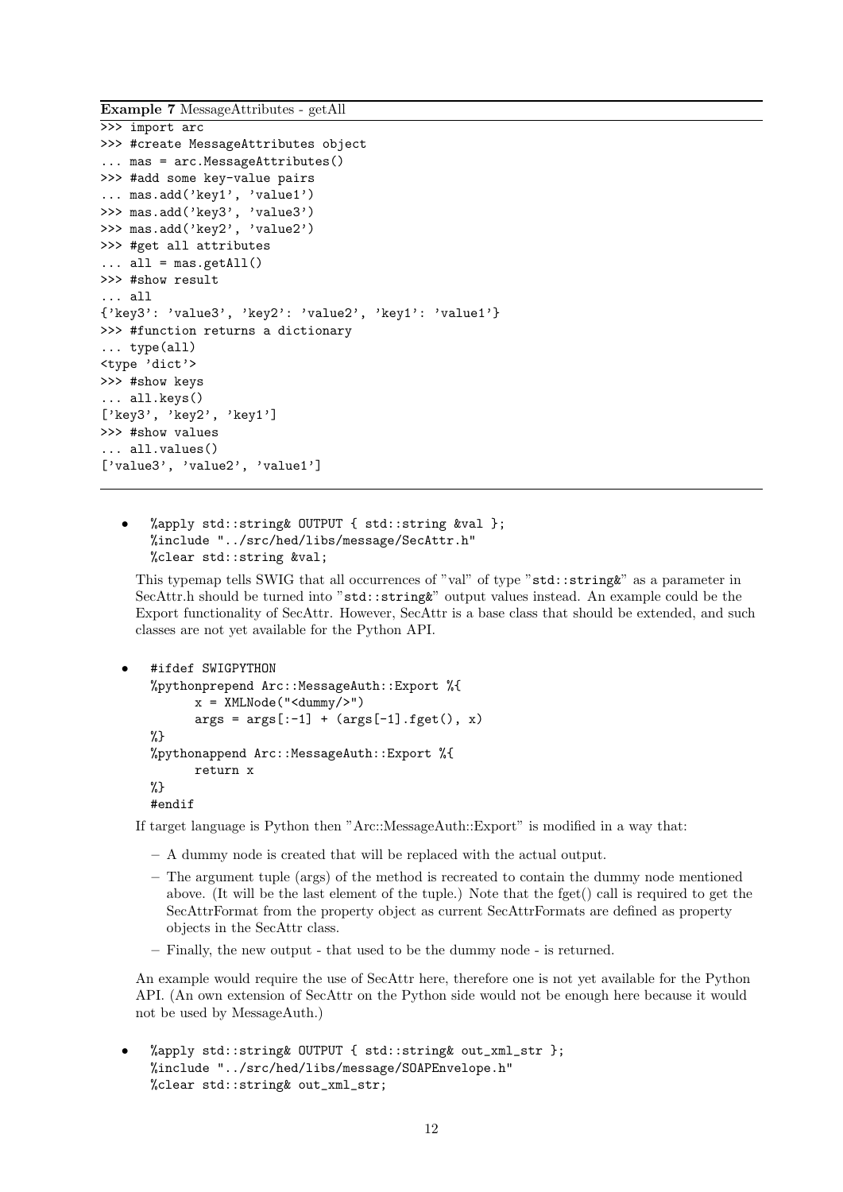**Example 7** MessageAttributes - getAll

```
>>> import arc
>>> #create MessageAttributes object
... mas = arc.MessageAttributes()
>>> #add some key-value pairs
... mas.add('key1', 'value1')
>>> mas.add('key3', 'value3')
>>> mas.add('key2', 'value2')
>>> #get all attributes
... all = mas.getAll()
>>> #show result
... all
{'key3': 'value3', 'key2': 'value2', 'key1': 'value1'}
>>> #function returns a dictionary
... type(all)
<type 'dict'>
>>> #show keys
... all.keys()
['key3', 'key2', 'key1']
>>> #show values
... all.values()
['value3', 'value2', 'value1']
```

- ```
  %apply std::string& OUTPUT { std::string &val };
  %include "../src/hed/libs/message/SecAttr.h"
  %clear std::string &val;
  ```

  This typemap tells SWIG that all occurrences of "val" of type "`std::string&`" as a parameter in SecAttr.h should be turned into "`std::string&`" output values instead. An example could be the Export functionality of SecAttr. However, SecAttr is a base class that should be extended, and such classes are not yet available for the Python API.

- ```
  #ifdef SWIGPYTHON
  %pythonprepend Arc::MessageAuth::Export %{
          x = XMLNode("<dummy/>")
          args = args[:-1] + (args[-1].fget(), x)
  %}
  %pythonappend Arc::MessageAuth::Export %{
          return x
  %}
  #endif
  ```

  If target language is Python then "Arc::MessageAuth::Export" is modified in a way that:

  - A dummy node is created that will be replaced with the actual output.
  - The argument tuple (args) of the method is recreated to contain the dummy node mentioned above. (It will be the last element of the tuple.) Note that the fget() call is required to get the SecAttrFormat from the property object as current SecAttrFormats are defined as property objects in the SecAttr class.
  - Finally, the new output - that used to be the dummy node - is returned.

  An example would require the use of SecAttr here, therefore one is not yet available for the Python API. (An own extension of SecAttr on the Python side would not be enough here because it would not be used by MessageAuth.)

- ```
  %apply std::string& OUTPUT { std::string& out_xml_str };
  %include "../src/hed/libs/message/SOAPEnvelope.h"
  %clear std::string& out_xml_str;
  ```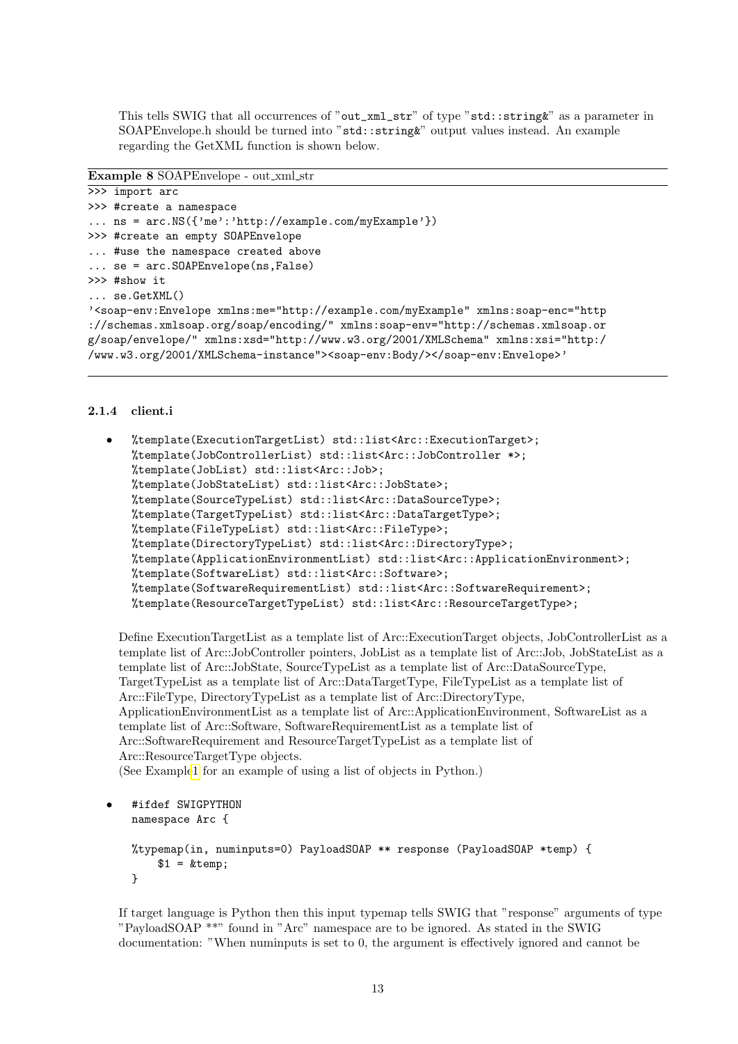This tells SWIG that all occurrences of "`out_xml_str`" of type "`std::string&`" as a parameter in SOAPEnvelope.h should be turned into "`std::string&`" output values instead. An example regarding the GetXML function is shown below.

**Example 8** SOAPEnvelope - out_xml_str

```
>>> import arc
>>> #create a namespace
... ns = arc.NS({'me':'http://example.com/myExample'})
>>> #create an empty SOAPEnvelope
... #use the namespace created above
... se = arc.SOAPEnvelope(ns,False)
>>> #show it
... se.GetXML()
'<soap-env:Envelope xmlns:me="http://example.com/myExample" xmlns:soap-enc="http
://schemas.xmlsoap.org/soap/encoding/" xmlns:soap-env="http://schemas.xmlsoap.or
g/soap/envelope/" xmlns:xsd="http://www.w3.org/2001/XMLSchema" xmlns:xsi="http:/
/www.w3.org/2001/XMLSchema-instance"><soap-env:Body/></soap-env:Envelope>'
```

### 2.1.4 client.i

- ```
  %template(ExecutionTargetList) std::list<Arc::ExecutionTarget>;
  %template(JobControllerList) std::list<Arc::JobController *>;
  %template(JobList) std::list<Arc::Job>;
  %template(JobStateList) std::list<Arc::JobState>;
  %template(SourceTypeList) std::list<Arc::DataSourceType>;
  %template(TargetTypeList) std::list<Arc::DataTargetType>;
  %template(FileTypeList) std::list<Arc::FileType>;
  %template(DirectoryTypeList) std::list<Arc::DirectoryType>;
  %template(ApplicationEnvironmentList) std::list<Arc::ApplicationEnvironment>;
  %template(SoftwareList) std::list<Arc::Software>;
  %template(SoftwareRequirementList) std::list<Arc::SoftwareRequirement>;
  %template(ResourceTargetTypeList) std::list<Arc::ResourceTargetType>;
  ```

  Define ExecutionTargetList as a template list of Arc::ExecutionTarget objects, JobControllerList as a template list of Arc::JobController pointers, JobList as a template list of Arc::Job, JobStateList as a template list of Arc::JobState, SourceTypeList as a template list of Arc::DataSourceType, TargetTypeList as a template list of Arc::DataTargetType, FileTypeList as a template list of Arc::FileType, DirectoryTypeList as a template list of Arc::DirectoryType, ApplicationEnvironmentList as a template list of Arc::ApplicationEnvironment, SoftwareList as a template list of Arc::Software, SoftwareRequirementList as a template list of Arc::SoftwareRequirement and ResourceTargetTypeList as a template list of Arc::ResourceTargetType objects.
  (See Example 1 for an example of using a list of objects in Python.)

- ```
  #ifdef SWIGPYTHON
  namespace Arc {

  %typemap(in, numinputs=0) PayloadSOAP ** response (PayloadSOAP *temp) {
      $1 = &temp;
  }
  ```

  If target language is Python then this input typemap tells SWIG that "response" arguments of type "PayloadSOAP **" found in "Arc" namespace are to be ignored. As stated in the SWIG documentation: "When numinputs is set to 0, the argument is effectively ignored and cannot be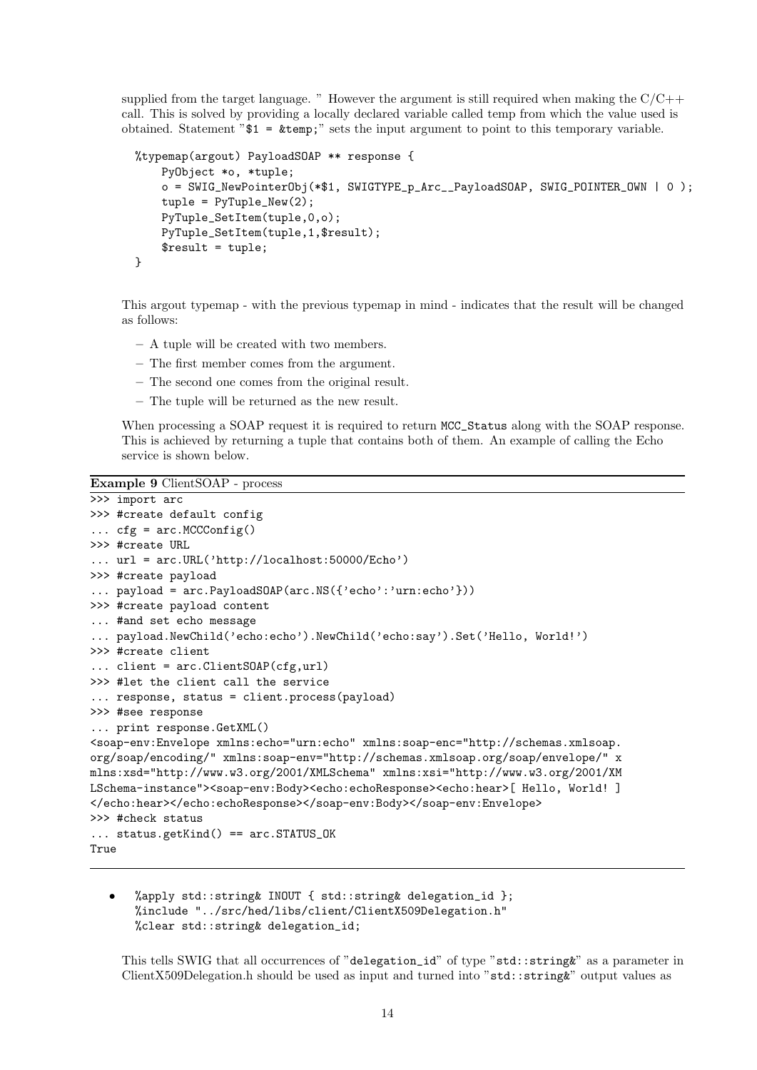supplied from the target language. " However the argument is still required when making the C/C++ call. This is solved by providing a locally declared variable called temp from which the value used is obtained. Statement "$1 = &temp;" sets the input argument to point to this temporary variable.

```
%typemap(argout) PayloadSOAP ** response {
    PyObject *o, *tuple;
    o = SWIG_NewPointerObj(*$1, SWIGTYPE_p_Arc__PayloadSOAP, SWIG_POINTER_OWN | 0 );
    tuple = PyTuple_New(2);
    PyTuple_SetItem(tuple,0,o);
    PyTuple_SetItem(tuple,1,$result);
    $result = tuple;
}
```

This argout typemap - with the previous typemap in mind - indicates that the result will be changed as follows:

- A tuple will be created with two members.
- The first member comes from the argument.
- The second one comes from the original result.
- The tuple will be returned as the new result.

When processing a SOAP request it is required to return `MCC_Status` along with the SOAP response. This is achieved by returning a tuple that contains both of them. An example of calling the Echo service is shown below.

**Example 9** ClientSOAP - process

```
>>> import arc
>>> #create default config
... cfg = arc.MCCConfig()
>>> #create URL
... url = arc.URL('http://localhost:50000/Echo')
>>> #create payload
... payload = arc.PayloadSOAP(arc.NS({'echo':'urn:echo'}))
>>> #create payload content
... #and set echo message
... payload.NewChild('echo:echo').NewChild('echo:say').Set('Hello, World!')
>>> #create client
... client = arc.ClientSOAP(cfg,url)
>>> #let the client call the service
... response, status = client.process(payload)
>>> #see response
... print response.GetXML()
<soap-env:Envelope xmlns:echo="urn:echo" xmlns:soap-enc="http://schemas.xmlsoap.
org/soap/encoding/" xmlns:soap-env="http://schemas.xmlsoap.org/soap/envelope/" x
mlns:xsd="http://www.w3.org/2001/XMLSchema" xmlns:xsi="http://www.w3.org/2001/XM
LSchema-instance"><soap-env:Body><echo:echoResponse><echo:hear>[ Hello, World! ]
</echo:hear></echo:echoResponse></soap-env:Body></soap-env:Envelope>
>>> #check status
... status.getKind() == arc.STATUS_OK
True
```

- ```
  %apply std::string& INOUT { std::string& delegation_id };
  %include "../src/hed/libs/client/ClientX509Delegation.h"
  %clear std::string& delegation_id;
  ```

  This tells SWIG that all occurrences of "`delegation_id`" of type "`std::string&`" as a parameter in ClientX509Delegation.h should be used as input and turned into "`std::string&`" output values as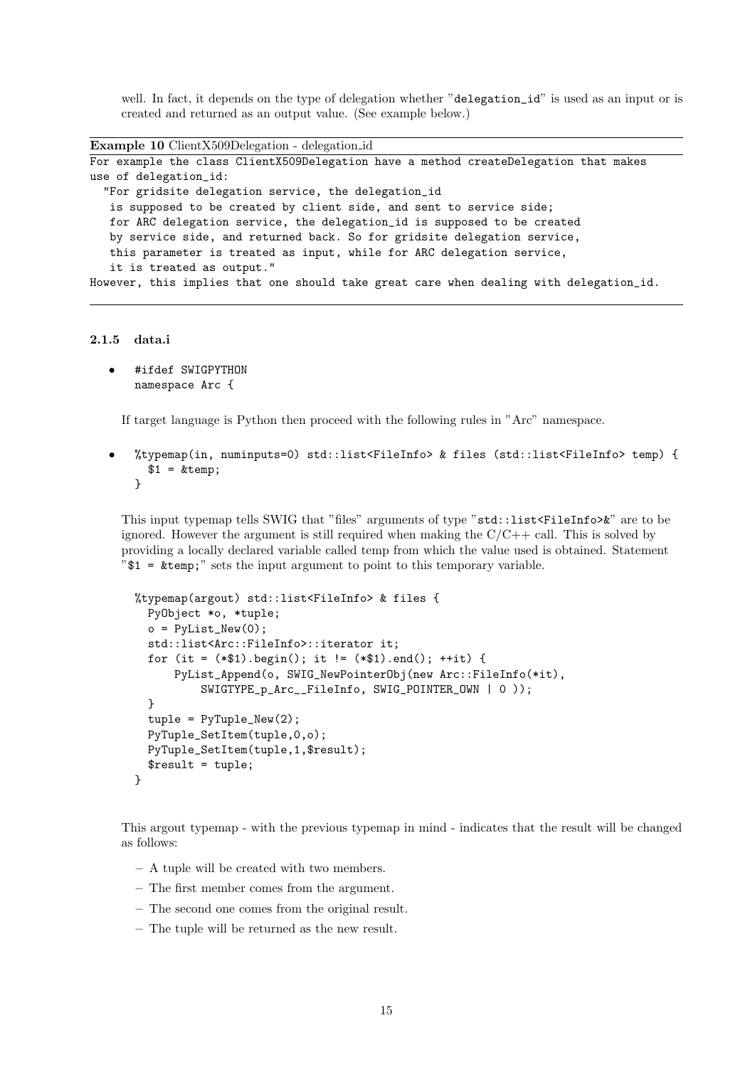well. In fact, it depends on the type of delegation whether "delegation_id" is used as an input or is created and returned as an output value. (See example below.)

**Example 10** ClientX509Delegation - delegation_id

```
For example the class ClientX509Delegation have a method createDelegation that makes
use of delegation_id:
  "For gridsite delegation service, the delegation_id
   is supposed to be created by client side, and sent to service side;
   for ARC delegation service, the delegation_id is supposed to be created
   by service side, and returned back. So for gridsite delegation service,
   this parameter is treated as input, while for ARC delegation service,
   it is treated as output."
However, this implies that one should take great care when dealing with delegation_id.
```

### 2.1.5 data.i

- ```
  #ifdef SWIGPYTHON
  namespace Arc {
  ```

  If target language is Python then proceed with the following rules in "Arc" namespace.

- ```
  %typemap(in, numinputs=0) std::list<FileInfo> & files (std::list<FileInfo> temp) {
    $1 = &temp;
  }
  ```

  This input typemap tells SWIG that "files" arguments of type "`std::list<FileInfo>&`" are to be ignored. However the argument is still required when making the C/C++ call. This is solved by providing a locally declared variable called temp from which the value used is obtained. Statement "`$1 = &temp;`" sets the input argument to point to this temporary variable.

  ```
  %typemap(argout) std::list<FileInfo> & files {
    PyObject *o, *tuple;
    o = PyList_New(0);
    std::list<Arc::FileInfo>::iterator it;
    for (it = (*$1).begin(); it != (*$1).end(); ++it) {
        PyList_Append(o, SWIG_NewPointerObj(new Arc::FileInfo(*it),
            SWIGTYPE_p_Arc__FileInfo, SWIG_POINTER_OWN | 0 ));
    }
    tuple = PyTuple_New(2);
    PyTuple_SetItem(tuple,0,o);
    PyTuple_SetItem(tuple,1,$result);
    $result = tuple;
  }
  ```

  This argout typemap - with the previous typemap in mind - indicates that the result will be changed as follows:

  - A tuple will be created with two members.
  - The first member comes from the argument.
  - The second one comes from the original result.
  - The tuple will be returned as the new result.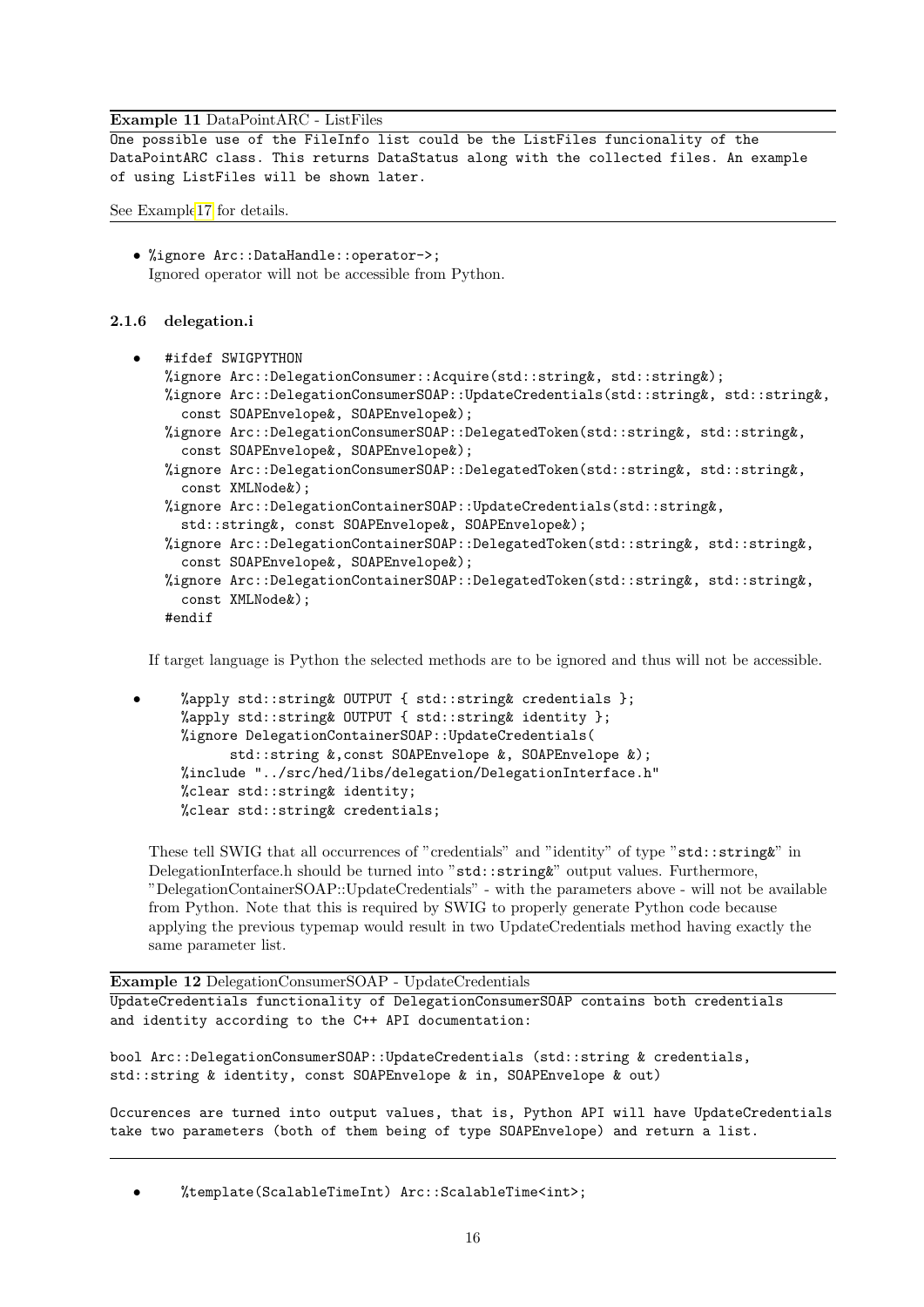**Example 11** DataPointARC - ListFiles

```
One possible use of the FileInfo list could be the ListFiles funcionality of the
DataPointARC class. This returns DataStatus along with the collected files. An example
of using ListFiles will be shown later.
```

See Example17 for details.

- `%ignore Arc::DataHandle::operator->;`
  Ignored operator will not be accessible from Python.

### 2.1.6 delegation.i

- ```
  #ifdef SWIGPYTHON
  %ignore Arc::DelegationConsumer::Acquire(std::string&, std::string&);
  %ignore Arc::DelegationConsumerSOAP::UpdateCredentials(std::string&, std::string&,
    const SOAPEnvelope&, SOAPEnvelope&);
  %ignore Arc::DelegationConsumerSOAP::DelegatedToken(std::string&, std::string&,
    const SOAPEnvelope&, SOAPEnvelope&);
  %ignore Arc::DelegationConsumerSOAP::DelegatedToken(std::string&, std::string&,
    const XMLNode&);
  %ignore Arc::DelegationContainerSOAP::UpdateCredentials(std::string&,
    std::string&, const SOAPEnvelope&, SOAPEnvelope&);
  %ignore Arc::DelegationContainerSOAP::DelegatedToken(std::string&, std::string&,
    const SOAPEnvelope&, SOAPEnvelope&);
  %ignore Arc::DelegationContainerSOAP::DelegatedToken(std::string&, std::string&,
    const XMLNode&);
  #endif
  ```

  If target language is Python the selected methods are to be ignored and thus will not be accessible.

- ```
  %apply std::string& OUTPUT { std::string& credentials };
  %apply std::string& OUTPUT { std::string& identity };
  %ignore DelegationContainerSOAP::UpdateCredentials(
        std::string &,const SOAPEnvelope &, SOAPEnvelope &);
  %include "../src/hed/libs/delegation/DelegationInterface.h"
  %clear std::string& identity;
  %clear std::string& credentials;
  ```

  These tell SWIG that all occurrences of "credentials" and "identity" of type "`std::string&`" in DelegationInterface.h should be turned into "`std::string&`" output values. Furthermore, "DelegationContainerSOAP::UpdateCredentials" - with the parameters above - will not be available from Python. Note that this is required by SWIG to properly generate Python code because applying the previous typemap would result in two UpdateCredentials method having exactly the same parameter list.

**Example 12** DelegationConsumerSOAP - UpdateCredentials

```
UpdateCredentials functionality of DelegationConsumerSOAP contains both credentials
and identity according to the C++ API documentation:

bool Arc::DelegationConsumerSOAP::UpdateCredentials (std::string & credentials,
std::string & identity, const SOAPEnvelope & in, SOAPEnvelope & out)

Occurences are turned into output values, that is, Python API will have UpdateCredentials
take two parameters (both of them being of type SOAPEnvelope) and return a list.
```

- ```
  %template(ScalableTimeInt) Arc::ScalableTime<int>;
  ```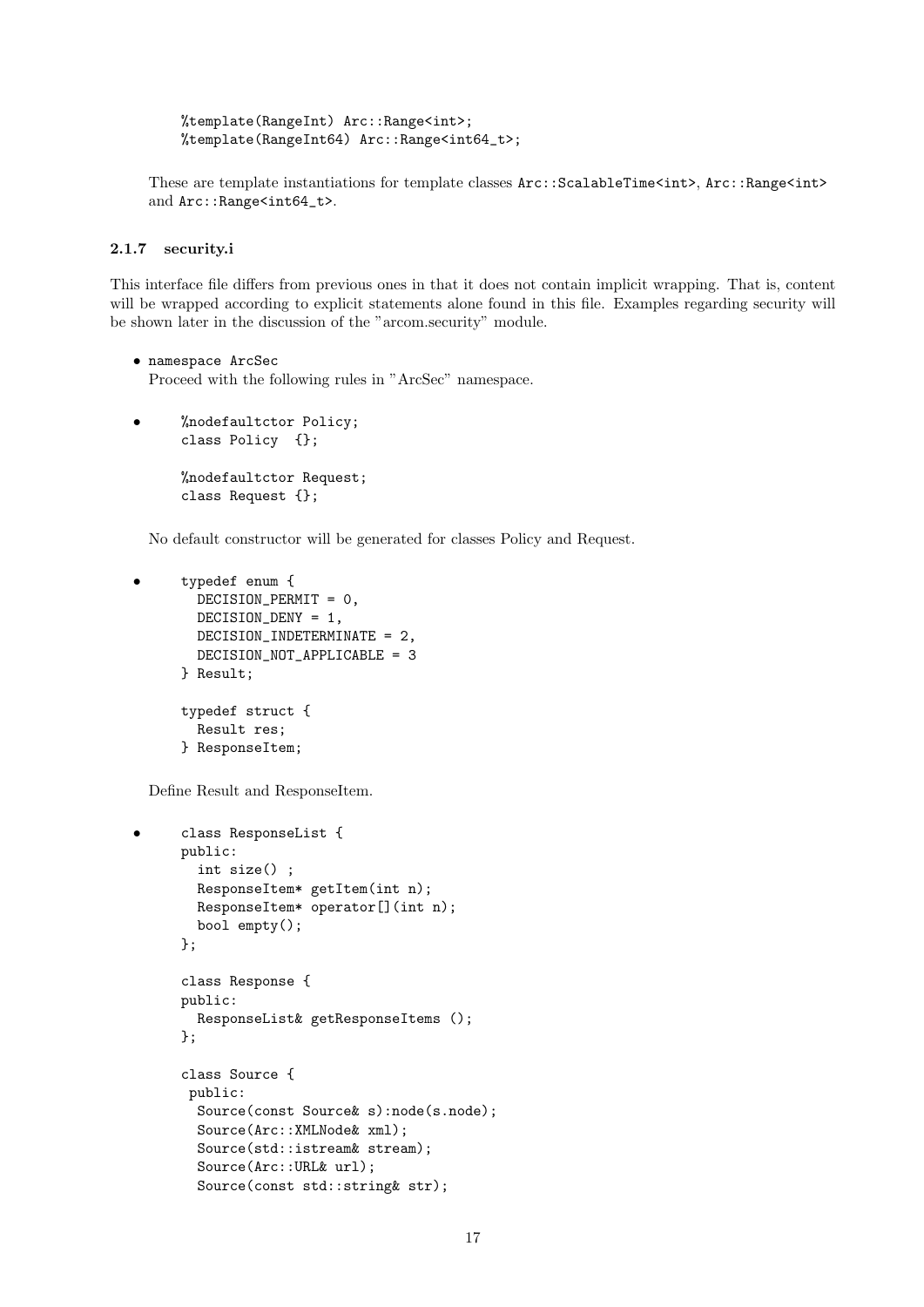```
%template(RangeInt) Arc::Range<int>;
%template(RangeInt64) Arc::Range<int64_t>;
```

These are template instantiations for template classes `Arc::ScalableTime<int>`, `Arc::Range<int>` and `Arc::Range<int64_t>`.

### 2.1.7 security.i

This interface file differs from previous ones in that it does not contain implicit wrapping. That is, content will be wrapped according to explicit statements alone found in this file. Examples regarding security will be shown later in the discussion of the "arcom.security" module.

- `namespace ArcSec`
  Proceed with the following rules in "ArcSec" namespace.

- ```
  %nodefaultctor Policy;
  class Policy  {};

  %nodefaultctor Request;
  class Request {};
  ```

  No default constructor will be generated for classes Policy and Request.

- ```
  typedef enum {
    DECISION_PERMIT = 0,
    DECISION_DENY = 1,
    DECISION_INDETERMINATE = 2,
    DECISION_NOT_APPLICABLE = 3
  } Result;

  typedef struct {
    Result res;
  } ResponseItem;
  ```

  Define Result and ResponseItem.

- ```
  class ResponseList {
  public:
    int size() ;
    ResponseItem* getItem(int n);
    ResponseItem* operator[](int n);
    bool empty();
  };

  class Response {
  public:
    ResponseList& getResponseItems ();
  };

  class Source {
   public:
    Source(const Source& s):node(s.node);
    Source(Arc::XMLNode& xml);
    Source(std::istream& stream);
    Source(Arc::URL& url);
    Source(const std::string& str);
  ```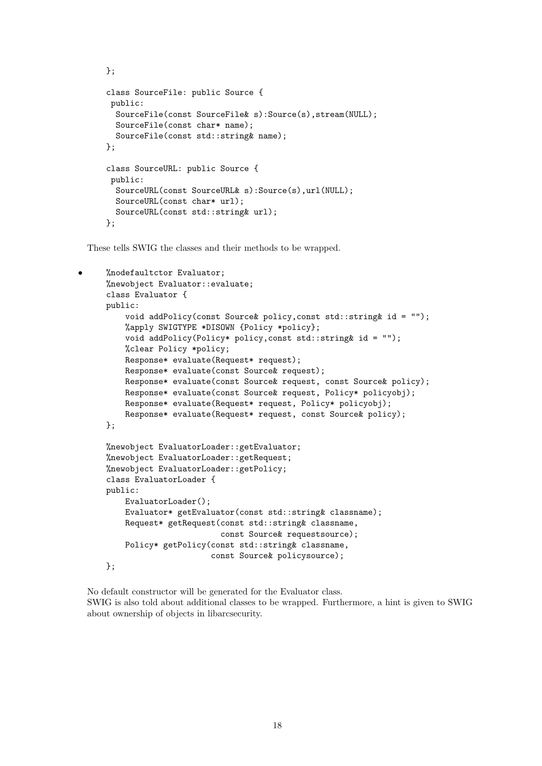```
};

class SourceFile: public Source {
 public:
  SourceFile(const SourceFile& s):Source(s),stream(NULL);
  SourceFile(const char* name);
  SourceFile(const std::string& name);
};

class SourceURL: public Source {
 public:
  SourceURL(const SourceURL& s):Source(s),url(NULL);
  SourceURL(const char* url);
  SourceURL(const std::string& url);
};
```

These tells SWIG the classes and their methods to be wrapped.

- ```
  %nodefaultctor Evaluator;
  %newobject Evaluator::evaluate;
  class Evaluator {
  public:
      void addPolicy(const Source& policy,const std::string& id = "");
      %apply SWIGTYPE *DISOWN {Policy *policy};
      void addPolicy(Policy* policy,const std::string& id = "");
      %clear Policy *policy;
      Response* evaluate(Request* request);
      Response* evaluate(const Source& request);
      Response* evaluate(const Source& request, const Source& policy);
      Response* evaluate(const Source& request, Policy* policyobj);
      Response* evaluate(Request* request, Policy* policyobj);
      Response* evaluate(Request* request, const Source& policy);
  };

  %newobject EvaluatorLoader::getEvaluator;
  %newobject EvaluatorLoader::getRequest;
  %newobject EvaluatorLoader::getPolicy;
  class EvaluatorLoader {
  public:
      EvaluatorLoader();
      Evaluator* getEvaluator(const std::string& classname);
      Request* getRequest(const std::string& classname,
                          const Source& requestsource);
      Policy* getPolicy(const std::string& classname,
                        const Source& policysource);
  };
  ```

  No default constructor will be generated for the Evaluator class.
  SWIG is also told about additional classes to be wrapped. Furthermore, a hint is given to SWIG about ownership of objects in libarcsecurity.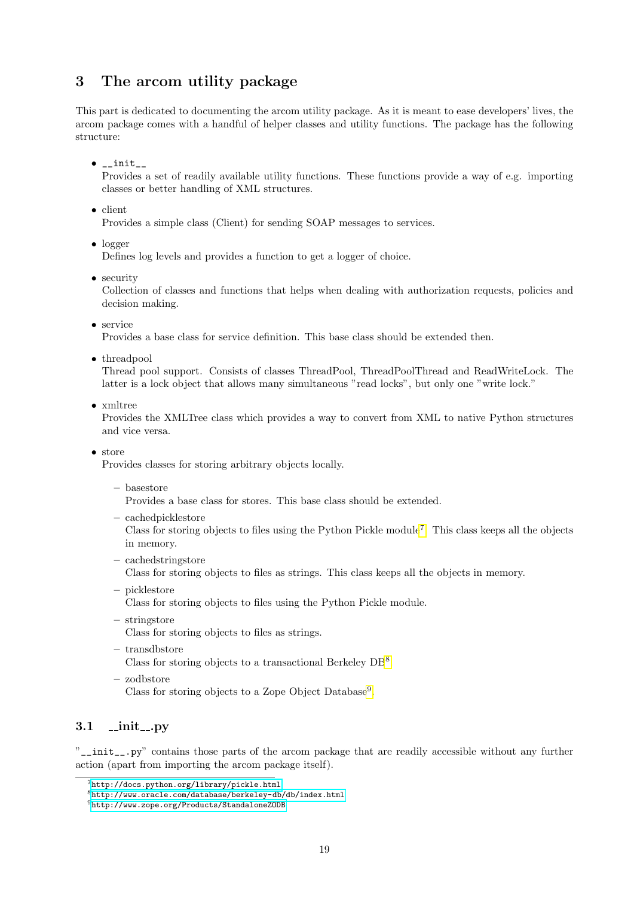## 3 The arcom utility package

This part is dedicated to documenting the arcom utility package. As it is meant to ease developers' lives, the arcom package comes with a handful of helper classes and utility functions. The package has the following structure:

- `__init__`
  Provides a set of readily available utility functions. These functions provide a way of e.g. importing classes or better handling of XML structures.
- client
  Provides a simple class (Client) for sending SOAP messages to services.
- logger
  Defines log levels and provides a function to get a logger of choice.
- security
  Collection of classes and functions that helps when dealing with authorization requests, policies and decision making.
- service
  Provides a base class for service definition. This base class should be extended then.
- threadpool
  Thread pool support. Consists of classes ThreadPool, ThreadPoolThread and ReadWriteLock. The latter is a lock object that allows many simultaneous "read locks", but only one "write lock."
- xmltree
  Provides the XMLTree class which provides a way to convert from XML to native Python structures and vice versa.
- store
  Provides classes for storing arbitrary objects locally.
  - basestore
    Provides a base class for stores. This base class should be extended.
  - cachedpicklestore
    Class for storing objects to files using the Python Pickle module[7]. This class keeps all the objects in memory.
  - cachedstringstore
    Class for storing objects to files as strings. This class keeps all the objects in memory.
  - picklestore
    Class for storing objects to files using the Python Pickle module.
  - stringstore
    Class for storing objects to files as strings.
  - transdbstore
    Class for storing objects to a transactional Berkeley DB[8]
  - zodbstore
    Class for storing objects to a Zope Object Database[9].

### 3.1 __init__.py

"`__init__`.py" contains those parts of the arcom package that are readily accessible without any further action (apart from importing the arcom package itself).

[7] http://docs.python.org/library/pickle.html
[8] http://www.oracle.com/database/berkeley-db/db/index.html
[9] http://www.zope.org/Products/StandaloneZODB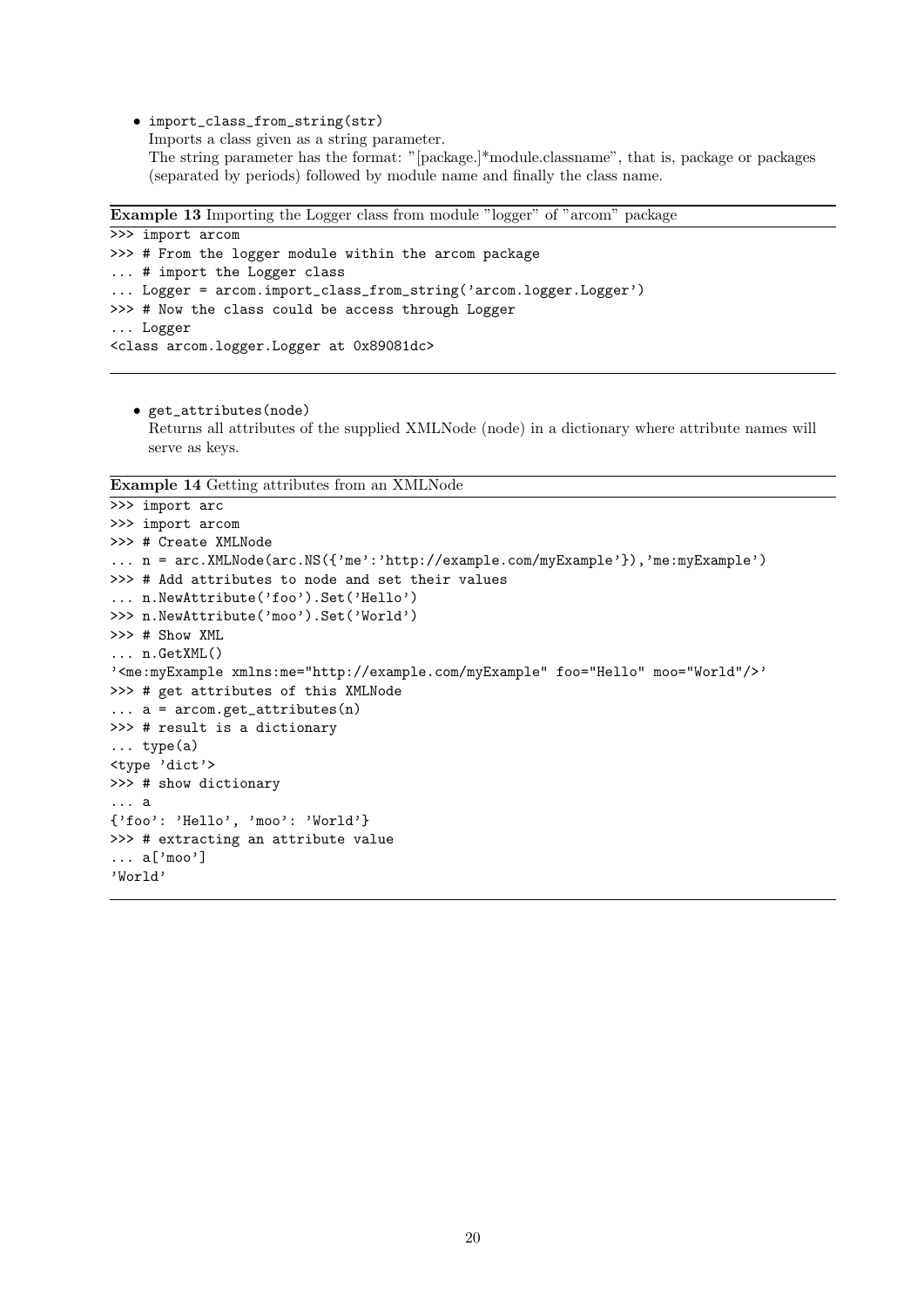- `import_class_from_string(str)`
  Imports a class given as a string parameter.
  The string parameter has the format: "[package.]*module.classname", that is, package or packages (separated by periods) followed by module name and finally the class name.

**Example 13** Importing the Logger class from module "logger" of "arcom" package

```
>>> import arcom
>>> # From the logger module within the arcom package
... # import the Logger class
... Logger = arcom.import_class_from_string('arcom.logger.Logger')
>>> # Now the class could be access through Logger
... Logger
<class arcom.logger.Logger at 0x89081dc>
```

- `get_attributes(node)`
  Returns all attributes of the supplied XMLNode (node) in a dictionary where attribute names will serve as keys.

**Example 14** Getting attributes from an XMLNode

```
>>> import arc
>>> import arcom
>>> # Create XMLNode
... n = arc.XMLNode(arc.NS({'me':'http://example.com/myExample'}),'me:myExample')
>>> # Add attributes to node and set their values
... n.NewAttribute('foo').Set('Hello')
>>> n.NewAttribute('moo').Set('World')
>>> # Show XML
... n.GetXML()
'<me:myExample xmlns:me="http://example.com/myExample" foo="Hello" moo="World"/>'
>>> # get attributes of this XMLNode
... a = arcom.get_attributes(n)
>>> # result is a dictionary
... type(a)
<type 'dict'>
>>> # show dictionary
... a
{'foo': 'Hello', 'moo': 'World'}
>>> # extracting an attribute value
... a['moo']
'World'
```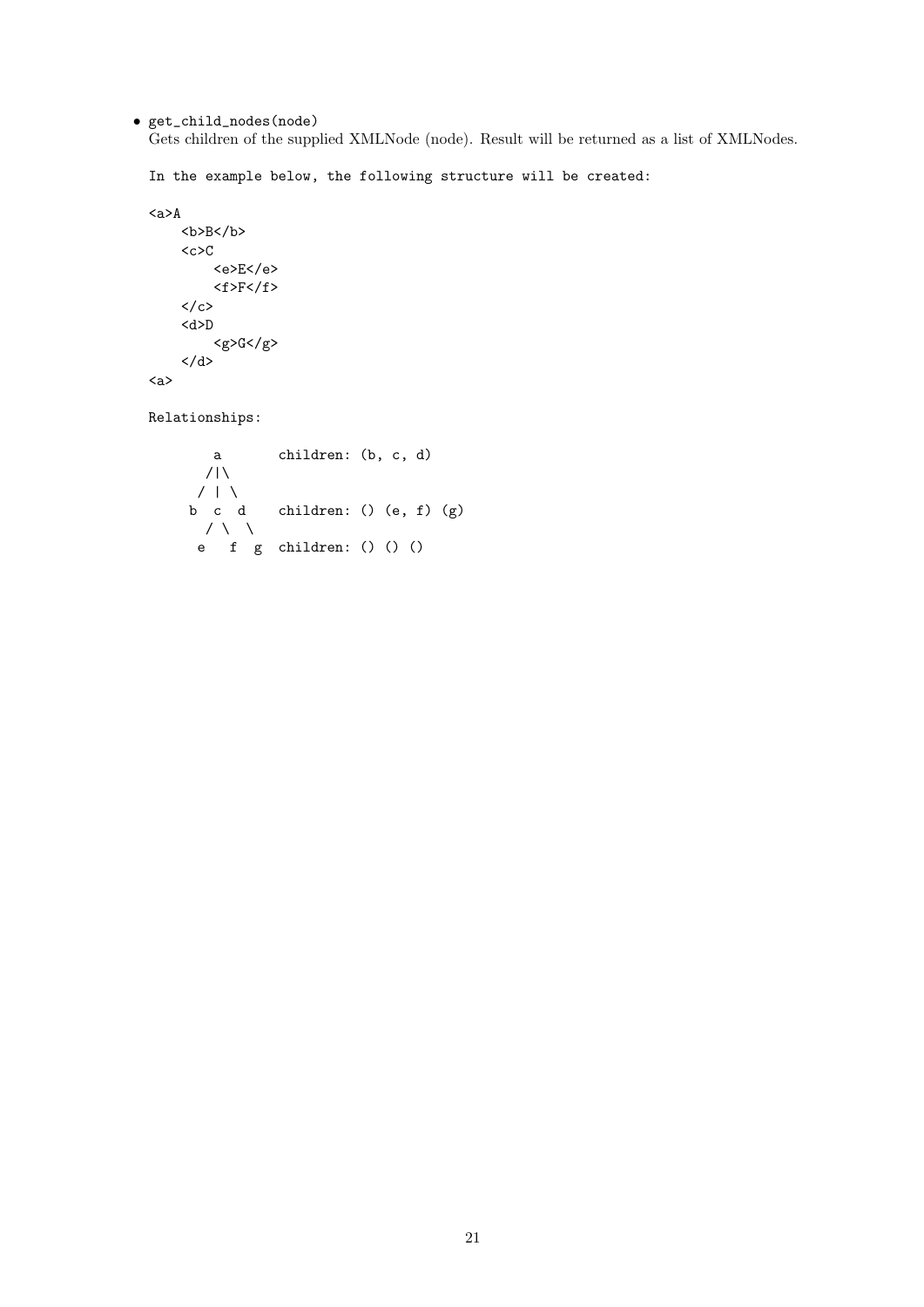- `get_child_nodes(node)`
  Gets children of the supplied XMLNode (node). Result will be returned as a list of XMLNodes.

  ```
  In the example below, the following structure will be created:

  <a>A
      <b>B</b>
      <c>C
          <e>E</e>
          <f>F</f>
      </c>
      <d>D
          <g>G</g>
      </d>
  <a>

  Relationships:

          a       children: (b, c, d)
         /|\
        / | \
       b  c  d    children: () (e, f) (g)
         / \  \
        e   f  g  children: () () ()
  ```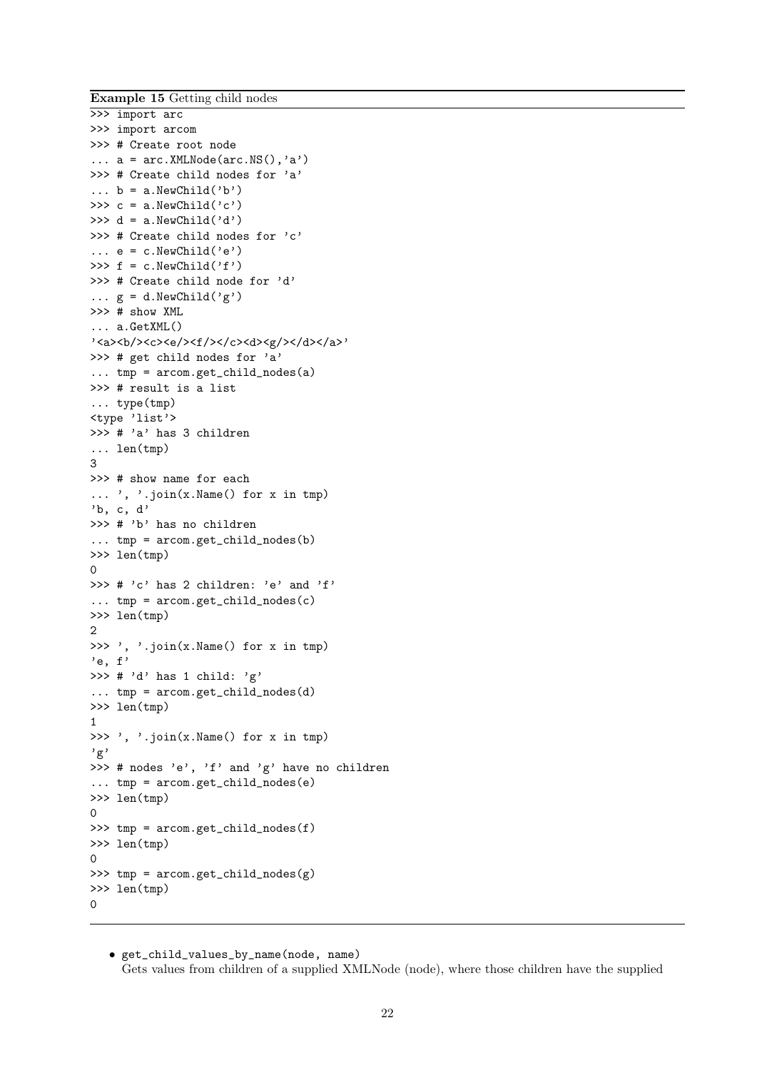**Example 15** Getting child nodes

```
>>> import arc
>>> import arcom
>>> # Create root node
... a = arc.XMLNode(arc.NS(),'a')
>>> # Create child nodes for 'a'
... b = a.NewChild('b')
>>> c = a.NewChild('c')
>>> d = a.NewChild('d')
>>> # Create child nodes for 'c'
... e = c.NewChild('e')
>>> f = c.NewChild('f')
>>> # Create child node for 'd'
... g = d.NewChild('g')
>>> # show XML
... a.GetXML()
'<a><b/><c><e/><f/></c><d><g/></d></a>'
>>> # get child nodes for 'a'
... tmp = arcom.get_child_nodes(a)
>>> # result is a list
... type(tmp)
<type 'list'>
>>> # 'a' has 3 children
... len(tmp)
3
>>> # show name for each
... ', '.join(x.Name() for x in tmp)
'b, c, d'
>>> # 'b' has no children
... tmp = arcom.get_child_nodes(b)
>>> len(tmp)
0
>>> # 'c' has 2 children: 'e' and 'f'
... tmp = arcom.get_child_nodes(c)
>>> len(tmp)
2
>>> ', '.join(x.Name() for x in tmp)
'e, f'
>>> # 'd' has 1 child: 'g'
... tmp = arcom.get_child_nodes(d)
>>> len(tmp)
1
>>> ', '.join(x.Name() for x in tmp)
'g'
>>> # nodes 'e', 'f' and 'g' have no children
... tmp = arcom.get_child_nodes(e)
>>> len(tmp)
0
>>> tmp = arcom.get_child_nodes(f)
>>> len(tmp)
0
>>> tmp = arcom.get_child_nodes(g)
>>> len(tmp)
0
```

- `get_child_values_by_name(node, name)`
  Gets values from children of a supplied XMLNode (node), where those children have the supplied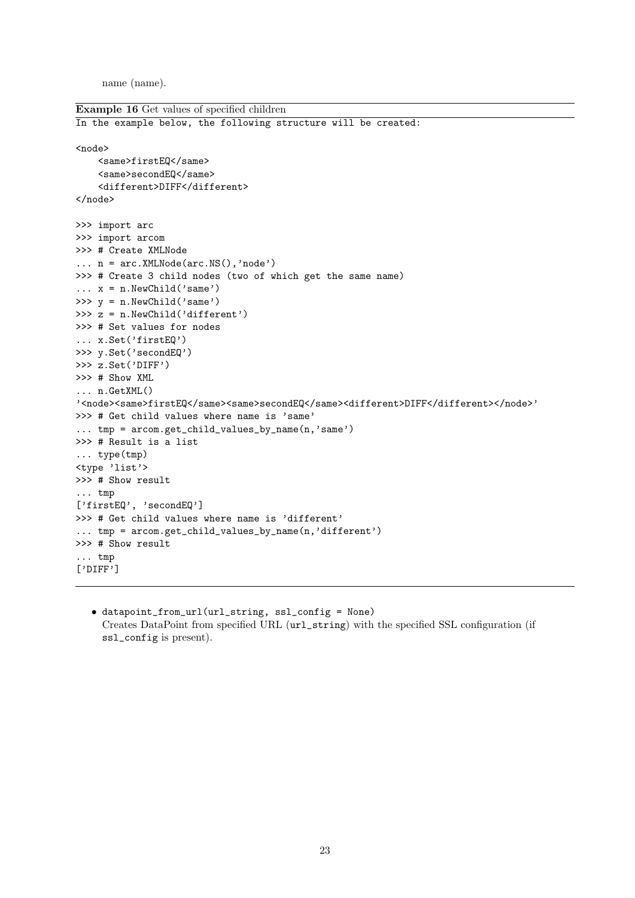name (name).

**Example 16** Get values of specified children

```
In the example below, the following structure will be created:

<node>
    <same>firstEQ</same>
    <same>secondEQ</same>
    <different>DIFF</different>
</node>

>>> import arc
>>> import arcom
>>> # Create XMLNode
... n = arc.XMLNode(arc.NS(),'node')
>>> # Create 3 child nodes (two of which get the same name)
... x = n.NewChild('same')
>>> y = n.NewChild('same')
>>> z = n.NewChild('different')
>>> # Set values for nodes
... x.Set('firstEQ')
>>> y.Set('secondEQ')
>>> z.Set('DIFF')
>>> # Show XML
... n.GetXML()
'<node><same>firstEQ</same><same>secondEQ</same><different>DIFF</different></node>'
>>> # Get child values where name is 'same'
... tmp = arcom.get_child_values_by_name(n,'same')
>>> # Result is a list
... type(tmp)
<type 'list'>
>>> # Show result
... tmp
['firstEQ', 'secondEQ']
>>> # Get child values where name is 'different'
... tmp = arcom.get_child_values_by_name(n,'different')
>>> # Show result
... tmp
['DIFF']
```

- `datapoint_from_url(url_string, ssl_config = None)`
  Creates DataPoint from specified URL (`url_string`) with the specified SSL configuration (if `ssl_config` is present).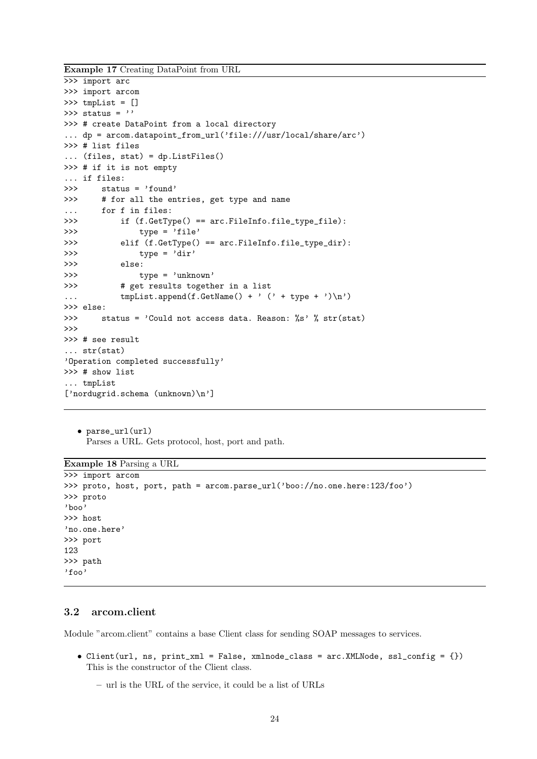**Example 17** Creating DataPoint from URL

```
>>> import arc
>>> import arcom
>>> tmpList = []
>>> status = ''
>>> # create DataPoint from a local directory
... dp = arcom.datapoint_from_url('file:///usr/local/share/arc')
>>> # list files
... (files, stat) = dp.ListFiles()
>>> # if it is not empty
... if files:
>>>     status = 'found'
>>>     # for all the entries, get type and name
...     for f in files:
>>>         if (f.GetType() == arc.FileInfo.file_type_file):
>>>             type = 'file'
>>>         elif (f.GetType() == arc.FileInfo.file_type_dir):
>>>             type = 'dir'
>>>         else:
>>>             type = 'unknown'
>>>         # get results together in a list
...         tmpList.append(f.GetName() + ' (' + type + ')\n')
>>> else:
>>>     status = 'Could not access data. Reason: %s' % str(stat)
>>>
>>> # see result
... str(stat)
'Operation completed successfully'
>>> # show list
... tmpList
['nordugrid.schema (unknown)\n']
```

- `parse_url(url)`
  Parses a URL. Gets protocol, host, port and path.

**Example 18** Parsing a URL

```
>>> import arcom
>>> proto, host, port, path = arcom.parse_url('boo://no.one.here:123/foo')
>>> proto
'boo'
>>> host
'no.one.here'
>>> port
123
>>> path
'foo'
```

### 3.2 arcom.client

Module "arcom.client" contains a base Client class for sending SOAP messages to services.

- `Client(url, ns, print_xml = False, xmlnode_class = arc.XMLNode, ssl_config = {})`
  This is the constructor of the Client class.
  - url is the URL of the service, it could be a list of URLs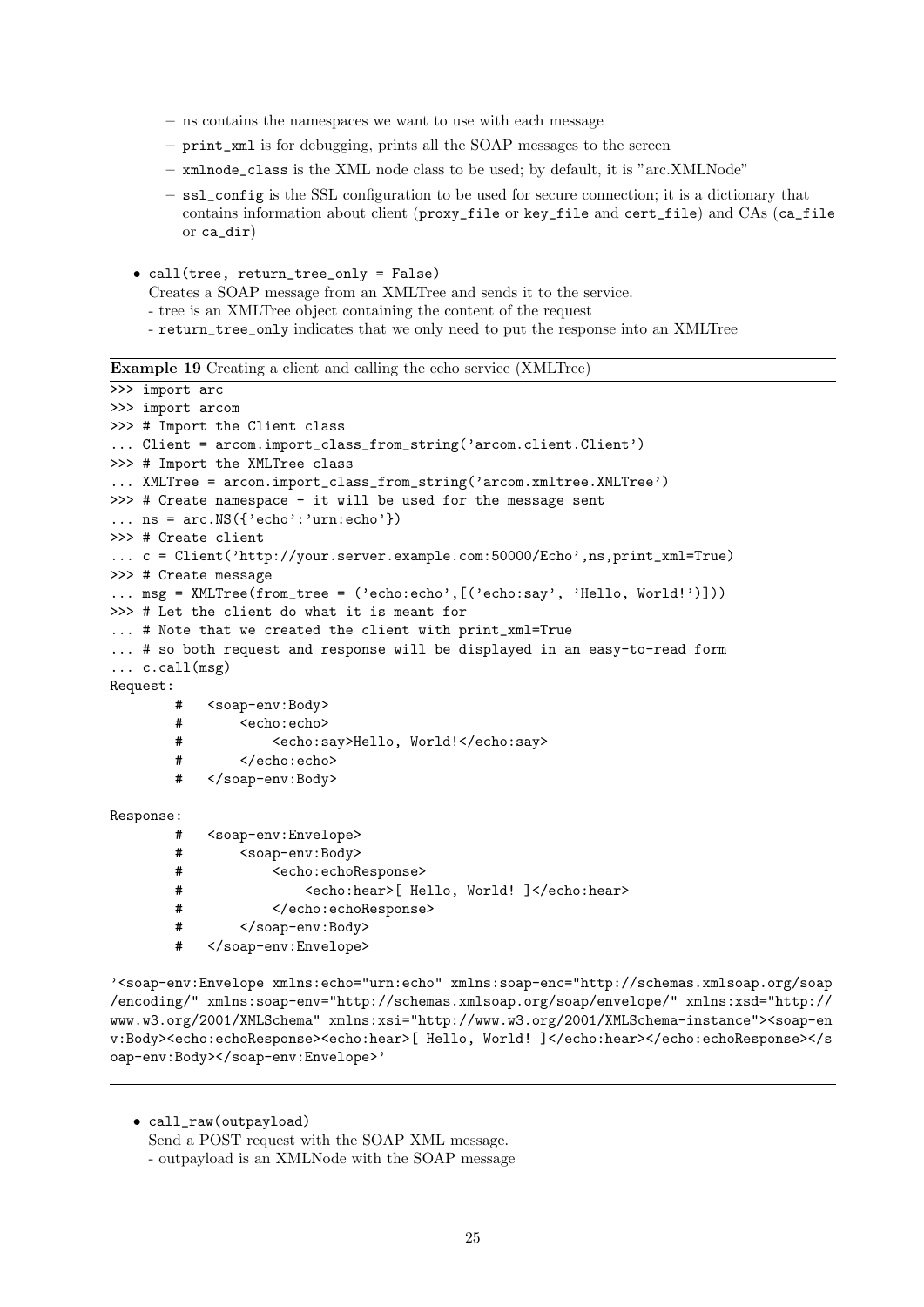- ns contains the namespaces we want to use with each message
  - `print_xml` is for debugging, prints all the SOAP messages to the screen
  - `xmlnode_class` is the XML node class to be used; by default, it is "arc.XMLNode"
  - `ssl_config` is the SSL configuration to be used for secure connection; it is a dictionary that contains information about client (`proxy_file` or `key_file` and `cert_file`) and CAs (`ca_file` or `ca_dir`)

- `call(tree, return_tree_only = False)`
  Creates a SOAP message from an XMLTree and sends it to the service.
  - tree is an XMLTree object containing the content of the request
  - `return_tree_only` indicates that we only need to put the response into an XMLTree

**Example 19** Creating a client and calling the echo service (XMLTree)

```
>>> import arc
>>> import arcom
>>> # Import the Client class
... Client = arcom.import_class_from_string('arcom.client.Client')
>>> # Import the XMLTree class
... XMLTree = arcom.import_class_from_string('arcom.xmltree.XMLTree')
>>> # Create namespace - it will be used for the message sent
... ns = arc.NS({'echo':'urn:echo'})
>>> # Create client
... c = Client('http://your.server.example.com:50000/Echo',ns,print_xml=True)
>>> # Create message
... msg = XMLTree(from_tree = ('echo:echo',[('echo:say', 'Hello, World!')]))
>>> # Let the client do what it is meant for
... # Note that we created the client with print_xml=True
... # so both request and response will be displayed in an easy-to-read form
... c.call(msg)
Request:
        #   <soap-env:Body>
        #       <echo:echo>
        #           <echo:say>Hello, World!</echo:say>
        #       </echo:echo>
        #   </soap-env:Body>

Response:
        #   <soap-env:Envelope>
        #       <soap-env:Body>
        #           <echo:echoResponse>
        #               <echo:hear>[ Hello, World! ]</echo:hear>
        #           </echo:echoResponse>
        #       </soap-env:Body>
        #   </soap-env:Envelope>

'<soap-env:Envelope xmlns:echo="urn:echo" xmlns:soap-enc="http://schemas.xmlsoap.org/soap
/encoding/" xmlns:soap-env="http://schemas.xmlsoap.org/soap/envelope/" xmlns:xsd="http://
www.w3.org/2001/XMLSchema" xmlns:xsi="http://www.w3.org/2001/XMLSchema-instance"><soap-en
v:Body><echo:echoResponse><echo:hear>[ Hello, World! ]</echo:hear></echo:echoResponse></s
oap-env:Body></soap-env:Envelope>'
```

- `call_raw(outpayload)`
  Send a POST request with the SOAP XML message.
  - outpayload is an XMLNode with the SOAP message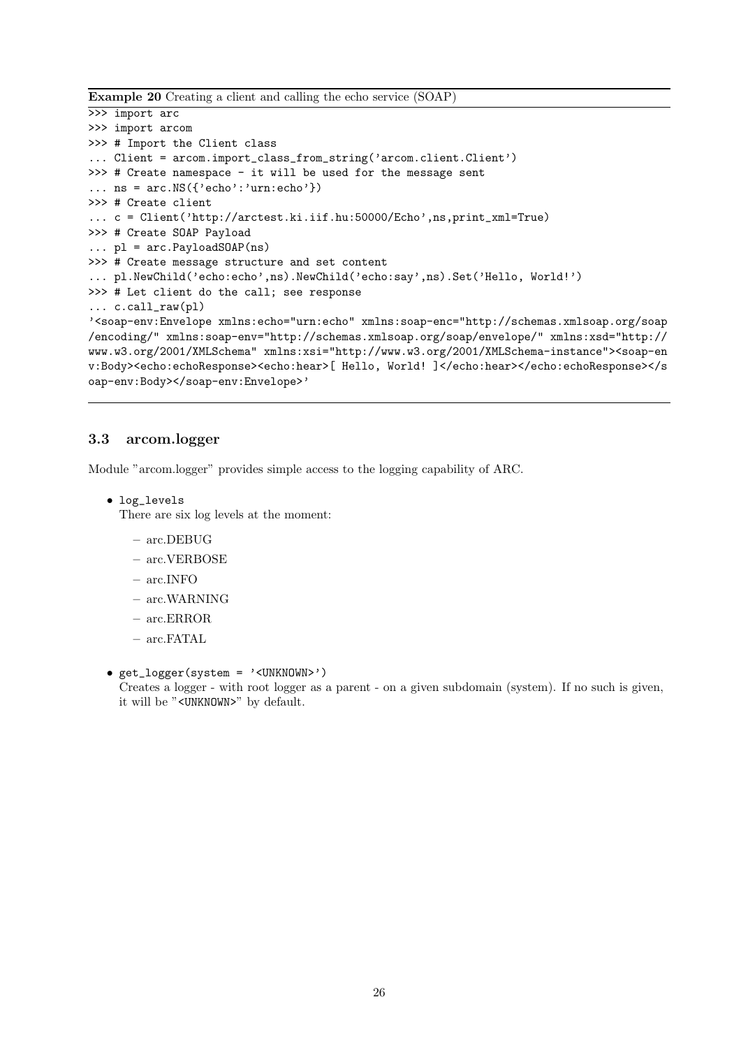**Example 20** Creating a client and calling the echo service (SOAP)

```
>>> import arc
>>> import arcom
>>> # Import the Client class
... Client = arcom.import_class_from_string('arcom.client.Client')
>>> # Create namespace - it will be used for the message sent
... ns = arc.NS({'echo':'urn:echo'})
>>> # Create client
... c = Client('http://arctest.ki.iif.hu:50000/Echo',ns,print_xml=True)
>>> # Create SOAP Payload
... pl = arc.PayloadSOAP(ns)
>>> # Create message structure and set content
... pl.NewChild('echo:echo',ns).NewChild('echo:say',ns).Set('Hello, World!')
>>> # Let client do the call; see response
... c.call_raw(pl)
'<soap-env:Envelope xmlns:echo="urn:echo" xmlns:soap-enc="http://schemas.xmlsoap.org/soap
/encoding/" xmlns:soap-env="http://schemas.xmlsoap.org/soap/envelope/" xmlns:xsd="http://
www.w3.org/2001/XMLSchema" xmlns:xsi="http://www.w3.org/2001/XMLSchema-instance"><soap-en
v:Body><echo:echoResponse><echo:hear>[ Hello, World! ]</echo:hear></echo:echoResponse></s
oap-env:Body></soap-env:Envelope>'
```

### 3.3 arcom.logger

Module "arcom.logger" provides simple access to the logging capability of ARC.

- `log_levels`
  There are six log levels at the moment:
  - arc.DEBUG
  - arc.VERBOSE
  - arc.INFO
  - arc.WARNING
  - arc.ERROR
  - arc.FATAL
- `get_logger(system = '<UNKNOWN>')`
  Creates a logger - with root logger as a parent - on a given subdomain (system). If no such is given, it will be "`<UNKNOWN>`" by default.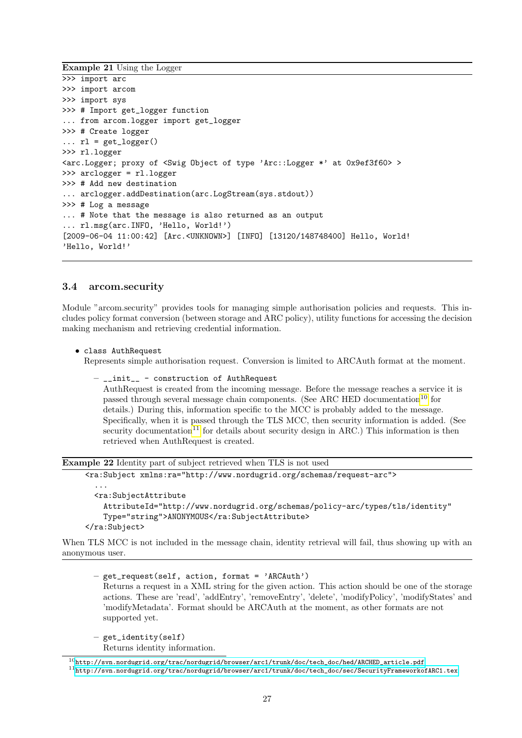**Example 21** Using the Logger

```
>>> import arc
>>> import arcom
>>> import sys
>>> # Import get_logger function
... from arcom.logger import get_logger
>>> # Create logger
... rl = get_logger()
>>> rl.logger
<arc.Logger; proxy of <Swig Object of type 'Arc::Logger *' at 0x9ef3f60> >
>>> arclogger = rl.logger
>>> # Add new destination
... arclogger.addDestination(arc.LogStream(sys.stdout))
>>> # Log a message
... # Note that the message is also returned as an output
... rl.msg(arc.INFO, 'Hello, World!')
[2009-06-04 11:00:42] [Arc.<UNKNOWN>] [INFO] [13120/148748400] Hello, World!
'Hello, World!'
```

### 3.4 arcom.security

Module "arcom.security" provides tools for managing simple authorisation policies and requests. This includes policy format conversion (between storage and ARC policy), utility functions for accessing the decision making mechanism and retrieving credential information.

- `class AuthRequest`
  Represents simple authorisation request. Conversion is limited to ARCAuth format at the moment.

  – `__init__ - construction of AuthRequest`
    AuthRequest is created from the incoming message. Before the message reaches a service it is passed through several message chain components. (See ARC HED documentation[10] for details.) During this, information specific to the MCC is probably added to the message. Specifically, when it is passed through the TLS MCC, then security information is added. (See security documentation[11] for details about security design in ARC.) This information is then retrieved when AuthRequest is created.

**Example 22** Identity part of subject retrieved when TLS is not used

```
<ra:Subject xmlns:ra="http://www.nordugrid.org/schemas/request-arc">
  ...
  <ra:SubjectAttribute
    AttributeId="http://www.nordugrid.org/schemas/policy-arc/types/tls/identity"
    Type="string">ANONYMOUS</ra:SubjectAttribute>
</ra:Subject>
```

When TLS MCC is not included in the message chain, identity retrieval will fail, thus showing up with an anonymous user.

  – `get_request(self, action, format = 'ARCAuth')`
    Returns a request in a XML string for the given action. This action should be one of the storage actions. These are 'read', 'addEntry', 'removeEntry', 'delete', 'modifyPolicy', 'modifyStates' and 'modifyMetadata'. Format should be ARCAuth at the moment, as other formats are not supported yet.

  – `get_identity(self)`
    Returns identity information.

[10] http://svn.nordugrid.org/trac/nordugrid/browser/arc1/trunk/doc/tech_doc/hed/ARCHED_article.pdf

[11] http://svn.nordugrid.org/trac/nordugrid/browser/arc1/trunk/doc/tech_doc/sec/SecurityFrameworkofARC1.tex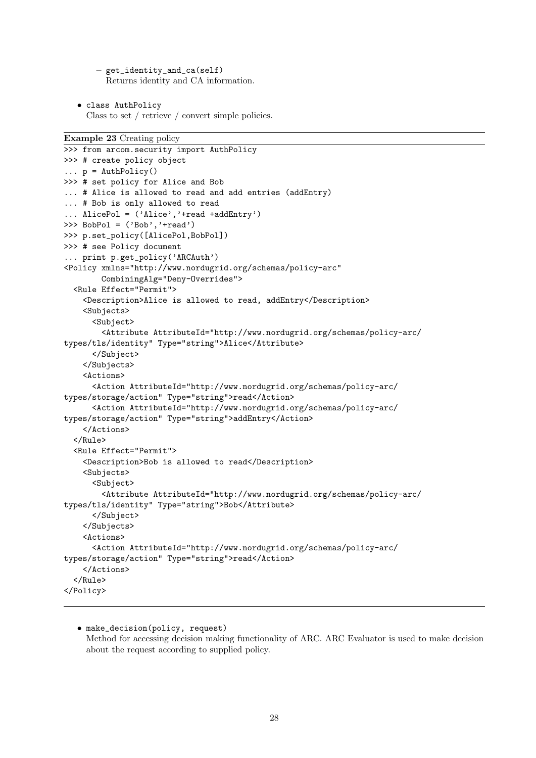- `get_identity_and_ca(self)`
    Returns identity and CA information.

- class AuthPolicy
  Class to set / retrieve / convert simple policies.

**Example 23** Creating policy

```
>>> from arcom.security import AuthPolicy
>>> # create policy object
... p = AuthPolicy()
>>> # set policy for Alice and Bob
... # Alice is allowed to read and add entries (addEntry)
... # Bob is only allowed to read
... AlicePol = ('Alice','+read +addEntry')
>>> BobPol = ('Bob','+read')
>>> p.set_policy([AlicePol,BobPol])
>>> # see Policy document
... print p.get_policy('ARCAuth')
<Policy xmlns="http://www.nordugrid.org/schemas/policy-arc"
        CombiningAlg="Deny-Overrides">
  <Rule Effect="Permit">
    <Description>Alice is allowed to read, addEntry</Description>
    <Subjects>
      <Subject>
        <Attribute AttributeId="http://www.nordugrid.org/schemas/policy-arc/
types/tls/identity" Type="string">Alice</Attribute>
      </Subject>
    </Subjects>
    <Actions>
      <Action AttributeId="http://www.nordugrid.org/schemas/policy-arc/
types/storage/action" Type="string">read</Action>
      <Action AttributeId="http://www.nordugrid.org/schemas/policy-arc/
types/storage/action" Type="string">addEntry</Action>
    </Actions>
  </Rule>
  <Rule Effect="Permit">
    <Description>Bob is allowed to read</Description>
    <Subjects>
      <Subject>
        <Attribute AttributeId="http://www.nordugrid.org/schemas/policy-arc/
types/tls/identity" Type="string">Bob</Attribute>
      </Subject>
    </Subjects>
    <Actions>
      <Action AttributeId="http://www.nordugrid.org/schemas/policy-arc/
types/storage/action" Type="string">read</Action>
    </Actions>
  </Rule>
</Policy>
```

- `make_decision(policy, request)`
  Method for accessing decision making functionality of ARC. ARC Evaluator is used to make decision about the request according to supplied policy.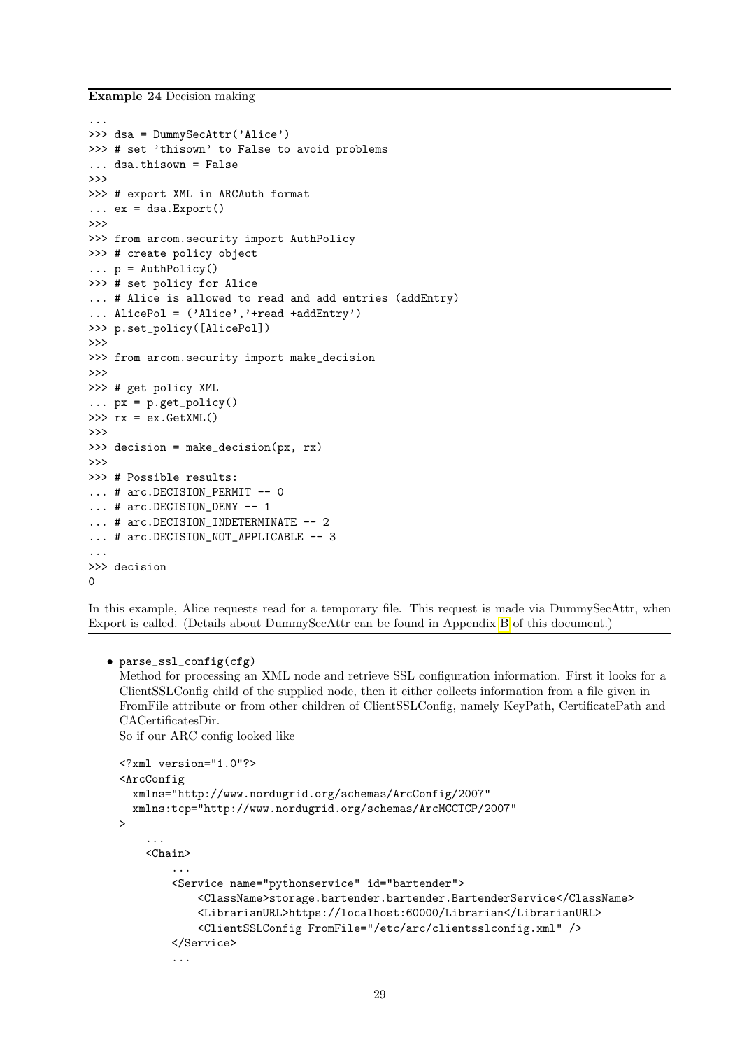**Example 24** Decision making

```
...
>>> dsa = DummySecAttr('Alice')
>>> # set 'thisown' to False to avoid problems
... dsa.thisown = False
>>>
>>> # export XML in ARCAuth format
... ex = dsa.Export()
>>>
>>> from arcom.security import AuthPolicy
>>> # create policy object
... p = AuthPolicy()
>>> # set policy for Alice
... # Alice is allowed to read and add entries (addEntry)
... AlicePol = ('Alice','+read +addEntry')
>>> p.set_policy([AlicePol])
>>>
>>> from arcom.security import make_decision
>>>
>>> # get policy XML
... px = p.get_policy()
>>> rx = ex.GetXML()
>>>
>>> decision = make_decision(px, rx)
>>>
>>> # Possible results:
... # arc.DECISION_PERMIT -- 0
... # arc.DECISION_DENY -- 1
... # arc.DECISION_INDETERMINATE -- 2
... # arc.DECISION_NOT_APPLICABLE -- 3
...
>>> decision
0
```

In this example, Alice requests read for a temporary file. This request is made via DummySecAttr, when Export is called. (Details about DummySecAttr can be found in Appendix B of this document.)

- parse_ssl_config(cfg)
  Method for processing an XML node and retrieve SSL configuration information. First it looks for a ClientSSLConfig child of the supplied node, then it either collects information from a file given in FromFile attribute or from other children of ClientSSLConfig, namely KeyPath, CertificatePath and CACertificatesDir.
  So if our ARC config looked like

```
<?xml version="1.0"?>
<ArcConfig
  xmlns="http://www.nordugrid.org/schemas/ArcConfig/2007"
  xmlns:tcp="http://www.nordugrid.org/schemas/ArcMCCTCP/2007"
>
    ...
    <Chain>
        ...
        <Service name="pythonservice" id="bartender">
            <ClassName>storage.bartender.bartender.BartenderService</ClassName>
            <LibrarianURL>https://localhost:60000/Librarian</LibrarianURL>
            <ClientSSLConfig FromFile="/etc/arc/clientsslconfig.xml" />
        </Service>
        ...
```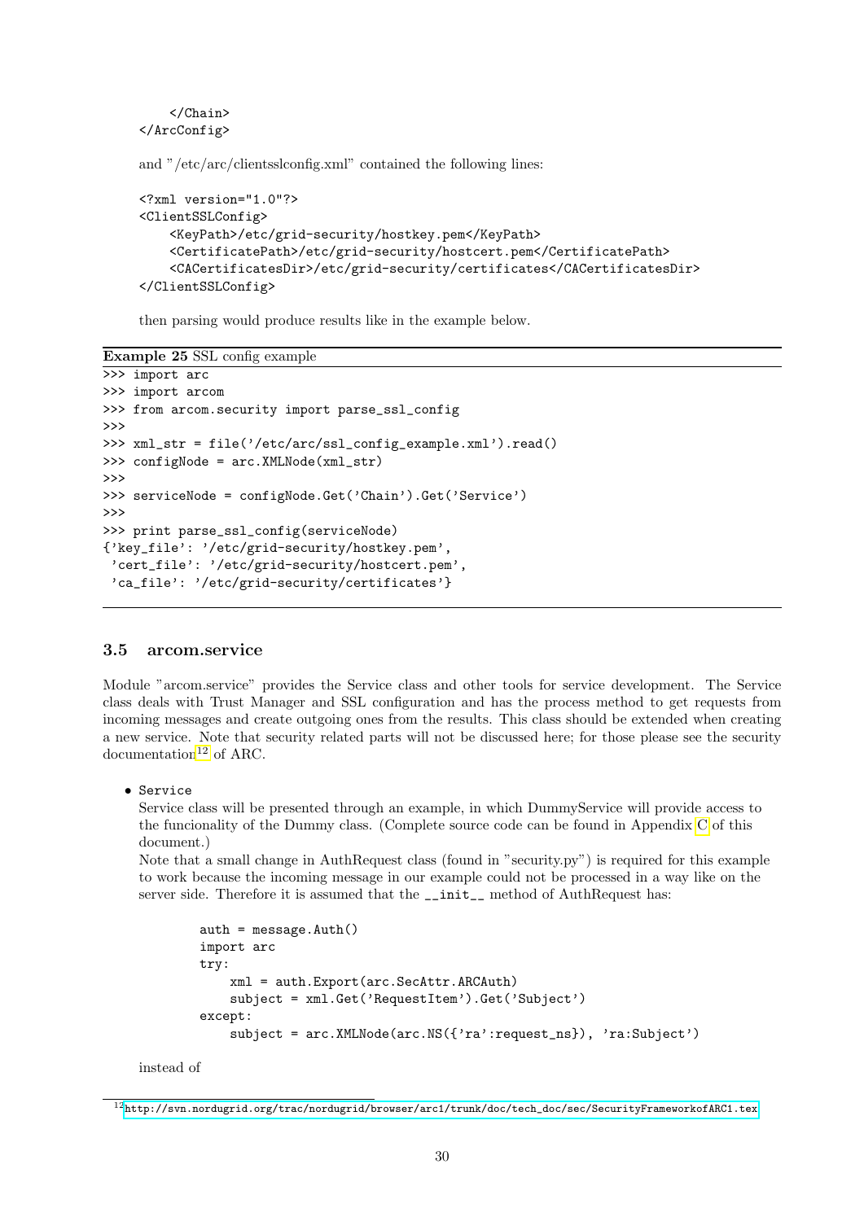```
    </Chain>
</ArcConfig>
```

and "/etc/arc/clientsslconfig.xml" contained the following lines:

```
<?xml version="1.0"?>
<ClientSSLConfig>
    <KeyPath>/etc/grid-security/hostkey.pem</KeyPath>
    <CertificatePath>/etc/grid-security/hostcert.pem</CertificatePath>
    <CACertificatesDir>/etc/grid-security/certificates</CACertificatesDir>
</ClientSSLConfig>
```

then parsing would produce results like in the example below.

**Example 25** SSL config example

```
>>> import arc
>>> import arcom
>>> from arcom.security import parse_ssl_config
>>>
>>> xml_str = file('/etc/arc/ssl_config_example.xml').read()
>>> configNode = arc.XMLNode(xml_str)
>>>
>>> serviceNode = configNode.Get('Chain').Get('Service')
>>>
>>> print parse_ssl_config(serviceNode)
{'key_file': '/etc/grid-security/hostkey.pem',
 'cert_file': '/etc/grid-security/hostcert.pem',
 'ca_file': '/etc/grid-security/certificates'}
```

### 3.5 arcom.service

Module "arcom.service" provides the Service class and other tools for service development. The Service class deals with Trust Manager and SSL configuration and has the process method to get requests from incoming messages and create outgoing ones from the results. This class should be extended when creating a new service. Note that security related parts will not be discussed here; for those please see the security documentation[12] of ARC.

- `Service`
  
  Service class will be presented through an example, in which DummyService will provide access to the funcionality of the Dummy class. (Complete source code can be found in Appendix C of this document.)
  
  Note that a small change in AuthRequest class (found in "security.py") is required for this example to work because the incoming message in our example could not be processed in a way like on the server side. Therefore it is assumed that the `__init__` method of AuthRequest has:

  ```
  auth = message.Auth()
  import arc
  try:
      xml = auth.Export(arc.SecAttr.ARCAuth)
      subject = xml.Get('RequestItem').Get('Subject')
  except:
      subject = arc.XMLNode(arc.NS({'ra':request_ns}), 'ra:Subject')
  ```

  instead of

[12] http://svn.nordugrid.org/trac/nordugrid/browser/arc1/trunk/doc/tech_doc/sec/SecurityFrameworkofARC1.tex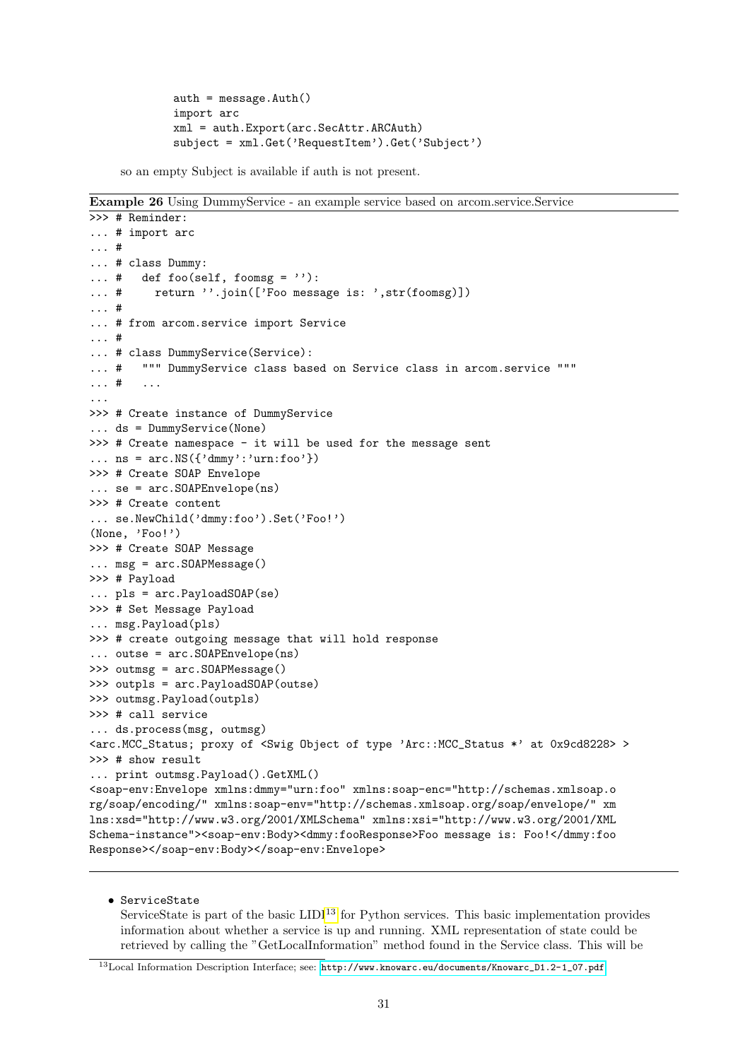```
auth = message.Auth()
import arc
xml = auth.Export(arc.SecAttr.ARCAuth)
subject = xml.Get('RequestItem').Get('Subject')
```

so an empty Subject is available if auth is not present.

**Example 26** Using DummyService - an example service based on arcom.service.Service

```
>>> # Reminder:
... # import arc
... #
... # class Dummy:
... #   def foo(self, foomsg = ''):
... #     return ''.join(['Foo message is: ',str(foomsg)])
... #
... # from arcom.service import Service
... #
... # class DummyService(Service):
... #   """ DummyService class based on Service class in arcom.service """
... #   ...
...
>>> # Create instance of DummyService
... ds = DummyService(None)
>>> # Create namespace - it will be used for the message sent
... ns = arc.NS({'dmmy':'urn:foo'})
>>> # Create SOAP Envelope
... se = arc.SOAPEnvelope(ns)
>>> # Create content
... se.NewChild('dmmy:foo').Set('Foo!')
(None, 'Foo!')
>>> # Create SOAP Message
... msg = arc.SOAPMessage()
>>> # Payload
... pls = arc.PayloadSOAP(se)
>>> # Set Message Payload
... msg.Payload(pls)
>>> # create outgoing message that will hold response
... outse = arc.SOAPEnvelope(ns)
>>> outmsg = arc.SOAPMessage()
>>> outpls = arc.PayloadSOAP(outse)
>>> outmsg.Payload(outpls)
>>> # call service
... ds.process(msg, outmsg)
<arc.MCC_Status; proxy of <Swig Object of type 'Arc::MCC_Status *' at 0x9cd8228> >
>>> # show result
... print outmsg.Payload().GetXML()
<soap-env:Envelope xmlns:dmmy="urn:foo" xmlns:soap-enc="http://schemas.xmlsoap.o
rg/soap/encoding/" xmlns:soap-env="http://schemas.xmlsoap.org/soap/envelope/" xm
lns:xsd="http://www.w3.org/2001/XMLSchema" xmlns:xsi="http://www.w3.org/2001/XML
Schema-instance"><soap-env:Body><dmmy:fooResponse>Foo message is: Foo!</dmmy:foo
Response></soap-env:Body></soap-env:Envelope>
```

- ServiceState
  ServiceState is part of the basic LIDI[13] for Python services. This basic implementation provides information about whether a service is up and running. XML representation of state could be retrieved by calling the "GetLocalInformation" method found in the Service class. This will be

[13] Local Information Description Interface; see: http://www.knowarc.eu/documents/Knowarc_D1.2-1_07.pdf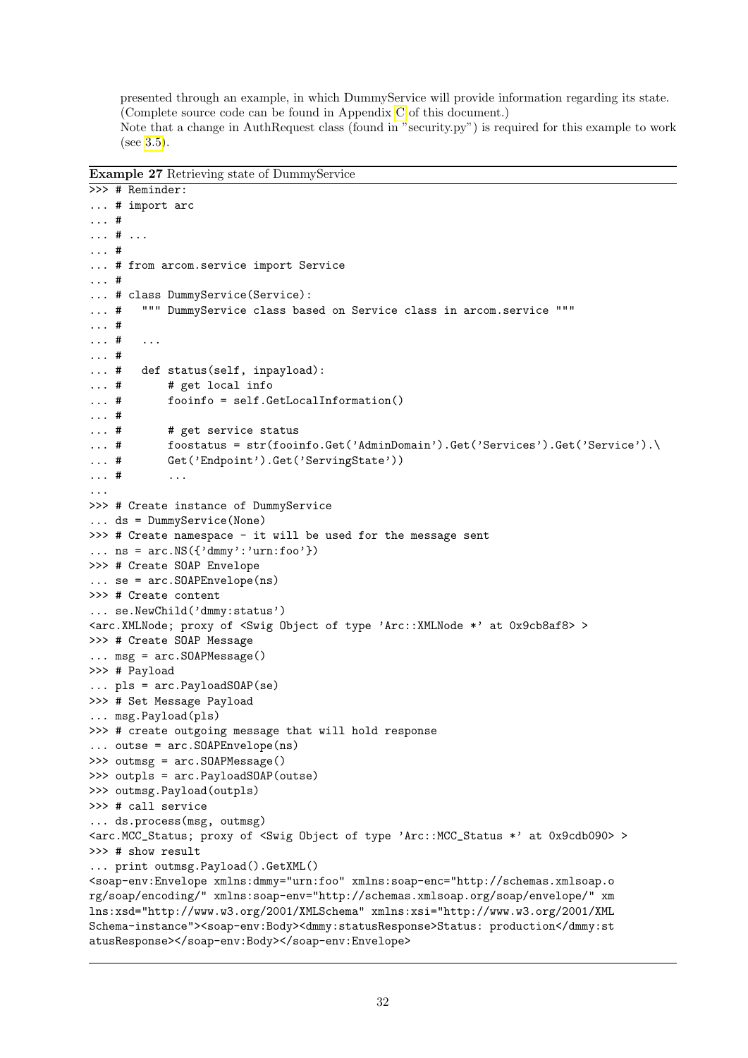presented through an example, in which DummyService will provide information regarding its state. (Complete source code can be found in Appendix C of this document.)

Note that a change in AuthRequest class (found in "security.py") is required for this example to work (see 3.5).

**Example 27** Retrieving state of DummyService

```
>>> # Reminder:
... # import arc
... #
... # ...
... #
... # from arcom.service import Service
... #
... # class DummyService(Service):
... #   """ DummyService class based on Service class in arcom.service """
... #
... #   ...
... #
... #   def status(self, inpayload):
... #       # get local info
... #       fooinfo = self.GetLocalInformation()
... #
... #       # get service status
... #       foostatus = str(fooinfo.Get('AdminDomain').Get('Services').Get('Service').\
... #       Get('Endpoint').Get('ServingState'))
... #       ...
...
>>> # Create instance of DummyService
... ds = DummyService(None)
>>> # Create namespace - it will be used for the message sent
... ns = arc.NS({'dmmy':'urn:foo'})
>>> # Create SOAP Envelope
... se = arc.SOAPEnvelope(ns)
>>> # Create content
... se.NewChild('dmmy:status')
<arc.XMLNode; proxy of <Swig Object of type 'Arc::XMLNode *' at 0x9cb8af8> >
>>> # Create SOAP Message
... msg = arc.SOAPMessage()
>>> # Payload
... pls = arc.PayloadSOAP(se)
>>> # Set Message Payload
... msg.Payload(pls)
>>> # create outgoing message that will hold response
... outse = arc.SOAPEnvelope(ns)
>>> outmsg = arc.SOAPMessage()
>>> outpls = arc.PayloadSOAP(outse)
>>> outmsg.Payload(outpls)
>>> # call service
... ds.process(msg, outmsg)
<arc.MCC_Status; proxy of <Swig Object of type 'Arc::MCC_Status *' at 0x9cdb090> >
>>> # show result
... print outmsg.Payload().GetXML()
<soap-env:Envelope xmlns:dmmy="urn:foo" xmlns:soap-enc="http://schemas.xmlsoap.o
rg/soap/encoding/" xmlns:soap-env="http://schemas.xmlsoap.org/soap/envelope/" xm
lns:xsd="http://www.w3.org/2001/XMLSchema" xmlns:xsi="http://www.w3.org/2001/XML
Schema-instance"><soap-env:Body><dmmy:statusResponse>Status: production</dmmy:st
atusResponse></soap-env:Body></soap-env:Envelope>
```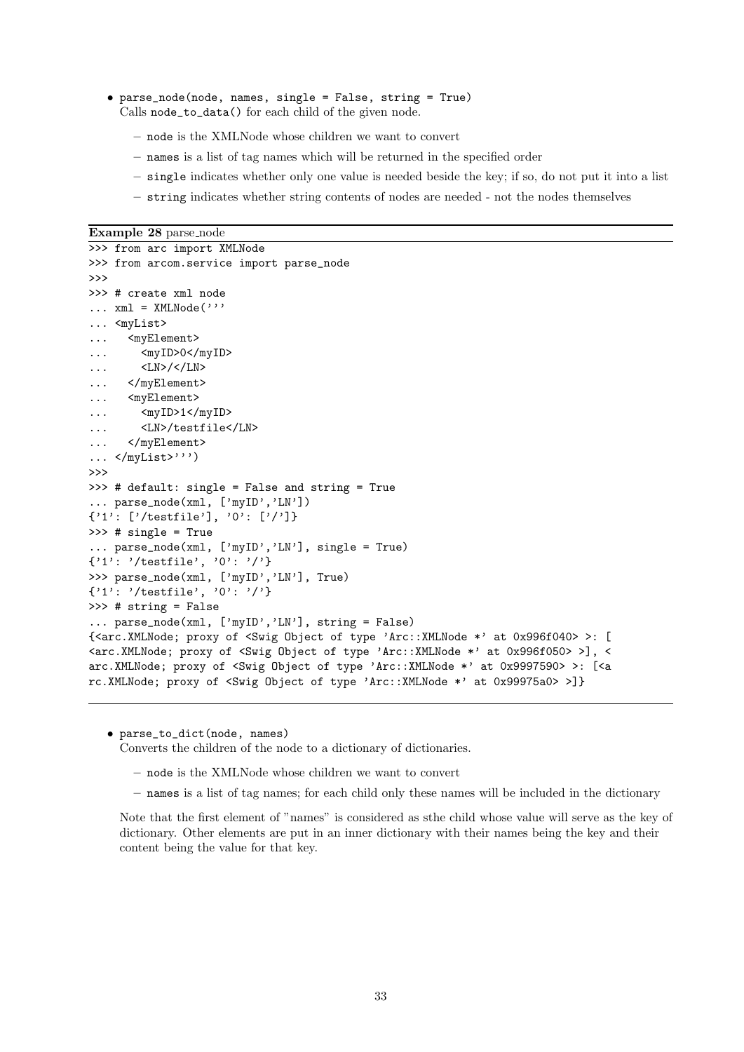- `parse_node(node, names, single = False, string = True)`
  Calls `node_to_data()` for each child of the given node.
  - `node` is the XMLNode whose children we want to convert
  - `names` is a list of tag names which will be returned in the specified order
  - `single` indicates whether only one value is needed beside the key; if so, do not put it into a list
  - `string` indicates whether string contents of nodes are needed - not the nodes themselves

**Example 28** parse_node

```
>>> from arc import XMLNode
>>> from arcom.service import parse_node
>>>
>>> # create xml node
... xml = XMLNode('''
... <myList>
...   <myElement>
...     <myID>0</myID>
...     <LN>/</LN>
...   </myElement>
...   <myElement>
...     <myID>1</myID>
...     <LN>/testfile</LN>
...   </myElement>
... </myList>''')
>>>
>>> # default: single = False and string = True
... parse_node(xml, ['myID','LN'])
{'1': ['/testfile'], '0': ['/']}
>>> # single = True
... parse_node(xml, ['myID','LN'], single = True)
{'1': '/testfile', '0': '/'}
>>> parse_node(xml, ['myID','LN'], True)
{'1': '/testfile', '0': '/'}
>>> # string = False
... parse_node(xml, ['myID','LN'], string = False)
{<arc.XMLNode; proxy of <Swig Object of type 'Arc::XMLNode *' at 0x996f040> >: [
<arc.XMLNode; proxy of <Swig Object of type 'Arc::XMLNode *' at 0x996f050> >], <
arc.XMLNode; proxy of <Swig Object of type 'Arc::XMLNode *' at 0x9997590> >: [<a
rc.XMLNode; proxy of <Swig Object of type 'Arc::XMLNode *' at 0x99975a0> >]}
```

- `parse_to_dict(node, names)`
  Converts the children of the node to a dictionary of dictionaries.
  - `node` is the XMLNode whose children we want to convert
  - `names` is a list of tag names; for each child only these names will be included in the dictionary

  Note that the first element of "names" is considered as sthe child whose value will serve as the key of dictionary. Other elements are put in an inner dictionary with their names being the key and their content being the value for that key.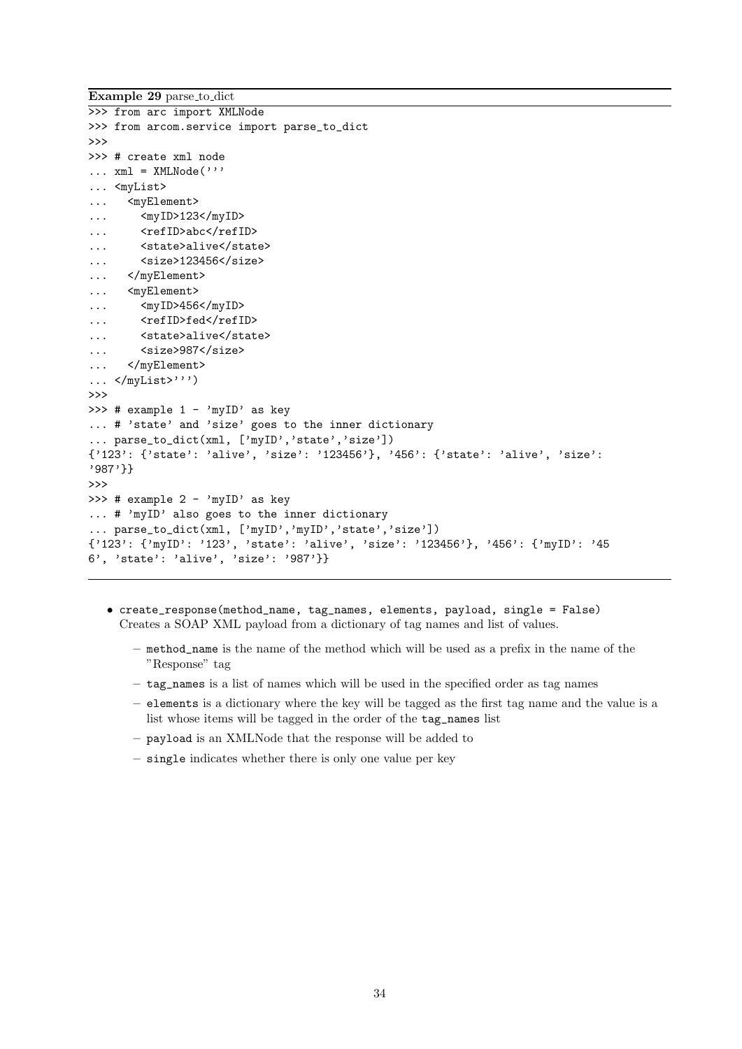**Example 29** parse_to_dict

```
>>> from arc import XMLNode
>>> from arcom.service import parse_to_dict
>>>
>>> # create xml node
... xml = XMLNode('''
... <myList>
...   <myElement>
...     <myID>123</myID>
...     <refID>abc</refID>
...     <state>alive</state>
...     <size>123456</size>
...   </myElement>
...   <myElement>
...     <myID>456</myID>
...     <refID>fed</refID>
...     <state>alive</state>
...     <size>987</size>
...   </myElement>
... </myList>''')
>>>
>>> # example 1 - 'myID' as key
... # 'state' and 'size' goes to the inner dictionary
... parse_to_dict(xml, ['myID','state','size'])
{'123': {'state': 'alive', 'size': '123456'}, '456': {'state': 'alive', 'size':
'987'}}
>>>
>>> # example 2 - 'myID' as key
... # 'myID' also goes to the inner dictionary
... parse_to_dict(xml, ['myID','myID','state','size'])
{'123': {'myID': '123', 'state': 'alive', 'size': '123456'}, '456': {'myID': '45
6', 'state': 'alive', 'size': '987'}}
```

- `create_response(method_name, tag_names, elements, payload, single = False)`
  Creates a SOAP XML payload from a dictionary of tag names and list of values.
  - `method_name` is the name of the method which will be used as a prefix in the name of the "Response" tag
  - `tag_names` is a list of names which will be used in the specified order as tag names
  - `elements` is a dictionary where the key will be tagged as the first tag name and the value is a list whose items will be tagged in the order of the `tag_names` list
  - `payload` is an XMLNode that the response will be added to
  - `single` indicates whether there is only one value per key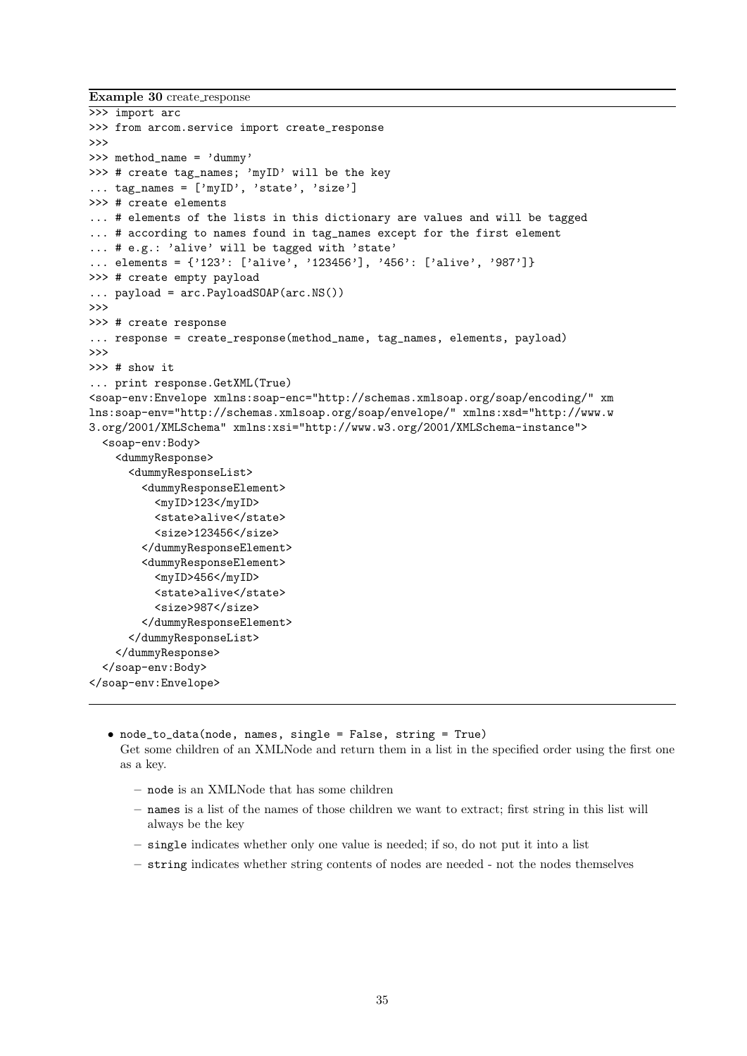**Example 30** create_response

```
>>> import arc
>>> from arcom.service import create_response
>>>
>>> method_name = 'dummy'
>>> # create tag_names; 'myID' will be the key
... tag_names = ['myID', 'state', 'size']
>>> # create elements
... # elements of the lists in this dictionary are values and will be tagged
... # according to names found in tag_names except for the first element
... # e.g.: 'alive' will be tagged with 'state'
... elements = {'123': ['alive', '123456'], '456': ['alive', '987']}
>>> # create empty payload
... payload = arc.PayloadSOAP(arc.NS())
>>>
>>> # create response
... response = create_response(method_name, tag_names, elements, payload)
>>>
>>> # show it
... print response.GetXML(True)
<soap-env:Envelope xmlns:soap-enc="http://schemas.xmlsoap.org/soap/encoding/" xm
lns:soap-env="http://schemas.xmlsoap.org/soap/envelope/" xmlns:xsd="http://www.w
3.org/2001/XMLSchema" xmlns:xsi="http://www.w3.org/2001/XMLSchema-instance">
  <soap-env:Body>
    <dummyResponse>
      <dummyResponseList>
        <dummyResponseElement>
          <myID>123</myID>
          <state>alive</state>
          <size>123456</size>
        </dummyResponseElement>
        <dummyResponseElement>
          <myID>456</myID>
          <state>alive</state>
          <size>987</size>
        </dummyResponseElement>
      </dummyResponseList>
    </dummyResponse>
  </soap-env:Body>
</soap-env:Envelope>
```

- `node_to_data(node, names, single = False, string = True)`
  Get some children of an XMLNode and return them in a list in the specified order using the first one as a key.
  - `node` is an XMLNode that has some children
  - `names` is a list of the names of those children we want to extract; first string in this list will always be the key
  - `single` indicates whether only one value is needed; if so, do not put it into a list
  - `string` indicates whether string contents of nodes are needed - not the nodes themselves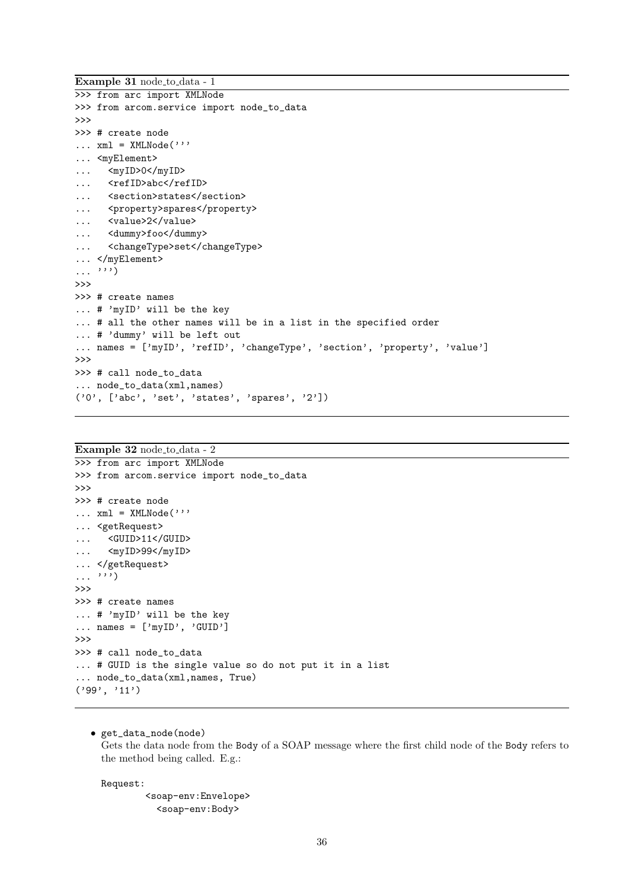**Example 31** node_to_data - 1

```
>>> from arc import XMLNode
>>> from arcom.service import node_to_data
>>>
>>> # create node
... xml = XMLNode('''
... <myElement>
...   <myID>0</myID>
...   <refID>abc</refID>
...   <section>states</section>
...   <property>spares</property>
...   <value>2</value>
...   <dummy>foo</dummy>
...   <changeType>set</changeType>
... </myElement>
... ''')
>>>
>>> # create names
... # 'myID' will be the key
... # all the other names will be in a list in the specified order
... # 'dummy' will be left out
... names = ['myID', 'refID', 'changeType', 'section', 'property', 'value']
>>>
>>> # call node_to_data
... node_to_data(xml,names)
('0', ['abc', 'set', 'states', 'spares', '2'])
```

**Example 32** node_to_data - 2

```
>>> from arc import XMLNode
>>> from arcom.service import node_to_data
>>>
>>> # create node
... xml = XMLNode('''
... <getRequest>
...   <GUID>11</GUID>
...   <myID>99</myID>
... </getRequest>
... ''')
>>>
>>> # create names
... # 'myID' will be the key
... names = ['myID', 'GUID']
>>>
>>> # call node_to_data
... # GUID is the single value so do not put it in a list
... node_to_data(xml,names, True)
('99', '11')
```

- `get_data_node(node)`
  Gets the data node from the `Body` of a SOAP message where the first child node of the `Body` refers to the method being called. E.g.:

```
Request:
        <soap-env:Envelope>
          <soap-env:Body>
```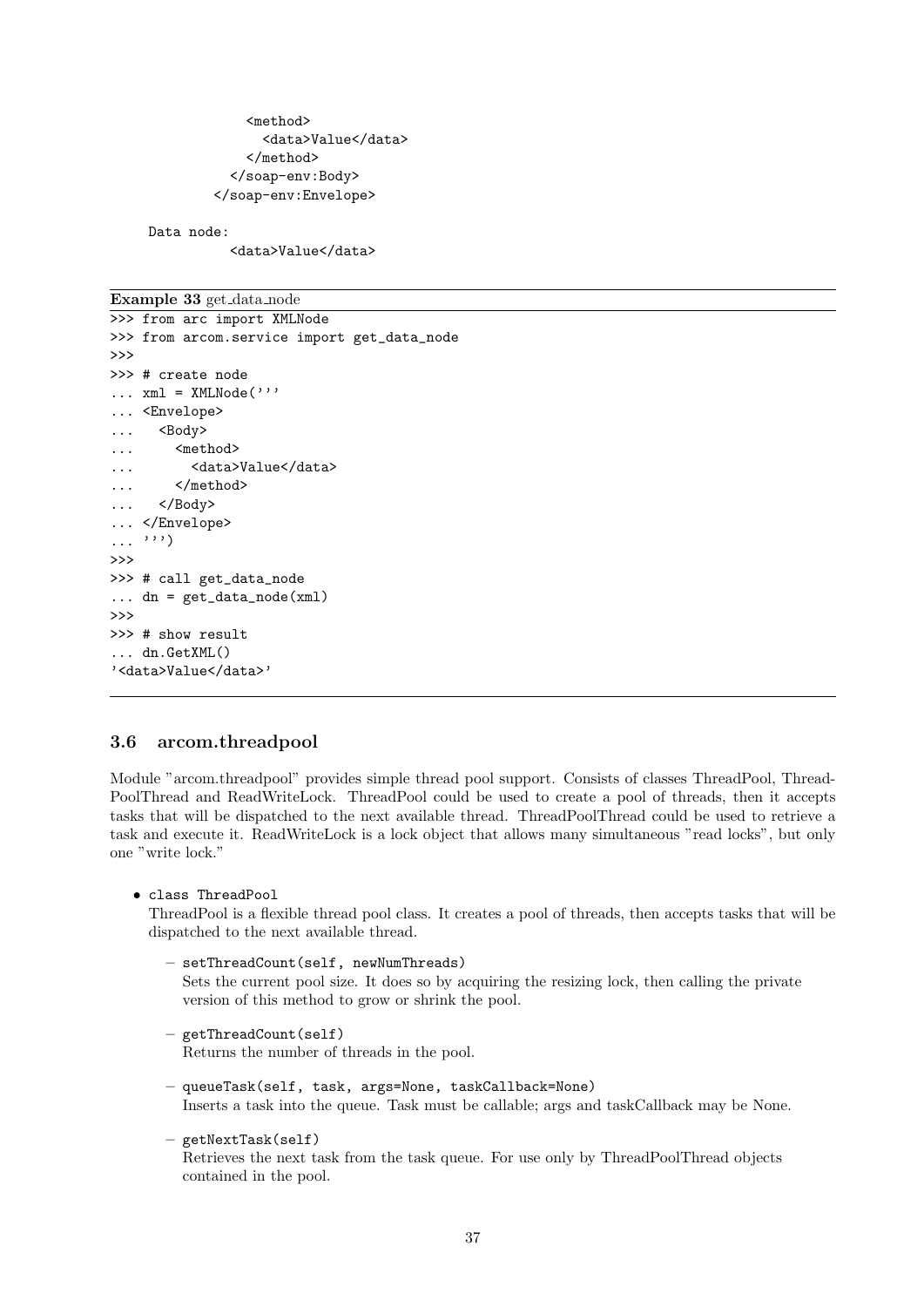```
                <method>
                  <data>Value</data>
                </method>
              </soap-env:Body>
            </soap-env:Envelope>

     Data node:
              <data>Value</data>
```

**Example 33** get_data_node

```
>>> from arc import XMLNode
>>> from arcom.service import get_data_node
>>>
>>> # create node
... xml = XMLNode('''
... <Envelope>
...   <Body>
...     <method>
...       <data>Value</data>
...     </method>
...   </Body>
... </Envelope>
... ''')
>>>
>>> # call get_data_node
... dn = get_data_node(xml)
>>>
>>> # show result
... dn.GetXML()
'<data>Value</data>'
```

### 3.6 arcom.threadpool

Module "arcom.threadpool" provides simple thread pool support. Consists of classes ThreadPool, ThreadPoolThread and ReadWriteLock. ThreadPool could be used to create a pool of threads, then it accepts tasks that will be dispatched to the next available thread. ThreadPoolThread could be used to retrieve a task and execute it. ReadWriteLock is a lock object that allows many simultaneous "read locks", but only one "write lock."

- `class ThreadPool`
  ThreadPool is a flexible thread pool class. It creates a pool of threads, then accepts tasks that will be dispatched to the next available thread.
  - `setThreadCount(self, newNumThreads)`
    Sets the current pool size. It does so by acquiring the resizing lock, then calling the private version of this method to grow or shrink the pool.
  - `getThreadCount(self)`
    Returns the number of threads in the pool.
  - `queueTask(self, task, args=None, taskCallback=None)`
    Inserts a task into the queue. Task must be callable; args and taskCallback may be None.
  - `getNextTask(self)`
    Retrieves the next task from the task queue. For use only by ThreadPoolThread objects contained in the pool.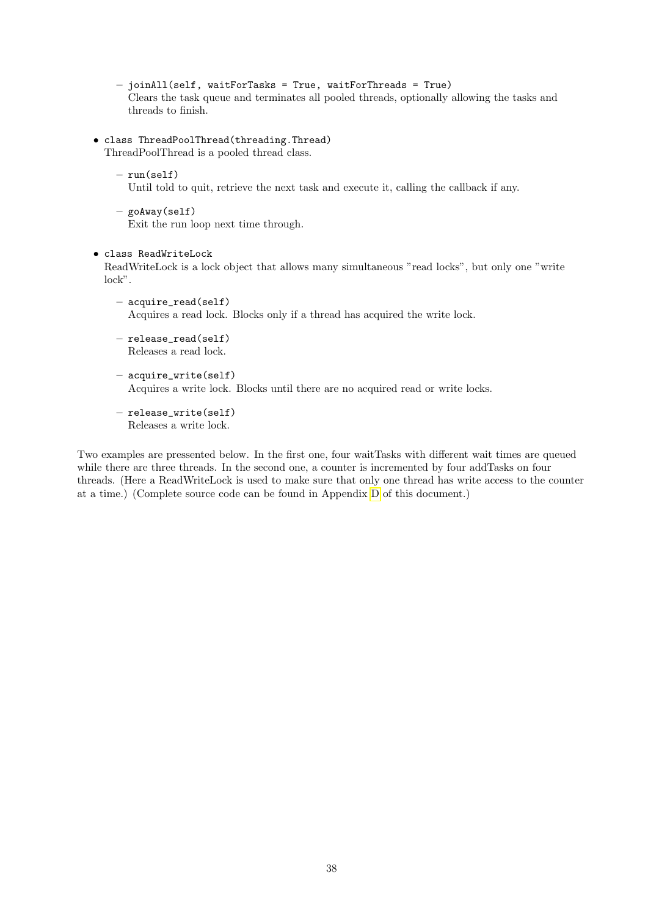- `joinAll(self, waitForTasks = True, waitForThreads = True)`
    Clears the task queue and terminates all pooled threads, optionally allowing the tasks and threads to finish.

- `class ThreadPoolThread(threading.Thread)`
  ThreadPoolThread is a pooled thread class.

  - `run(self)`
    Until told to quit, retrieve the next task and execute it, calling the callback if any.

  - `goAway(self)`
    Exit the run loop next time through.

- `class ReadWriteLock`
  ReadWriteLock is a lock object that allows many simultaneous "read locks", but only one "write lock".

  - `acquire_read(self)`
    Acquires a read lock. Blocks only if a thread has acquired the write lock.

  - `release_read(self)`
    Releases a read lock.

  - `acquire_write(self)`
    Acquires a write lock. Blocks until there are no acquired read or write locks.

  - `release_write(self)`
    Releases a write lock.

Two examples are pressented below. In the first one, four waitTasks with different wait times are queued while there are three threads. In the second one, a counter is incremented by four addTasks on four threads. (Here a ReadWriteLock is used to make sure that only one thread has write access to the counter at a time.) (Complete source code can be found in Appendix D of this document.)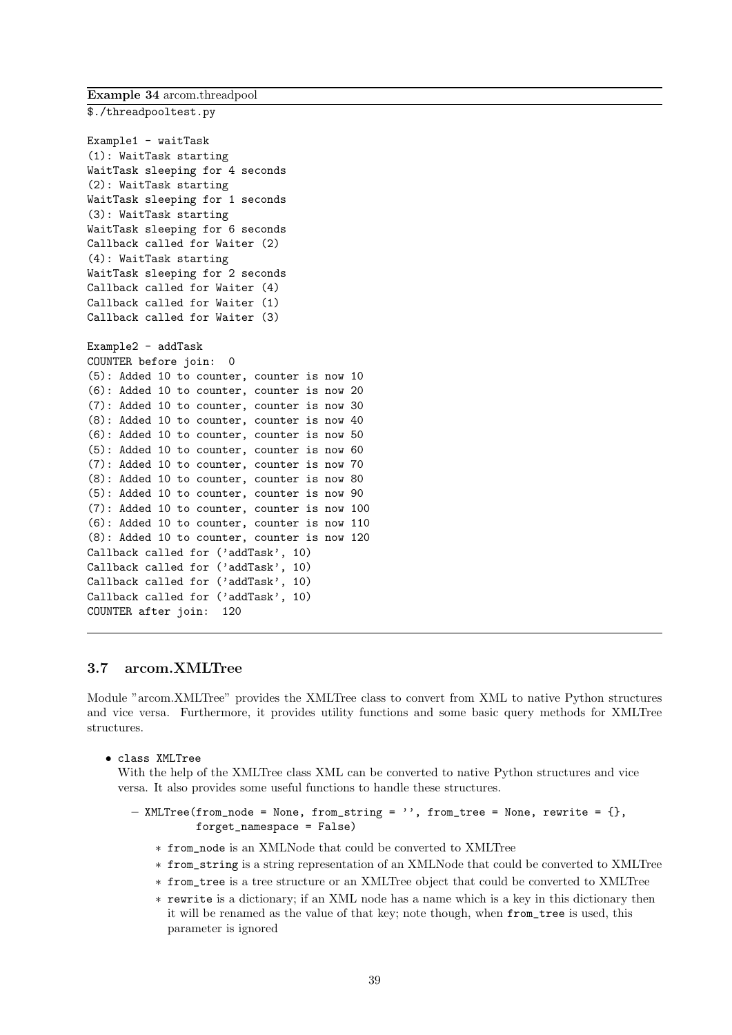**Example 34** arcom.threadpool

```
$./threadpooltest.py

Example1 - waitTask
(1): WaitTask starting
WaitTask sleeping for 4 seconds
(2): WaitTask starting
WaitTask sleeping for 1 seconds
(3): WaitTask starting
WaitTask sleeping for 6 seconds
Callback called for Waiter (2)
(4): WaitTask starting
WaitTask sleeping for 2 seconds
Callback called for Waiter (4)
Callback called for Waiter (1)
Callback called for Waiter (3)

Example2 - addTask
COUNTER before join:  0
(5): Added 10 to counter, counter is now 10
(6): Added 10 to counter, counter is now 20
(7): Added 10 to counter, counter is now 30
(8): Added 10 to counter, counter is now 40
(6): Added 10 to counter, counter is now 50
(5): Added 10 to counter, counter is now 60
(7): Added 10 to counter, counter is now 70
(8): Added 10 to counter, counter is now 80
(5): Added 10 to counter, counter is now 90
(7): Added 10 to counter, counter is now 100
(6): Added 10 to counter, counter is now 110
(8): Added 10 to counter, counter is now 120
Callback called for ('addTask', 10)
Callback called for ('addTask', 10)
Callback called for ('addTask', 10)
Callback called for ('addTask', 10)
COUNTER after join:  120
```

### 3.7 arcom.XMLTree

Module "arcom.XMLTree" provides the XMLTree class to convert from XML to native Python structures and vice versa. Furthermore, it provides utility functions and some basic query methods for XMLTree structures.

- `class XMLTree`
  With the help of the XMLTree class XML can be converted to native Python structures and vice versa. It also provides some useful functions to handle these structures.
  - `XMLTree(from_node = None, from_string = '', from_tree = None, rewrite = {}, forget_namespace = False)`
    - `from_node` is an XMLNode that could be converted to XMLTree
    - `from_string` is a string representation of an XMLNode that could be converted to XMLTree
    - `from_tree` is a tree structure or an XMLTree object that could be converted to XMLTree
    - `rewrite` is a dictionary; if an XML node has a name which is a key in this dictionary then it will be renamed as the value of that key; note though, when `from_tree` is used, this parameter is ignored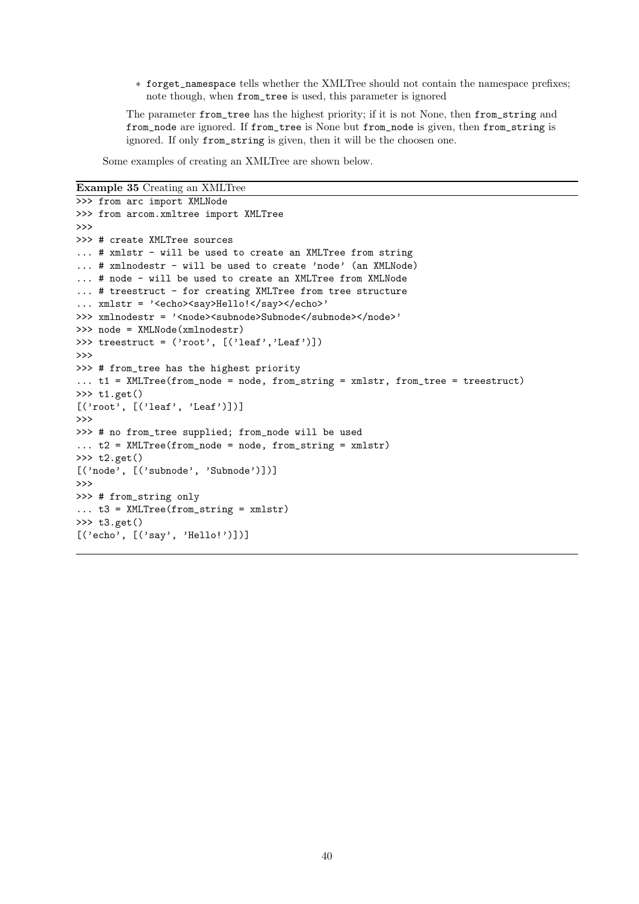* `forget_namespace` tells whether the XMLTree should not contain the namespace prefixes; note though, when `from_tree` is used, this parameter is ignored

  The parameter `from_tree` has the highest priority; if it is not None, then `from_string` and `from_node` are ignored. If `from_tree` is None but `from_node` is given, then `from_string` is ignored. If only `from_string` is given, then it will be the choosen one.

Some examples of creating an XMLTree are shown below.

**Example 35** Creating an XMLTree

```
>>> from arc import XMLNode
>>> from arcom.xmltree import XMLTree
>>>
>>> # create XMLTree sources
... # xmlstr - will be used to create an XMLTree from string
... # xmlnodestr - will be used to create 'node' (an XMLNode)
... # node - will be used to create an XMLTree from XMLNode
... # treestruct - for creating XMLTree from tree structure
... xmlstr = '<echo><say>Hello!</say></echo>'
>>> xmlnodestr = '<node><subnode>Subnode</subnode></node>'
>>> node = XMLNode(xmlnodestr)
>>> treestruct = ('root', [('leaf','Leaf')])
>>>
>>> # from_tree has the highest priority
... t1 = XMLTree(from_node = node, from_string = xmlstr, from_tree = treestruct)
>>> t1.get()
[('root', [('leaf', 'Leaf')])]
>>>
>>> # no from_tree supplied; from_node will be used
... t2 = XMLTree(from_node = node, from_string = xmlstr)
>>> t2.get()
[('node', [('subnode', 'Subnode')])]
>>>
>>> # from_string only
... t3 = XMLTree(from_string = xmlstr)
>>> t3.get()
[('echo', [('say', 'Hello!')])]
```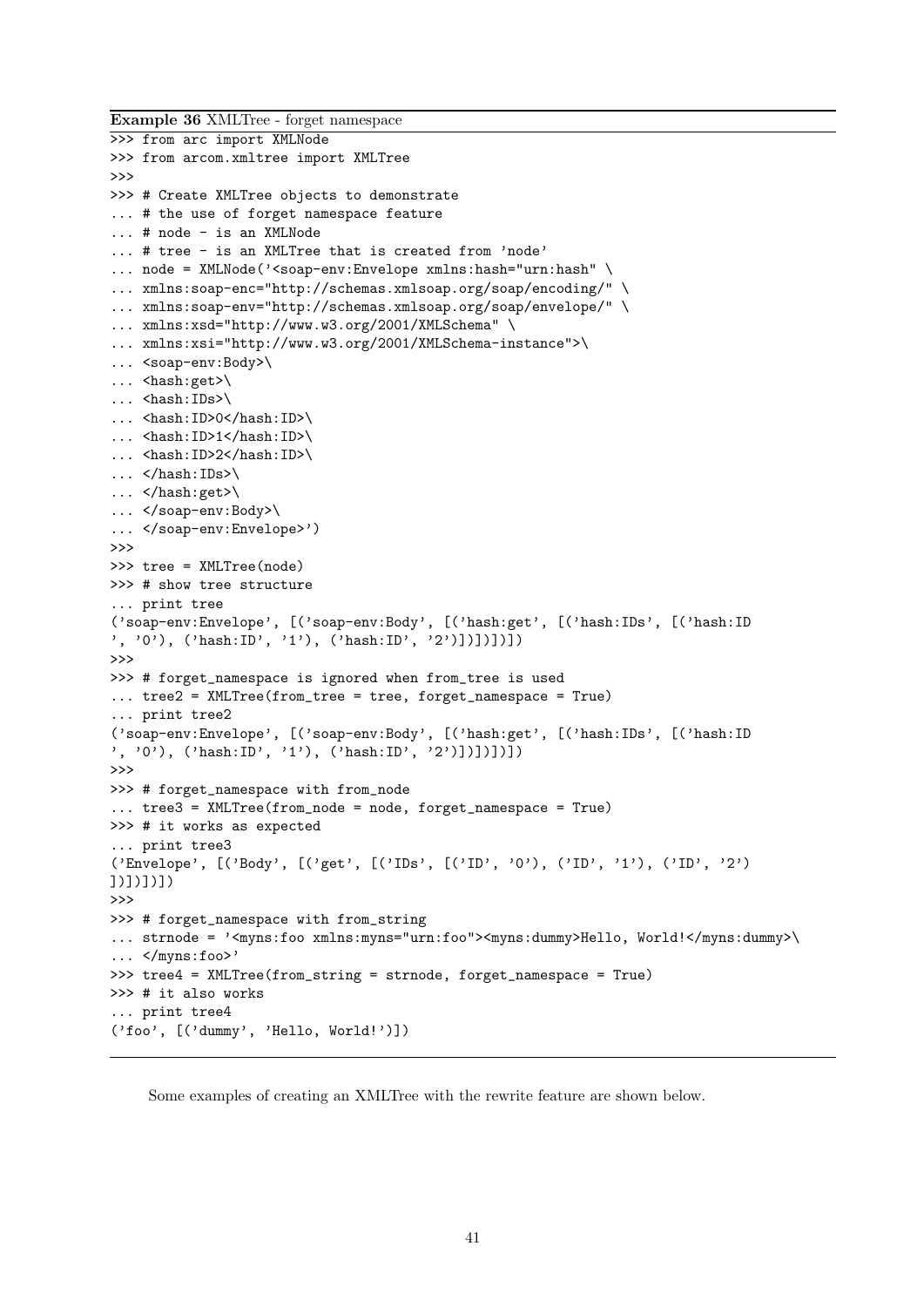**Example 36** XMLTree - forget namespace

```
>>> from arc import XMLNode
>>> from arcom.xmltree import XMLTree
>>>
>>> # Create XMLTree objects to demonstrate
... # the use of forget namespace feature
... # node - is an XMLNode
... # tree - is an XMLTree that is created from 'node'
... node = XMLNode('<soap-env:Envelope xmlns:hash="urn:hash" \
... xmlns:soap-enc="http://schemas.xmlsoap.org/soap/encoding/" \
... xmlns:soap-env="http://schemas.xmlsoap.org/soap/envelope/" \
... xmlns:xsd="http://www.w3.org/2001/XMLSchema" \
... xmlns:xsi="http://www.w3.org/2001/XMLSchema-instance">\
... <soap-env:Body>\
... <hash:get>\
... <hash:IDs>\
... <hash:ID>0</hash:ID>\
... <hash:ID>1</hash:ID>\
... <hash:ID>2</hash:ID>\
... </hash:IDs>\
... </hash:get>\
... </soap-env:Body>\
... </soap-env:Envelope>')
>>>
>>> tree = XMLTree(node)
>>> # show tree structure
... print tree
('soap-env:Envelope', [('soap-env:Body', [('hash:get', [('hash:IDs', [('hash:ID
', '0'), ('hash:ID', '1'), ('hash:ID', '2')])])])])
>>>
>>> # forget_namespace is ignored when from_tree is used
... tree2 = XMLTree(from_tree = tree, forget_namespace = True)
... print tree2
('soap-env:Envelope', [('soap-env:Body', [('hash:get', [('hash:IDs', [('hash:ID
', '0'), ('hash:ID', '1'), ('hash:ID', '2')])])])])
>>>
>>> # forget_namespace with from_node
... tree3 = XMLTree(from_node = node, forget_namespace = True)
>>> # it works as expected
... print tree3
('Envelope', [('Body', [('get', [('IDs', [('ID', '0'), ('ID', '1'), ('ID', '2')
])])])])
>>>
>>> # forget_namespace with from_string
... strnode = '<myns:foo xmlns:myns="urn:foo"><myns:dummy>Hello, World!</myns:dummy>\
... </myns:foo>'
>>> tree4 = XMLTree(from_string = strnode, forget_namespace = True)
>>> # it also works
... print tree4
('foo', [('dummy', 'Hello, World!')])
```

Some examples of creating an XMLTree with the rewrite feature are shown below.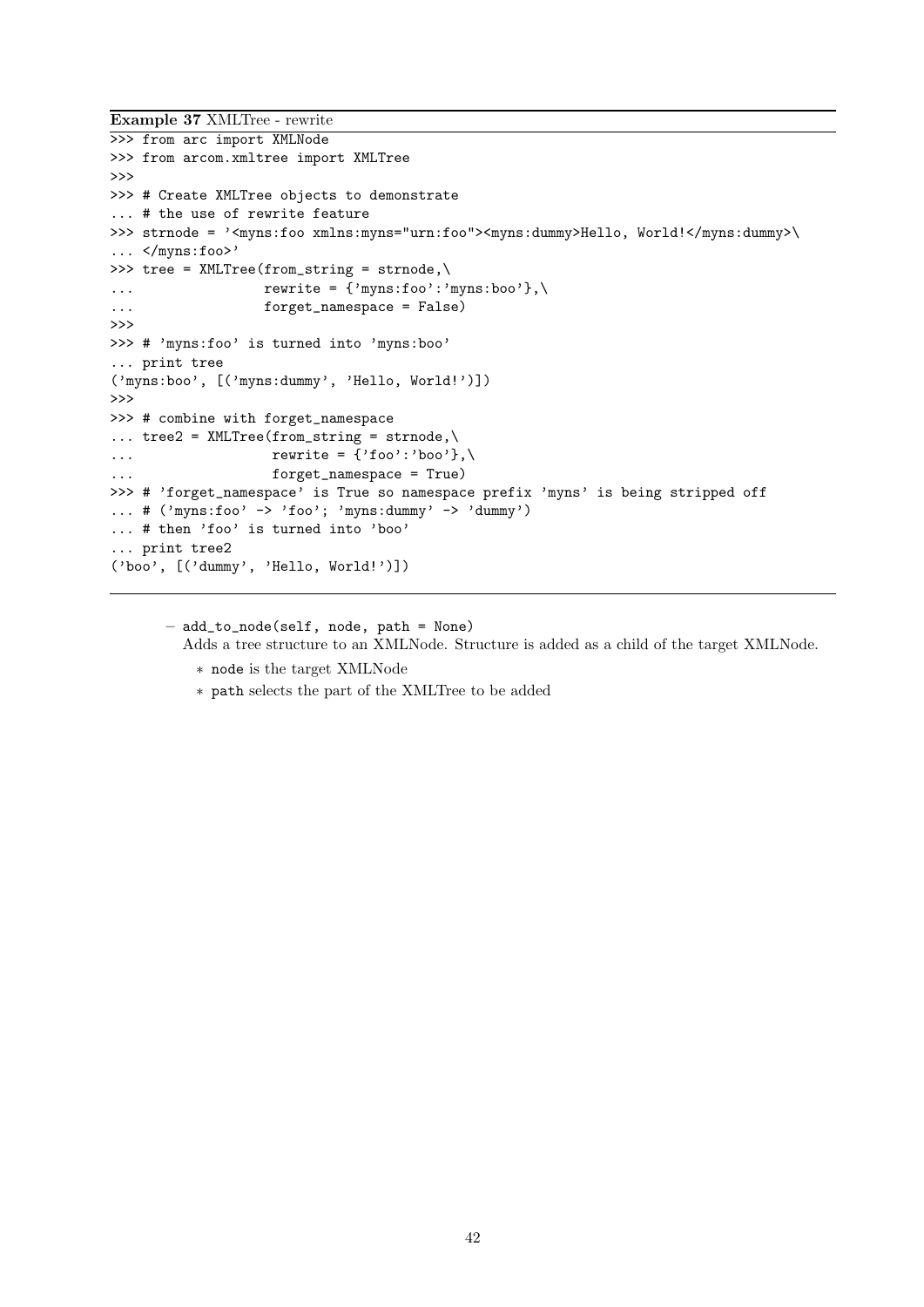**Example 37** XMLTree - rewrite

```
>>> from arc import XMLNode
>>> from arcom.xmltree import XMLTree
>>>
>>> # Create XMLTree objects to demonstrate
... # the use of rewrite feature
>>> strnode = '<myns:foo xmlns:myns="urn:foo"><myns:dummy>Hello, World!</myns:dummy>\
... </myns:foo>'
>>> tree = XMLTree(from_string = strnode,\
...                rewrite = {'myns:foo':'myns:boo'},\
...                forget_namespace = False)
>>>
>>> # 'myns:foo' is turned into 'myns:boo'
... print tree
('myns:boo', [('myns:dummy', 'Hello, World!')])
>>>
>>> # combine with forget_namespace
... tree2 = XMLTree(from_string = strnode,\
...                 rewrite = {'foo':'boo'},\
...                 forget_namespace = True)
>>> # 'forget_namespace' is True so namespace prefix 'myns' is being stripped off
... # ('myns:foo' -> 'foo'; 'myns:dummy' -> 'dummy')
... # then 'foo' is turned into 'boo'
... print tree2
('boo', [('dummy', 'Hello, World!')])
```

– `add_to_node(self, node, path = None)`
  Adds a tree structure to an XMLNode. Structure is added as a child of the target XMLNode.
  * `node` is the target XMLNode
  * `path` selects the part of the XMLTree to be added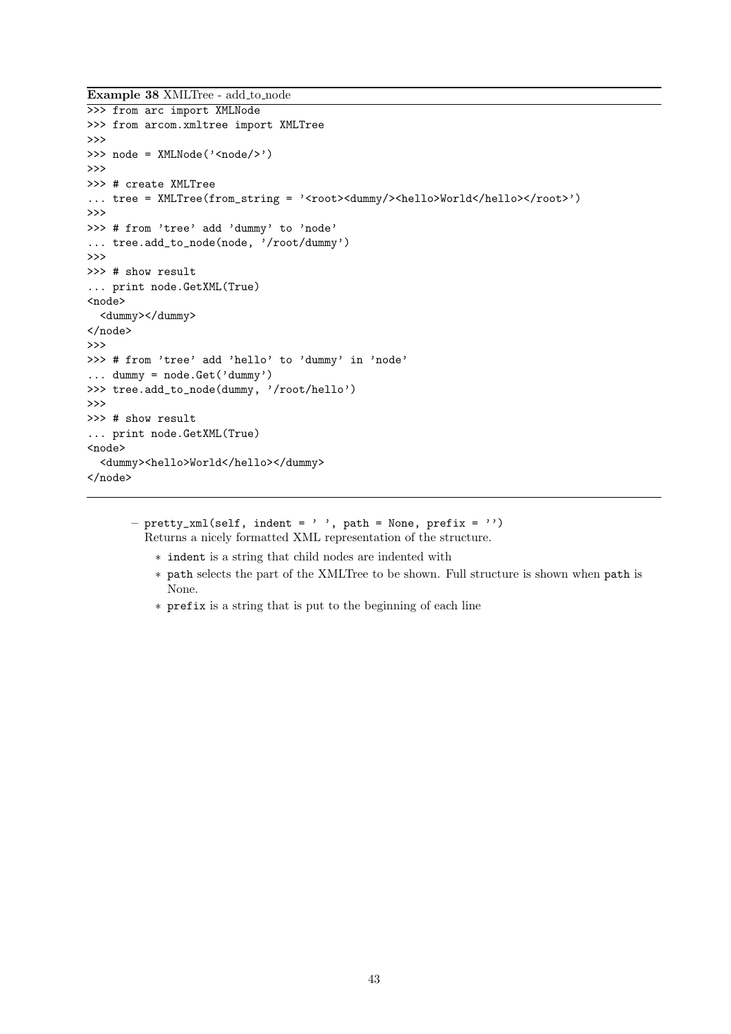**Example 38** XMLTree - add_to_node

```
>>> from arc import XMLNode
>>> from arcom.xmltree import XMLTree
>>>
>>> node = XMLNode('<node/>')
>>>
>>> # create XMLTree
... tree = XMLTree(from_string = '<root><dummy/><hello>World</hello></root>')
>>>
>>> # from 'tree' add 'dummy' to 'node'
... tree.add_to_node(node, '/root/dummy')
>>>
>>> # show result
... print node.GetXML(True)
<node>
  <dummy></dummy>
</node>
>>>
>>> # from 'tree' add 'hello' to 'dummy' in 'node'
... dummy = node.Get('dummy')
>>> tree.add_to_node(dummy, '/root/hello')
>>>
>>> # show result
... print node.GetXML(True)
<node>
  <dummy><hello>World</hello></dummy>
</node>
```

- `pretty_xml(self, indent = ' ', path = None, prefix = '')`
  Returns a nicely formatted XML representation of the structure.
  - `indent` is a string that child nodes are indented with
  - `path` selects the part of the XMLTree to be shown. Full structure is shown when `path` is None.
  - `prefix` is a string that is put to the beginning of each line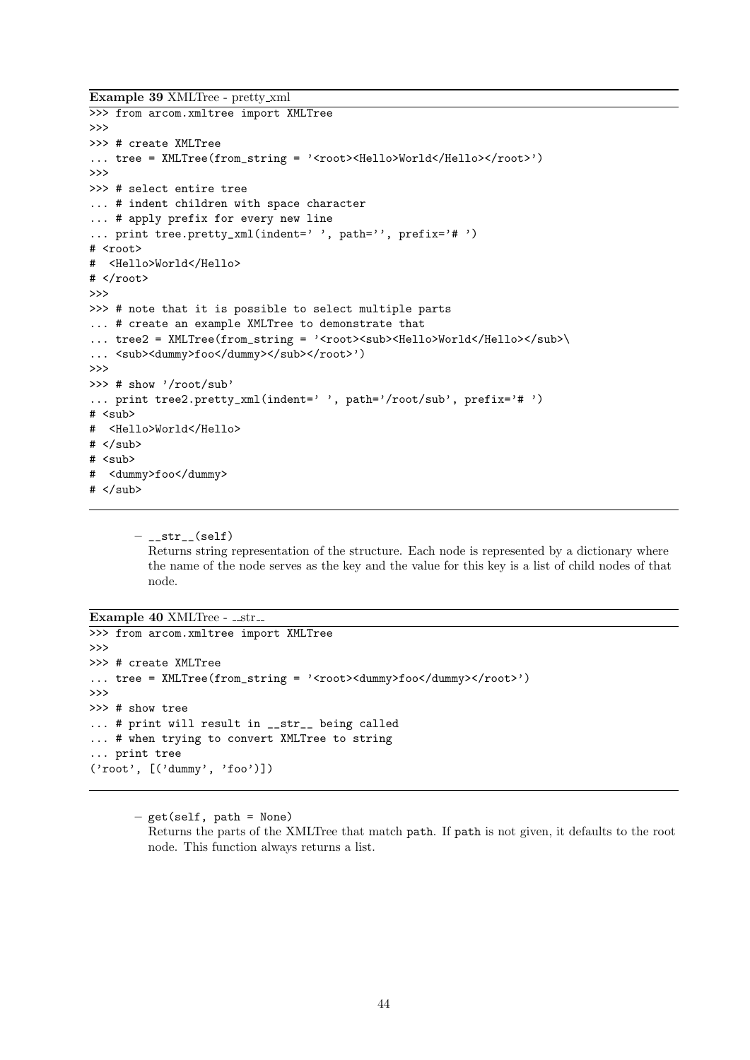**Example 39** XMLTree - pretty_xml

```
>>> from arcom.xmltree import XMLTree
>>>
>>> # create XMLTree
... tree = XMLTree(from_string = '<root><Hello>World</Hello></root>')
>>>
>>> # select entire tree
... # indent children with space character
... # apply prefix for every new line
... print tree.pretty_xml(indent=' ', path='', prefix='# ')
# <root>
#  <Hello>World</Hello>
# </root>
>>>
>>> # note that it is possible to select multiple parts
... # create an example XMLTree to demonstrate that
... tree2 = XMLTree(from_string = '<root><sub><Hello>World</Hello></sub>\
... <sub><dummy>foo</dummy></sub></root>')
>>>
>>> # show '/root/sub'
... print tree2.pretty_xml(indent=' ', path='/root/sub', prefix='# ')
# <sub>
#  <Hello>World</Hello>
# </sub>
# <sub>
#  <dummy>foo</dummy>
# </sub>
```

– `__str__(self)`
  Returns string representation of the structure. Each node is represented by a dictionary where the name of the node serves as the key and the value for this key is a list of child nodes of that node.

**Example 40** XMLTree - __str__

```
>>> from arcom.xmltree import XMLTree
>>>
>>> # create XMLTree
... tree = XMLTree(from_string = '<root><dummy>foo</dummy></root>')
>>>
>>> # show tree
... # print will result in __str__ being called
... # when trying to convert XMLTree to string
... print tree
('root', [('dummy', 'foo')])
```

– `get(self, path = None)`
  Returns the parts of the XMLTree that match `path`. If `path` is not given, it defaults to the root node. This function always returns a list.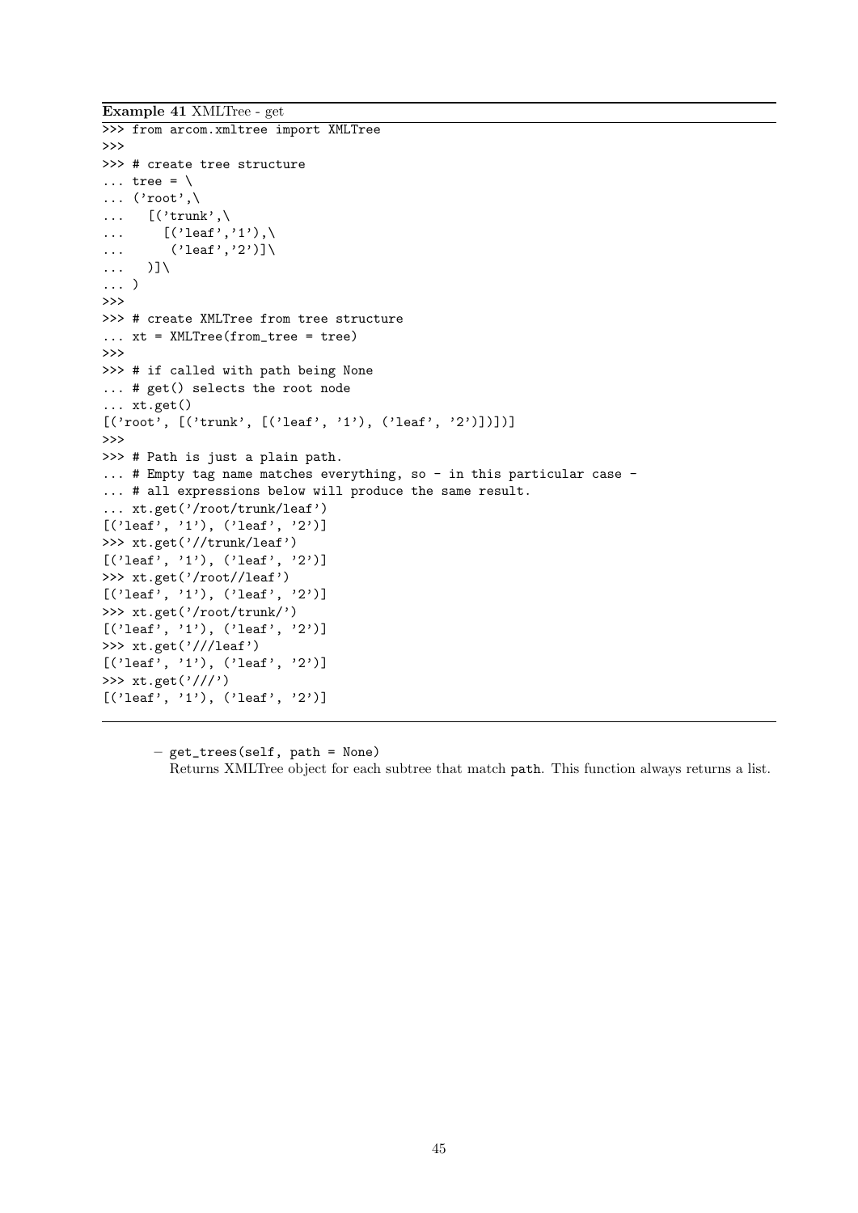**Example 41** XMLTree - get

```
>>> from arcom.xmltree import XMLTree
>>>
>>> # create tree structure
... tree = \
... ('root',\
...   [('trunk',\
...     [('leaf','1'),\
...      ('leaf','2')]\
...   )]\
... )
>>>
>>> # create XMLTree from tree structure
... xt = XMLTree(from_tree = tree)
>>>
>>> # if called with path being None
... # get() selects the root node
... xt.get()
[('root', [('trunk', [('leaf', '1'), ('leaf', '2')])])]
>>>
>>> # Path is just a plain path.
... # Empty tag name matches everything, so - in this particular case -
... # all expressions below will produce the same result.
... xt.get('/root/trunk/leaf')
[('leaf', '1'), ('leaf', '2')]
>>> xt.get('//trunk/leaf')
[('leaf', '1'), ('leaf', '2')]
>>> xt.get('/root//leaf')
[('leaf', '1'), ('leaf', '2')]
>>> xt.get('/root/trunk/')
[('leaf', '1'), ('leaf', '2')]
>>> xt.get('///leaf')
[('leaf', '1'), ('leaf', '2')]
>>> xt.get('///')
[('leaf', '1'), ('leaf', '2')]
```

– `get_trees(self, path = None)`
  Returns XMLTree object for each subtree that match `path`. This function always returns a list.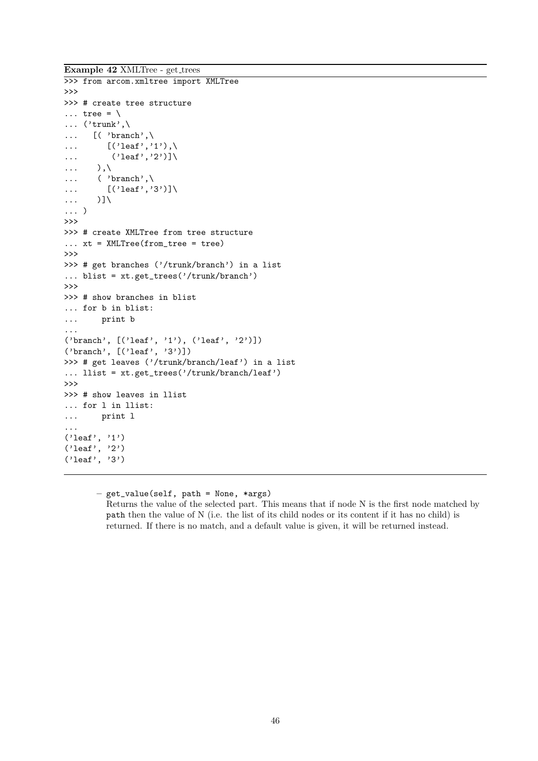**Example 42** XMLTree - get_trees

```
>>> from arcom.xmltree import XMLTree
>>>
>>> # create tree structure
... tree = \
... ('trunk',\
...    [( 'branch',\
...       [('leaf','1'),\
...        ('leaf','2')]\
...     ),\
...     ( 'branch',\
...       [('leaf','3')]\
...     )]\
... )
>>>
>>> # create XMLTree from tree structure
... xt = XMLTree(from_tree = tree)
>>>
>>> # get branches ('/trunk/branch') in a list
... blist = xt.get_trees('/trunk/branch')
>>>
>>> # show branches in blist
... for b in blist:
...     print b
...
('branch', [('leaf', '1'), ('leaf', '2')])
('branch', [('leaf', '3')])
>>> # get leaves ('/trunk/branch/leaf') in a list
... llist = xt.get_trees('/trunk/branch/leaf')
>>>
>>> # show leaves in llist
... for l in llist:
...     print l
...
('leaf', '1')
('leaf', '2')
('leaf', '3')
```

– `get_value(self, path = None, *args)`
  Returns the value of the selected part. This means that if node N is the first node matched by `path` then the value of N (i.e. the list of its child nodes or its content if it has no child) is returned. If there is no match, and a default value is given, it will be returned instead.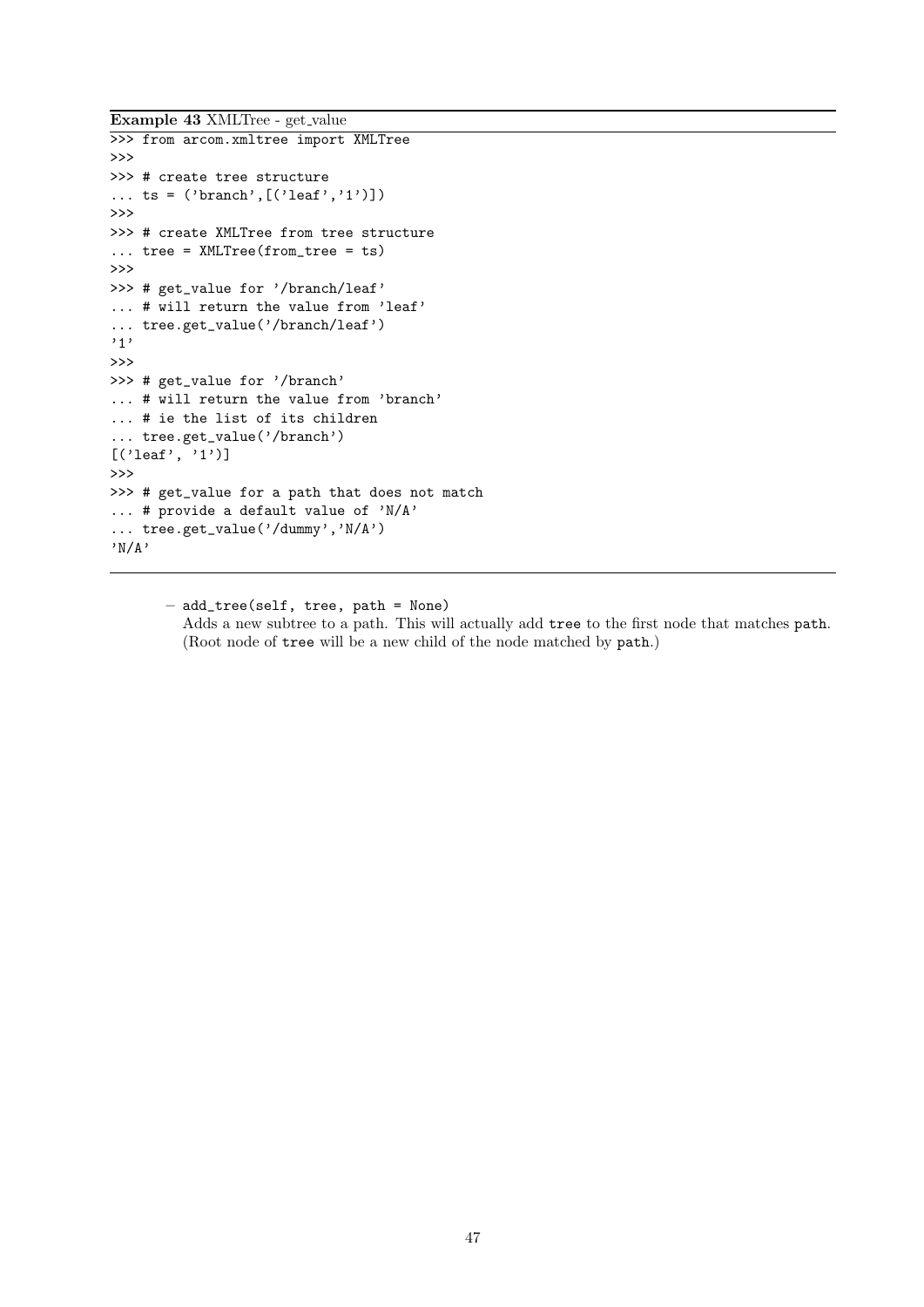**Example 43** XMLTree - get_value

```
>>> from arcom.xmltree import XMLTree
>>>
>>> # create tree structure
... ts = ('branch',[('leaf','1')])
>>>
>>> # create XMLTree from tree structure
... tree = XMLTree(from_tree = ts)
>>>
>>> # get_value for '/branch/leaf'
... # will return the value from 'leaf'
... tree.get_value('/branch/leaf')
'1'
>>>
>>> # get_value for '/branch'
... # will return the value from 'branch'
... # ie the list of its children
... tree.get_value('/branch')
[('leaf', '1')]
>>>
>>> # get_value for a path that does not match
... # provide a default value of 'N/A'
... tree.get_value('/dummy','N/A')
'N/A'
```

– `add_tree(self, tree, path = None)`
  Adds a new subtree to a path. This will actually add `tree` to the first node that matches `path`. (Root node of `tree` will be a new child of the node matched by `path`.)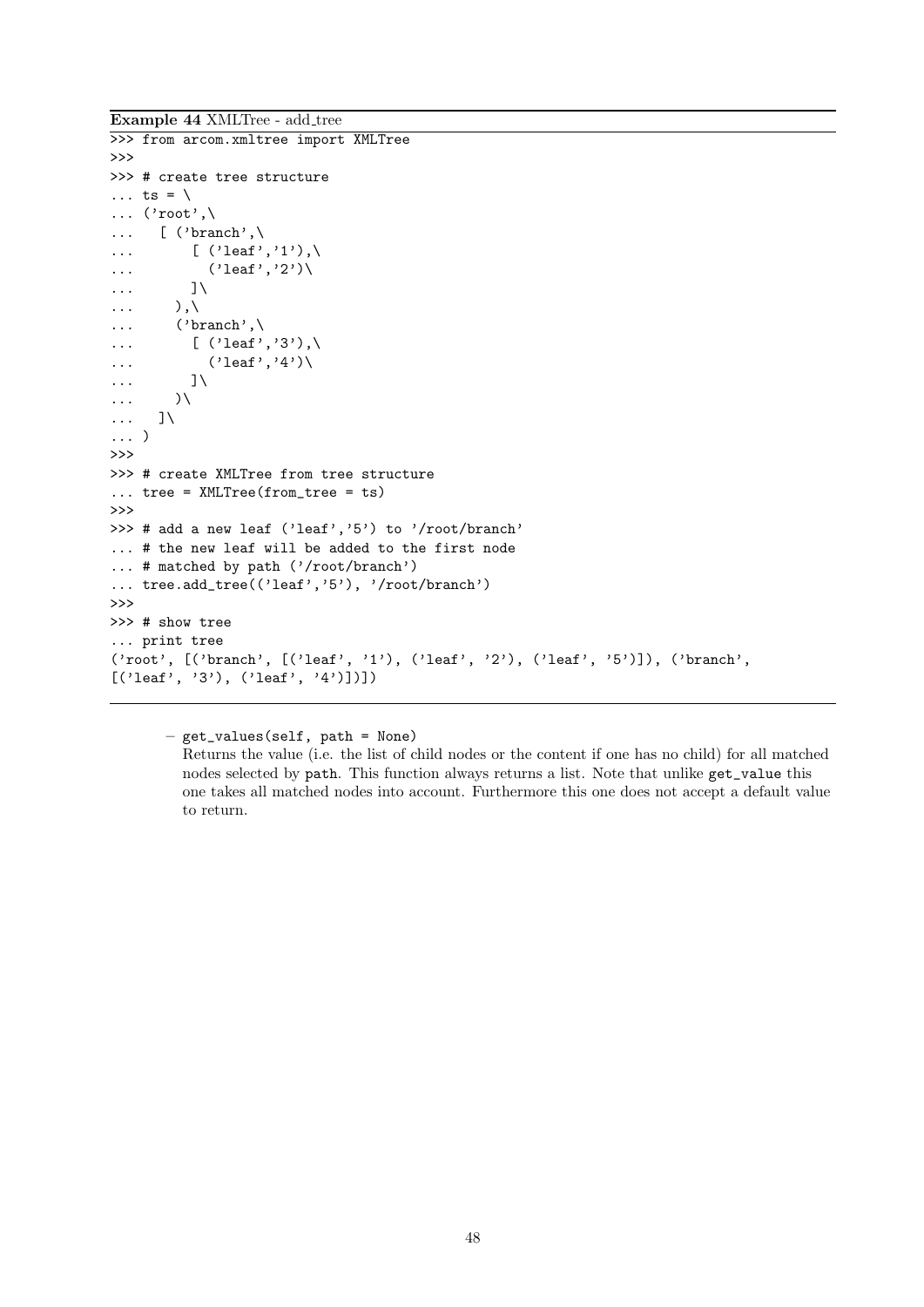**Example 44** XMLTree - add_tree

```
>>> from arcom.xmltree import XMLTree
>>>
>>> # create tree structure
... ts = \
... ('root',\
...   [ ('branch',\
...       [ ('leaf','1'),\
...         ('leaf','2')\
...       ]\
...     ),\
...     ('branch',\
...       [ ('leaf','3'),\
...         ('leaf','4')\
...       ]\
...     )\
...   ]\
... )
>>>
>>> # create XMLTree from tree structure
... tree = XMLTree(from_tree = ts)
>>>
>>> # add a new leaf ('leaf','5') to '/root/branch'
... # the new leaf will be added to the first node
... # matched by path ('/root/branch')
... tree.add_tree(('leaf','5'), '/root/branch')
>>>
>>> # show tree
... print tree
('root', [('branch', [('leaf', '1'), ('leaf', '2'), ('leaf', '5')]), ('branch',
[('leaf', '3'), ('leaf', '4')])])
```

– `get_values(self, path = None)`
  Returns the value (i.e. the list of child nodes or the content if one has no child) for all matched nodes selected by `path`. This function always returns a list. Note that unlike `get_value` this one takes all matched nodes into account. Furthermore this one does not accept a default value to return.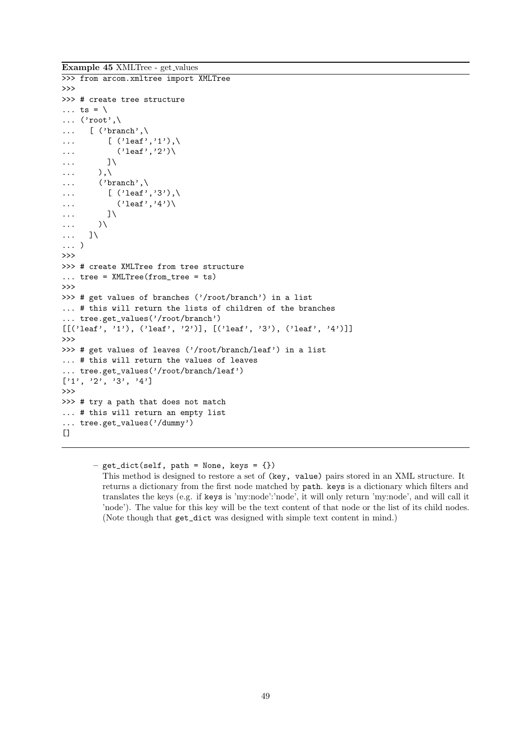**Example 45** XMLTree - get_values

```
>>> from arcom.xmltree import XMLTree
>>>
>>> # create tree structure
... ts = \
... ('root',\
...   [ ('branch',\
...       [ ('leaf','1'),\
...         ('leaf','2')\
...       ]\
...     ),\
...     ('branch',\
...       [ ('leaf','3'),\
...         ('leaf','4')\
...       ]\
...     )\
...   ]\
... )
>>>
>>> # create XMLTree from tree structure
... tree = XMLTree(from_tree = ts)
>>>
>>> # get values of branches ('/root/branch') in a list
... # this will return the lists of children of the branches
... tree.get_values('/root/branch')
[[('leaf', '1'), ('leaf', '2')], [('leaf', '3'), ('leaf', '4')]]
>>>
>>> # get values of leaves ('/root/branch/leaf') in a list
... # this will return the values of leaves
... tree.get_values('/root/branch/leaf')
['1', '2', '3', '4']
>>>
>>> # try a path that does not match
... # this will return an empty list
... tree.get_values('/dummy')
[]
```

– `get_dict(self, path = None, keys = {})`

  This method is designed to restore a set of `(key, value)` pairs stored in an XML structure. It returns a dictionary from the first node matched by `path`. `keys` is a dictionary which filters and translates the keys (e.g. if `keys` is 'my:node':'node', it will only return 'my:node', and will call it 'node'). The value for this key will be the text content of that node or the list of its child nodes. (Note though that `get_dict` was designed with simple text content in mind.)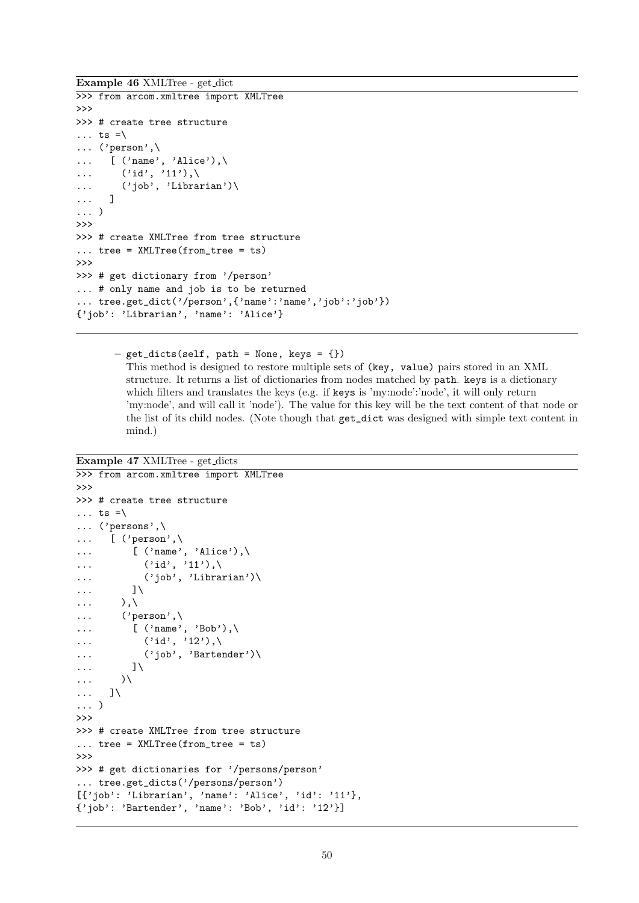**Example 46** XMLTree - get_dict

```
>>> from arcom.xmltree import XMLTree
>>>
>>> # create tree structure
... ts =\
... ('person',\
...   [ ('name', 'Alice'),\
...     ('id', '11'),\
...     ('job', 'Librarian')\
...   ]
... )
>>>
>>> # create XMLTree from tree structure
... tree = XMLTree(from_tree = ts)
>>>
>>> # get dictionary from '/person'
... # only name and job is to be returned
... tree.get_dict('/person',{'name':'name','job':'job'})
{'job': 'Librarian', 'name': 'Alice'}
```

– `get_dicts(self, path = None, keys = {})`
  This method is designed to restore multiple sets of `(key, value)` pairs stored in an XML structure. It returns a list of dictionaries from nodes matched by `path`. `keys` is a dictionary which filters and translates the keys (e.g. if `keys` is 'my:node':'node', it will only return 'my:node', and will call it 'node'). The value for this key will be the text content of that node or the list of its child nodes. (Note though that `get_dict` was designed with simple text content in mind.)

**Example 47** XMLTree - get_dicts

```
>>> from arcom.xmltree import XMLTree
>>>
>>> # create tree structure
... ts =\
... ('persons',\
...   [ ('person',\
...       [ ('name', 'Alice'),\
...         ('id', '11'),\
...         ('job', 'Librarian')\
...       ]\
...     ),\
...     ('person',\
...       [ ('name', 'Bob'),\
...         ('id', '12'),\
...         ('job', 'Bartender')\
...       ]\
...     )\
...   ]\
... )
>>>
>>> # create XMLTree from tree structure
... tree = XMLTree(from_tree = ts)
>>>
>>> # get dictionaries for '/persons/person'
... tree.get_dicts('/persons/person')
[{'job': 'Librarian', 'name': 'Alice', 'id': '11'},
{'job': 'Bartender', 'name': 'Bob', 'id': '12'}]
```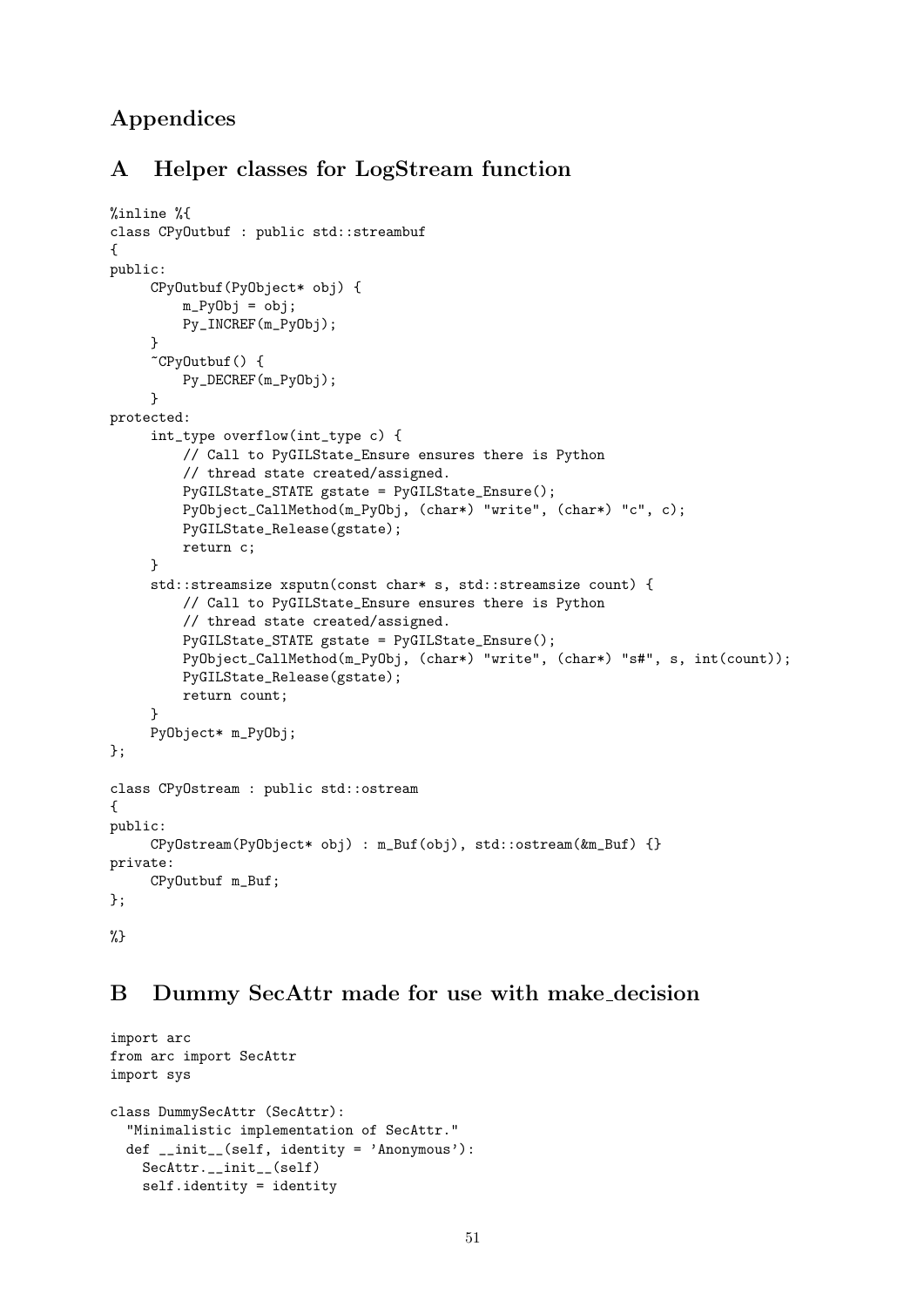# Appendices

## A Helper classes for LogStream function

```
%inline %{
class CPyOutbuf : public std::streambuf
{
public:
     CPyOutbuf(PyObject* obj) {
         m_PyObj = obj;
         Py_INCREF(m_PyObj);
     }
     ~CPyOutbuf() {
         Py_DECREF(m_PyObj);
     }
protected:
     int_type overflow(int_type c) {
         // Call to PyGILState_Ensure ensures there is Python
         // thread state created/assigned.
         PyGILState_STATE gstate = PyGILState_Ensure();
         PyObject_CallMethod(m_PyObj, (char*) "write", (char*) "c", c);
         PyGILState_Release(gstate);
         return c;
     }
     std::streamsize xsputn(const char* s, std::streamsize count) {
         // Call to PyGILState_Ensure ensures there is Python
         // thread state created/assigned.
         PyGILState_STATE gstate = PyGILState_Ensure();
         PyObject_CallMethod(m_PyObj, (char*) "write", (char*) "s#", s, int(count));
         PyGILState_Release(gstate);
         return count;
     }
     PyObject* m_PyObj;
};

class CPyOstream : public std::ostream
{
public:
     CPyOstream(PyObject* obj) : m_Buf(obj), std::ostream(&m_Buf) {}
private:
     CPyOutbuf m_Buf;
};

%}
```

## B Dummy SecAttr made for use with make_decision

```
import arc
from arc import SecAttr
import sys

class DummySecAttr (SecAttr):
  "Minimalistic implementation of SecAttr."
  def __init__(self, identity = 'Anonymous'):
    SecAttr.__init__(self)
    self.identity = identity
```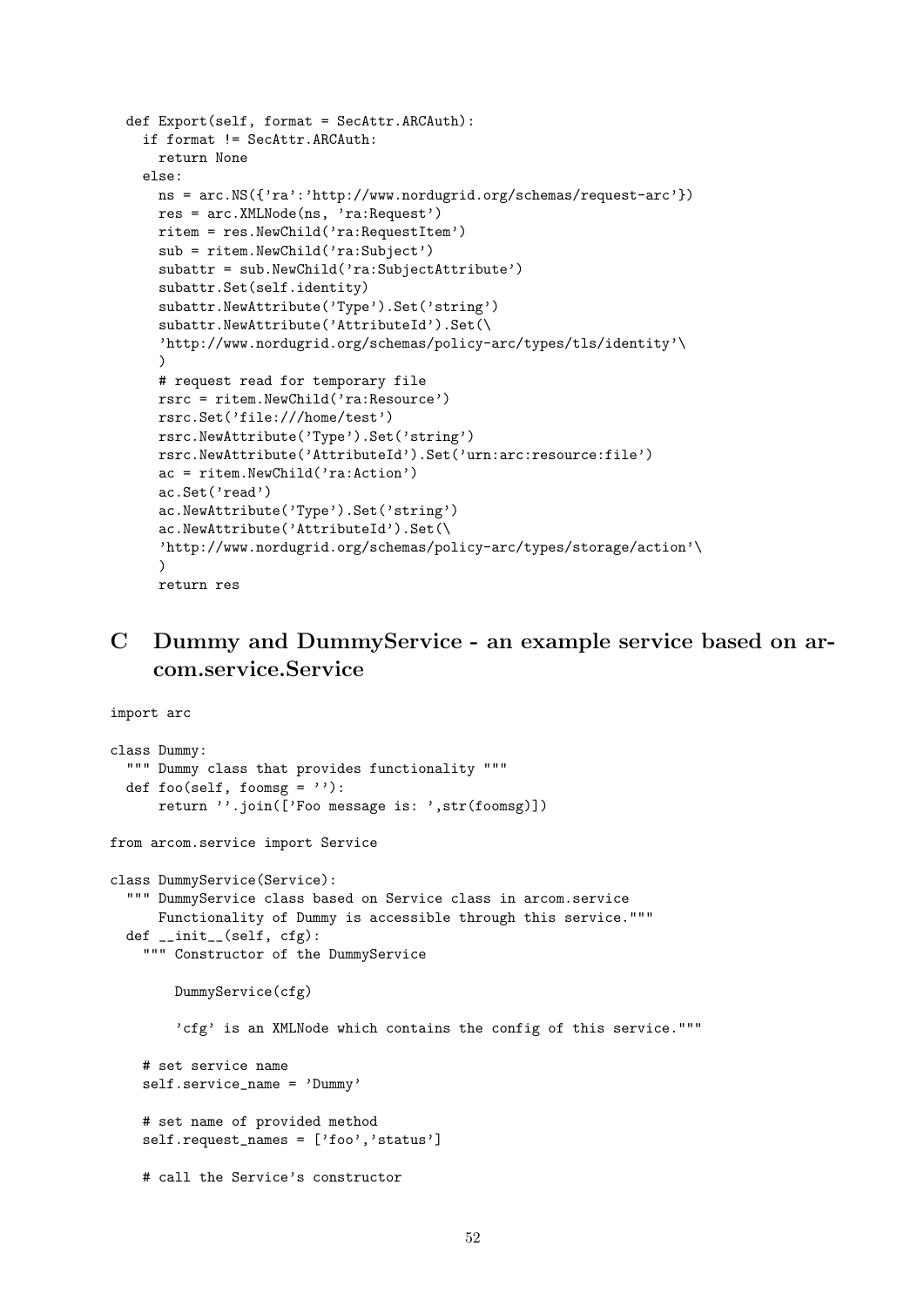```
  def Export(self, format = SecAttr.ARCAuth):
    if format != SecAttr.ARCAuth:
      return None
    else:
      ns = arc.NS({'ra':'http://www.nordugrid.org/schemas/request-arc'})
      res = arc.XMLNode(ns, 'ra:Request')
      ritem = res.NewChild('ra:RequestItem')
      sub = ritem.NewChild('ra:Subject')
      subattr = sub.NewChild('ra:SubjectAttribute')
      subattr.Set(self.identity)
      subattr.NewAttribute('Type').Set('string')
      subattr.NewAttribute('AttributeId').Set(\
      'http://www.nordugrid.org/schemas/policy-arc/types/tls/identity'\
      )
      # request read for temporary file
      rsrc = ritem.NewChild('ra:Resource')
      rsrc.Set('file:///home/test')
      rsrc.NewAttribute('Type').Set('string')
      rsrc.NewAttribute('AttributeId').Set('urn:arc:resource:file')
      ac = ritem.NewChild('ra:Action')
      ac.Set('read')
      ac.NewAttribute('Type').Set('string')
      ac.NewAttribute('AttributeId').Set(\
      'http://www.nordugrid.org/schemas/policy-arc/types/storage/action'\
      )
      return res
```

# C Dummy and DummyService - an example service based on arcom.service.Service

```
import arc

class Dummy:
  """ Dummy class that provides functionality """
  def foo(self, foomsg = ''):
      return ''.join(['Foo message is: ',str(foomsg)])

from arcom.service import Service

class DummyService(Service):
  """ DummyService class based on Service class in arcom.service
      Functionality of Dummy is accessible through this service."""
  def __init__(self, cfg):
    """ Constructor of the DummyService

        DummyService(cfg)

        'cfg' is an XMLNode which contains the config of this service."""

    # set service name
    self.service_name = 'Dummy'

    # set name of provided method
    self.request_names = ['foo','status']

    # call the Service's constructor
```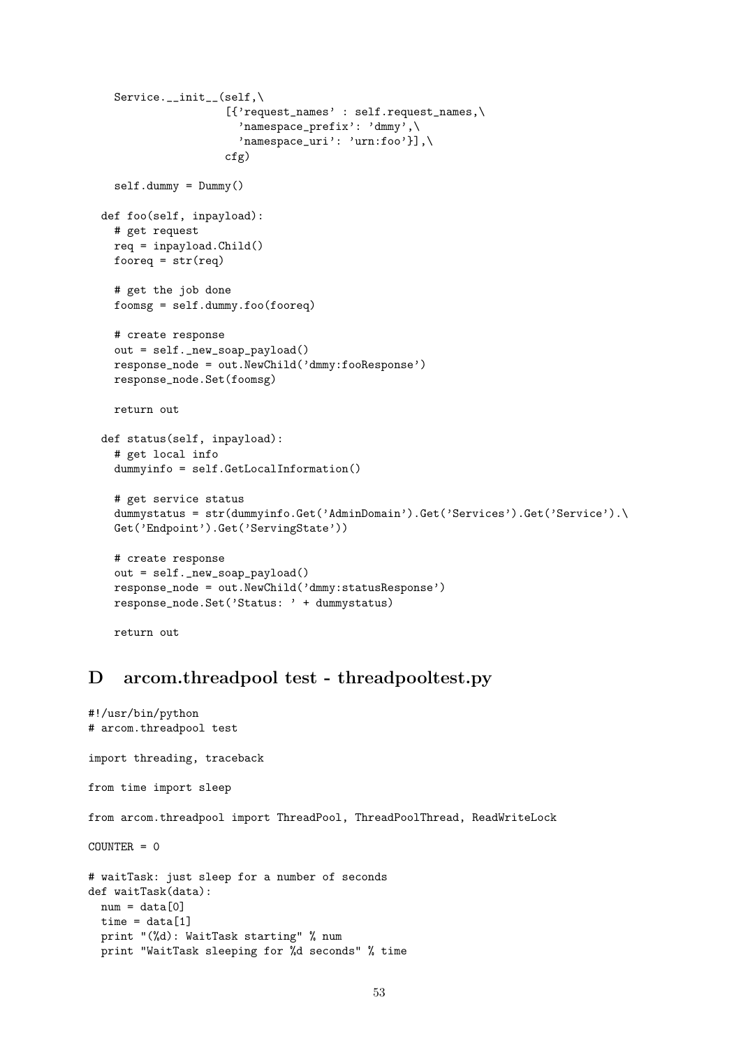```
    Service.__init__(self,\
                     [{'request_names' : self.request_names,\
                       'namespace_prefix': 'dmmy',\
                       'namespace_uri': 'urn:foo'}],\
                     cfg)

    self.dummy = Dummy()

  def foo(self, inpayload):
    # get request
    req = inpayload.Child()
    fooreq = str(req)

    # get the job done
    foomsg = self.dummy.foo(fooreq)

    # create response
    out = self._new_soap_payload()
    response_node = out.NewChild('dmmy:fooResponse')
    response_node.Set(foomsg)

    return out

  def status(self, inpayload):
    # get local info
    dummyinfo = self.GetLocalInformation()

    # get service status
    dummystatus = str(dummyinfo.Get('AdminDomain').Get('Services').Get('Service').\
    Get('Endpoint').Get('ServingState'))

    # create response
    out = self._new_soap_payload()
    response_node = out.NewChild('dmmy:statusResponse')
    response_node.Set('Status: ' + dummystatus)

    return out
```

# D arcom.threadpool test - threadpooltest.py

```
#!/usr/bin/python
# arcom.threadpool test

import threading, traceback

from time import sleep

from arcom.threadpool import ThreadPool, ThreadPoolThread, ReadWriteLock

COUNTER = 0

# waitTask: just sleep for a number of seconds
def waitTask(data):
  num = data[0]
  time = data[1]
  print "(%d): WaitTask starting" % num
  print "WaitTask sleeping for %d seconds" % time
```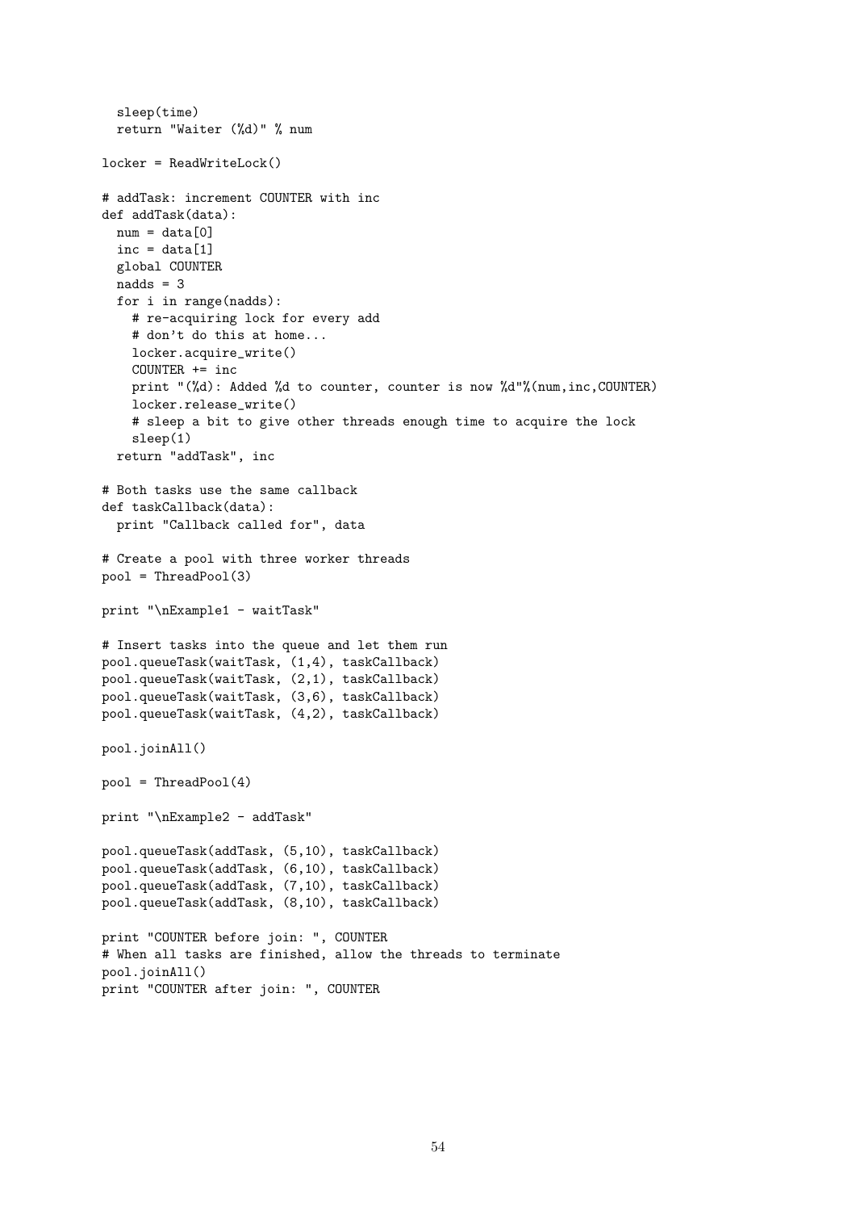```
  sleep(time)
  return "Waiter (%d)" % num

locker = ReadWriteLock()

# addTask: increment COUNTER with inc
def addTask(data):
  num = data[0]
  inc = data[1]
  global COUNTER
  nadds = 3
  for i in range(nadds):
    # re-acquiring lock for every add
    # don’t do this at home...
    locker.acquire_write()
    COUNTER += inc
    print "(%d): Added %d to counter, counter is now %d"%(num,inc,COUNTER)
    locker.release_write()
    # sleep a bit to give other threads enough time to acquire the lock
    sleep(1)
  return "addTask", inc

# Both tasks use the same callback
def taskCallback(data):
  print "Callback called for", data

# Create a pool with three worker threads
pool = ThreadPool(3)

print "\nExample1 - waitTask"

# Insert tasks into the queue and let them run
pool.queueTask(waitTask, (1,4), taskCallback)
pool.queueTask(waitTask, (2,1), taskCallback)
pool.queueTask(waitTask, (3,6), taskCallback)
pool.queueTask(waitTask, (4,2), taskCallback)

pool.joinAll()

pool = ThreadPool(4)

print "\nExample2 - addTask"

pool.queueTask(addTask, (5,10), taskCallback)
pool.queueTask(addTask, (6,10), taskCallback)
pool.queueTask(addTask, (7,10), taskCallback)
pool.queueTask(addTask, (8,10), taskCallback)

print "COUNTER before join: ", COUNTER
# When all tasks are finished, allow the threads to terminate
pool.joinAll()
print "COUNTER after join: ", COUNTER
```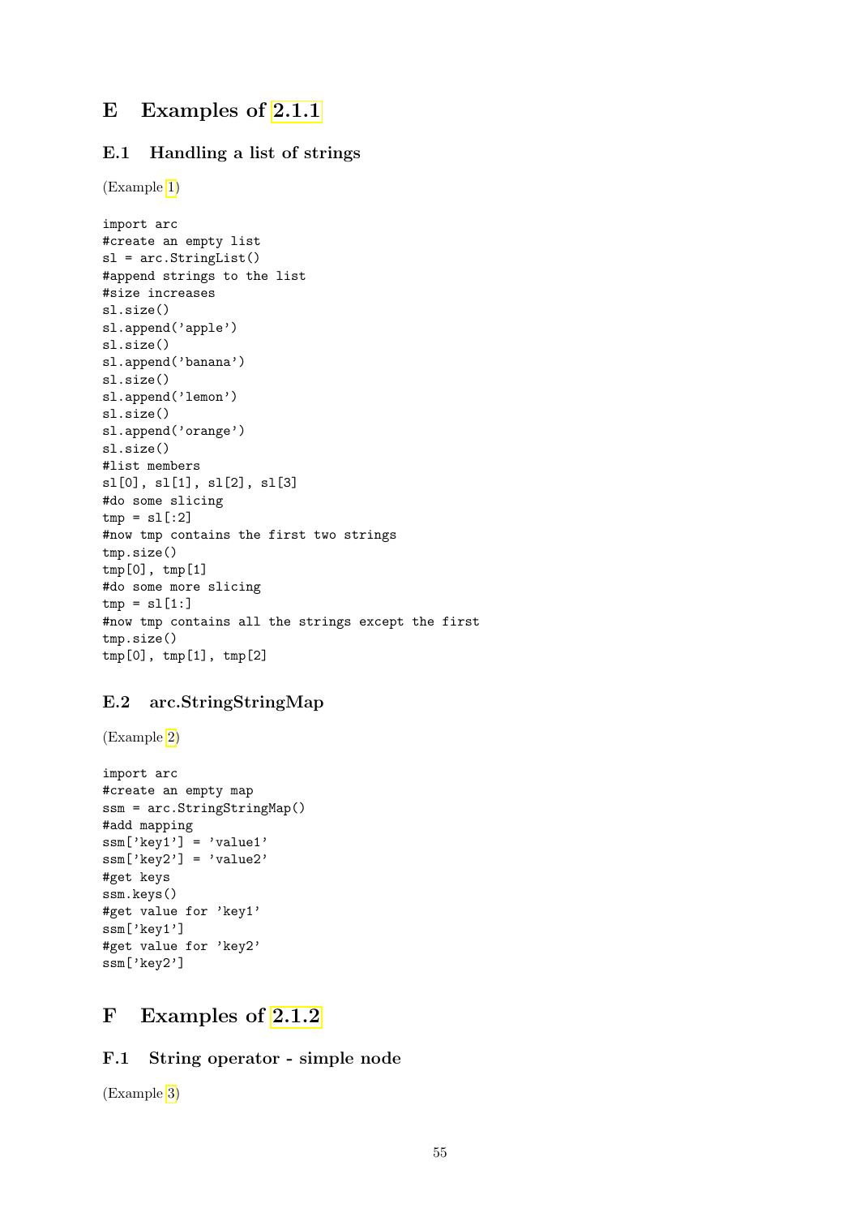# E Examples of 2.1.1

## E.1 Handling a list of strings

(Example 1)

```
import arc
#create an empty list
sl = arc.StringList()
#append strings to the list
#size increases
sl.size()
sl.append('apple')
sl.size()
sl.append('banana')
sl.size()
sl.append('lemon')
sl.size()
sl.append('orange')
sl.size()
#list members
sl[0], sl[1], sl[2], sl[3]
#do some slicing
tmp = sl[:2]
#now tmp contains the first two strings
tmp.size()
tmp[0], tmp[1]
#do some more slicing
tmp = sl[1:]
#now tmp contains all the strings except the first
tmp.size()
tmp[0], tmp[1], tmp[2]
```

## E.2 arc.StringStringMap

(Example 2)

```
import arc
#create an empty map
ssm = arc.StringStringMap()
#add mapping
ssm['key1'] = 'value1'
ssm['key2'] = 'value2'
#get keys
ssm.keys()
#get value for 'key1'
ssm['key1']
#get value for 'key2'
ssm['key2']
```

# F Examples of 2.1.2

## F.1 String operator - simple node

(Example 3)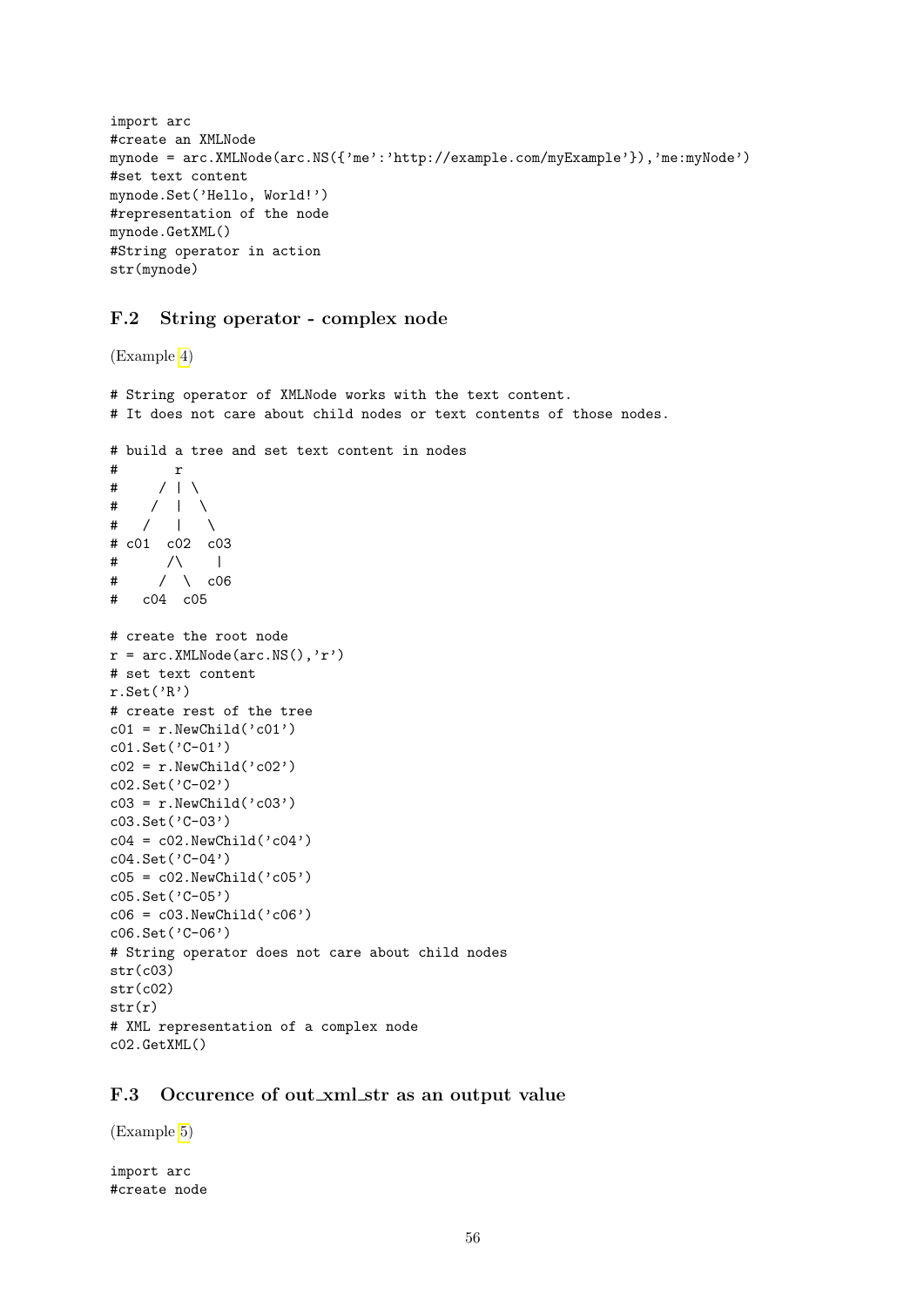```
import arc
#create an XMLNode
mynode = arc.XMLNode(arc.NS({'me':'http://example.com/myExample'}),'me:myNode')
#set text content
mynode.Set('Hello, World!')
#representation of the node
mynode.GetXML()
#String operator in action
str(mynode)
```

### F.2 String operator - complex node

(Example 4)

```
# String operator of XMLNode works with the text content.
# It does not care about child nodes or text contents of those nodes.

# build a tree and set text content in nodes
#       r
#     / | \
#    /  |  \
#   /   |   \
# c01  c02  c03
#      /\    |
#     /  \  c06
#   c04  c05

# create the root node
r = arc.XMLNode(arc.NS(),'r')
# set text content
r.Set('R')
# create rest of the tree
c01 = r.NewChild('c01')
c01.Set('C-01')
c02 = r.NewChild('c02')
c02.Set('C-02')
c03 = r.NewChild('c03')
c03.Set('C-03')
c04 = c02.NewChild('c04')
c04.Set('C-04')
c05 = c02.NewChild('c05')
c05.Set('C-05')
c06 = c03.NewChild('c06')
c06.Set('C-06')
# String operator does not care about child nodes
str(c03)
str(c02)
str(r)
# XML representation of a complex node
c02.GetXML()
```

### F.3 Occurence of out_xml_str as an output value

(Example 5)

```
import arc
#create node
```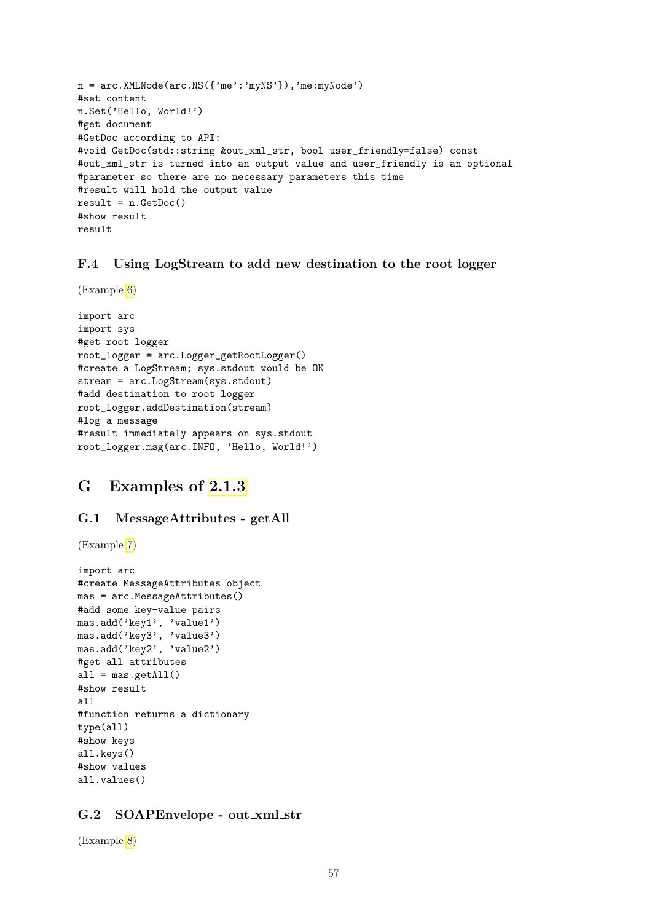```
n = arc.XMLNode(arc.NS({'me':'myNS'}),'me:myNode')
#set content
n.Set('Hello, World!')
#get document
#GetDoc according to API:
#void GetDoc(std::string &out_xml_str, bool user_friendly=false) const
#out_xml_str is turned into an output value and user_friendly is an optional
#parameter so there are no necessary parameters this time
#result will hold the output value
result = n.GetDoc()
#show result
result
```

### F.4 Using LogStream to add new destination to the root logger

(Example 6)

```
import arc
import sys
#get root logger
root_logger = arc.Logger_getRootLogger()
#create a LogStream; sys.stdout would be OK
stream = arc.LogStream(sys.stdout)
#add destination to root logger
root_logger.addDestination(stream)
#log a message
#result immediately appears on sys.stdout
root_logger.msg(arc.INFO, 'Hello, World!')
```

## G Examples of 2.1.3

### G.1 MessageAttributes - getAll

(Example 7)

```
import arc
#create MessageAttributes object
mas = arc.MessageAttributes()
#add some key-value pairs
mas.add('key1', 'value1')
mas.add('key3', 'value3')
mas.add('key2', 'value2')
#get all attributes
all = mas.getAll()
#show result
all
#function returns a dictionary
type(all)
#show keys
all.keys()
#show values
all.values()
```

### G.2 SOAPEnvelope - out_xml_str

(Example 8)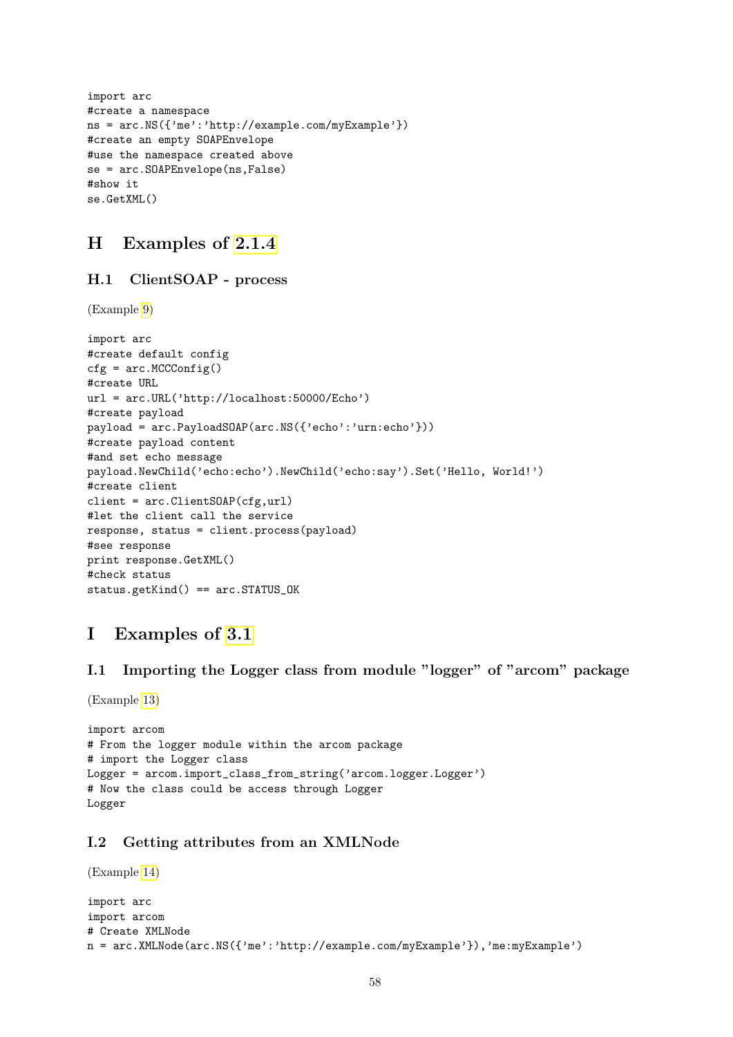```
import arc
#create a namespace
ns = arc.NS({'me':'http://example.com/myExample'})
#create an empty SOAPEnvelope
#use the namespace created above
se = arc.SOAPEnvelope(ns,False)
#show it
se.GetXML()
```

## H Examples of 2.1.4

### H.1 ClientSOAP - process

(Example 9)

```
import arc
#create default config
cfg = arc.MCCConfig()
#create URL
url = arc.URL('http://localhost:50000/Echo')
#create payload
payload = arc.PayloadSOAP(arc.NS({'echo':'urn:echo'}))
#create payload content
#and set echo message
payload.NewChild('echo:echo').NewChild('echo:say').Set('Hello, World!')
#create client
client = arc.ClientSOAP(cfg,url)
#let the client call the service
response, status = client.process(payload)
#see response
print response.GetXML()
#check status
status.getKind() == arc.STATUS_OK
```

## I Examples of 3.1

### I.1 Importing the Logger class from module "logger" of "arcom" package

(Example 13)

```
import arcom
# From the logger module within the arcom package
# import the Logger class
Logger = arcom.import_class_from_string('arcom.logger.Logger')
# Now the class could be access through Logger
Logger
```

### I.2 Getting attributes from an XMLNode

(Example 14)

```
import arc
import arcom
# Create XMLNode
n = arc.XMLNode(arc.NS({'me':'http://example.com/myExample'}),'me:myExample')
```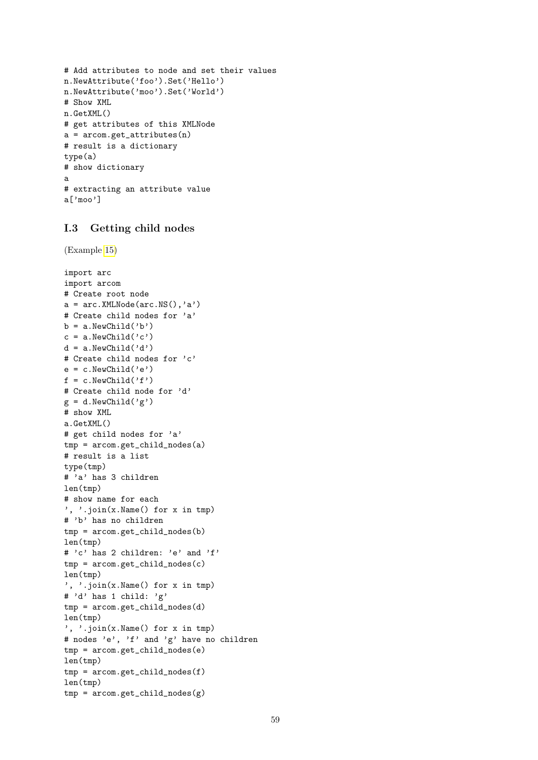```
# Add attributes to node and set their values
n.NewAttribute('foo').Set('Hello')
n.NewAttribute('moo').Set('World')
# Show XML
n.GetXML()
# get attributes of this XMLNode
a = arcom.get_attributes(n)
# result is a dictionary
type(a)
# show dictionary
a
# extracting an attribute value
a['moo']
```

### I.3 Getting child nodes

(Example 15)

```
import arc
import arcom
# Create root node
a = arc.XMLNode(arc.NS(),'a')
# Create child nodes for 'a'
b = a.NewChild('b')
c = a.NewChild('c')
d = a.NewChild('d')
# Create child nodes for 'c'
e = c.NewChild('e')
f = c.NewChild('f')
# Create child node for 'd'
g = d.NewChild('g')
# show XML
a.GetXML()
# get child nodes for 'a'
tmp = arcom.get_child_nodes(a)
# result is a list
type(tmp)
# 'a' has 3 children
len(tmp)
# show name for each
', '.join(x.Name() for x in tmp)
# 'b' has no children
tmp = arcom.get_child_nodes(b)
len(tmp)
# 'c' has 2 children: 'e' and 'f'
tmp = arcom.get_child_nodes(c)
len(tmp)
', '.join(x.Name() for x in tmp)
# 'd' has 1 child: 'g'
tmp = arcom.get_child_nodes(d)
len(tmp)
', '.join(x.Name() for x in tmp)
# nodes 'e', 'f' and 'g' have no children
tmp = arcom.get_child_nodes(e)
len(tmp)
tmp = arcom.get_child_nodes(f)
len(tmp)
tmp = arcom.get_child_nodes(g)
```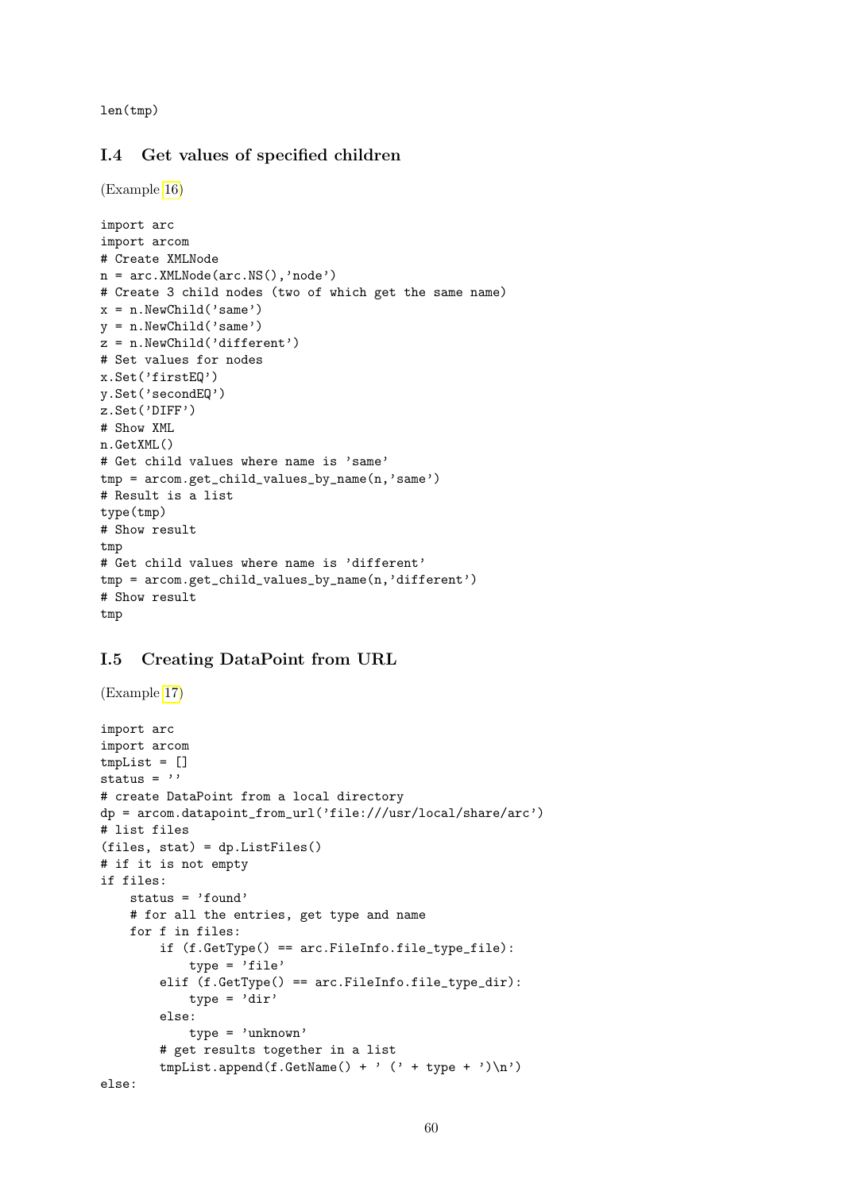```
len(tmp)
```

### I.4 Get values of specified children

(Example 16)

```
import arc
import arcom
# Create XMLNode
n = arc.XMLNode(arc.NS(),'node')
# Create 3 child nodes (two of which get the same name)
x = n.NewChild('same')
y = n.NewChild('same')
z = n.NewChild('different')
# Set values for nodes
x.Set('firstEQ')
y.Set('secondEQ')
z.Set('DIFF')
# Show XML
n.GetXML()
# Get child values where name is 'same'
tmp = arcom.get_child_values_by_name(n,'same')
# Result is a list
type(tmp)
# Show result
tmp
# Get child values where name is 'different'
tmp = arcom.get_child_values_by_name(n,'different')
# Show result
tmp
```

### I.5 Creating DataPoint from URL

(Example 17)

```
import arc
import arcom
tmpList = []
status = ''
# create DataPoint from a local directory
dp = arcom.datapoint_from_url('file:///usr/local/share/arc')
# list files
(files, stat) = dp.ListFiles()
# if it is not empty
if files:
    status = 'found'
    # for all the entries, get type and name
    for f in files:
        if (f.GetType() == arc.FileInfo.file_type_file):
            type = 'file'
        elif (f.GetType() == arc.FileInfo.file_type_dir):
            type = 'dir'
        else:
            type = 'unknown'
        # get results together in a list
        tmpList.append(f.GetName() + ' (' + type + ')\n')
else:
```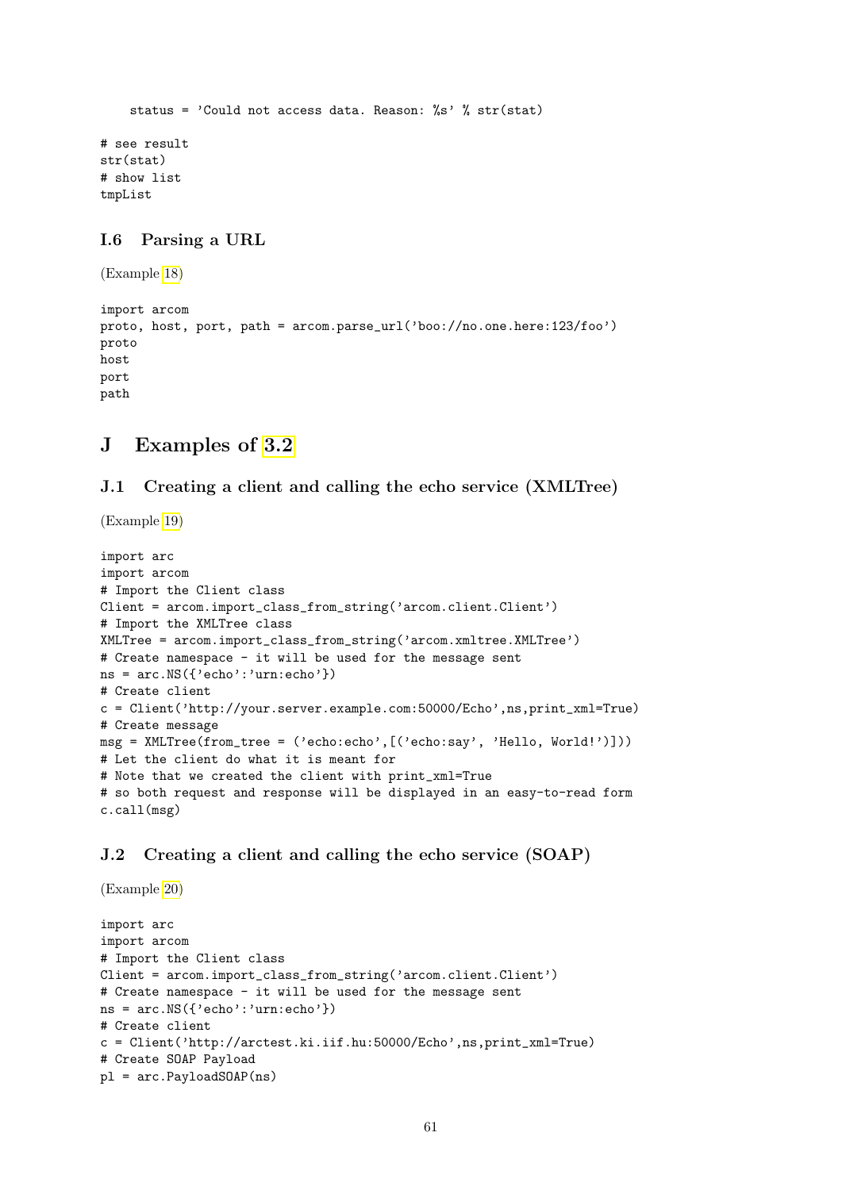```
    status = 'Could not access data. Reason: %s' % str(stat)

# see result
str(stat)
# show list
tmpList
```

### I.6 Parsing a URL

(Example 18)

```
import arcom
proto, host, port, path = arcom.parse_url('boo://no.one.here:123/foo')
proto
host
port
path
```

## J Examples of 3.2

### J.1 Creating a client and calling the echo service (XMLTree)

(Example 19)

```
import arc
import arcom
# Import the Client class
Client = arcom.import_class_from_string('arcom.client.Client')
# Import the XMLTree class
XMLTree = arcom.import_class_from_string('arcom.xmltree.XMLTree')
# Create namespace - it will be used for the message sent
ns = arc.NS({'echo':'urn:echo'})
# Create client
c = Client('http://your.server.example.com:50000/Echo',ns,print_xml=True)
# Create message
msg = XMLTree(from_tree = ('echo:echo',[('echo:say', 'Hello, World!')]))
# Let the client do what it is meant for
# Note that we created the client with print_xml=True
# so both request and response will be displayed in an easy-to-read form
c.call(msg)
```

### J.2 Creating a client and calling the echo service (SOAP)

(Example 20)

```
import arc
import arcom
# Import the Client class
Client = arcom.import_class_from_string('arcom.client.Client')
# Create namespace - it will be used for the message sent
ns = arc.NS({'echo':'urn:echo'})
# Create client
c = Client('http://arctest.ki.iif.hu:50000/Echo',ns,print_xml=True)
# Create SOAP Payload
pl = arc.PayloadSOAP(ns)
```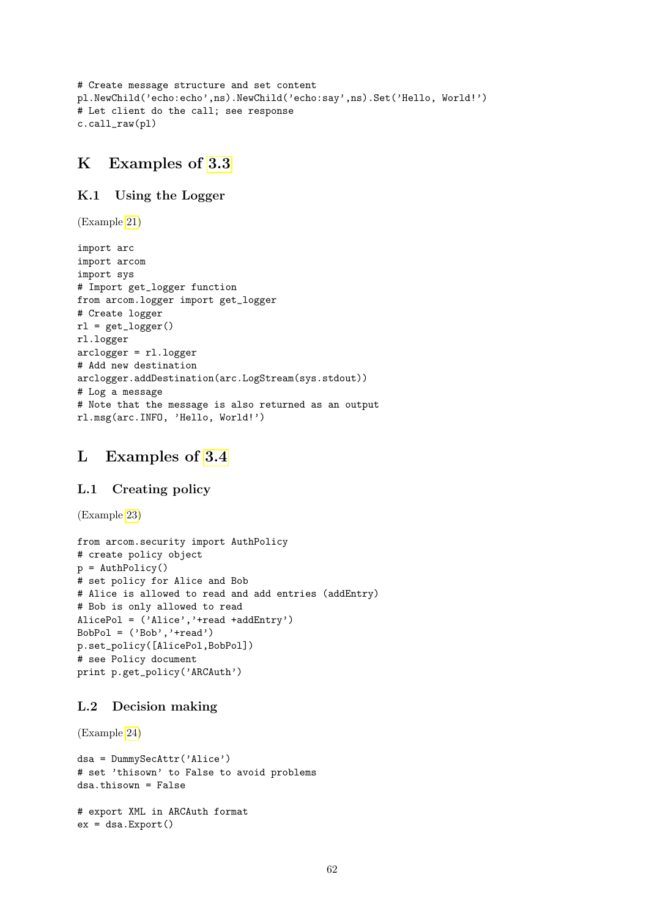```
# Create message structure and set content
pl.NewChild('echo:echo',ns).NewChild('echo:say',ns).Set('Hello, World!')
# Let client do the call; see response
c.call_raw(pl)
```

# K Examples of 3.3

## K.1 Using the Logger

(Example 21)

```
import arc
import arcom
import sys
# Import get_logger function
from arcom.logger import get_logger
# Create logger
rl = get_logger()
rl.logger
arclogger = rl.logger
# Add new destination
arclogger.addDestination(arc.LogStream(sys.stdout))
# Log a message
# Note that the message is also returned as an output
rl.msg(arc.INFO, 'Hello, World!')
```

# L Examples of 3.4

## L.1 Creating policy

(Example 23)

```
from arcom.security import AuthPolicy
# create policy object
p = AuthPolicy()
# set policy for Alice and Bob
# Alice is allowed to read and add entries (addEntry)
# Bob is only allowed to read
AlicePol = ('Alice','+read +addEntry')
BobPol = ('Bob','+read')
p.set_policy([AlicePol,BobPol])
# see Policy document
print p.get_policy('ARCAuth')
```

## L.2 Decision making

(Example 24)

```
dsa = DummySecAttr('Alice')
# set 'thisown' to False to avoid problems
dsa.thisown = False

# export XML in ARCAuth format
ex = dsa.Export()
```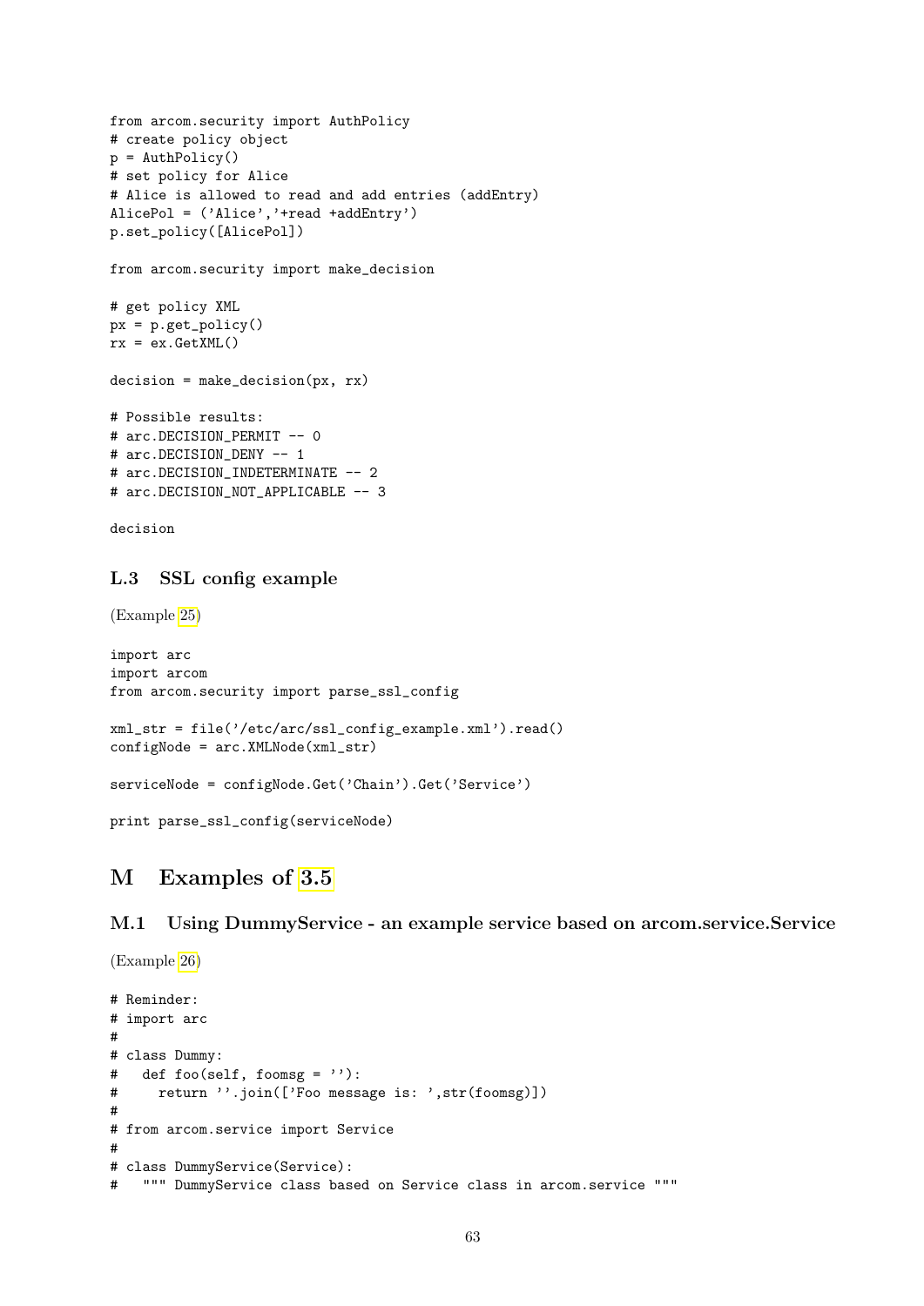```
from arcom.security import AuthPolicy
# create policy object
p = AuthPolicy()
# set policy for Alice
# Alice is allowed to read and add entries (addEntry)
AlicePol = ('Alice','+read +addEntry')
p.set_policy([AlicePol])

from arcom.security import make_decision

# get policy XML
px = p.get_policy()
rx = ex.GetXML()

decision = make_decision(px, rx)

# Possible results:
# arc.DECISION_PERMIT -- 0
# arc.DECISION_DENY -- 1
# arc.DECISION_INDETERMINATE -- 2
# arc.DECISION_NOT_APPLICABLE -- 3

decision
```

### L.3 SSL config example

(Example 25)

```
import arc
import arcom
from arcom.security import parse_ssl_config

xml_str = file('/etc/arc/ssl_config_example.xml').read()
configNode = arc.XMLNode(xml_str)

serviceNode = configNode.Get('Chain').Get('Service')

print parse_ssl_config(serviceNode)
```

## M Examples of 3.5

### M.1 Using DummyService - an example service based on arcom.service.Service

(Example 26)

```
# Reminder:
# import arc
#
# class Dummy:
#   def foo(self, foomsg = ''):
#     return ''.join(['Foo message is: ',str(foomsg)])
#
# from arcom.service import Service
#
# class DummyService(Service):
#   """ DummyService class based on Service class in arcom.service """
```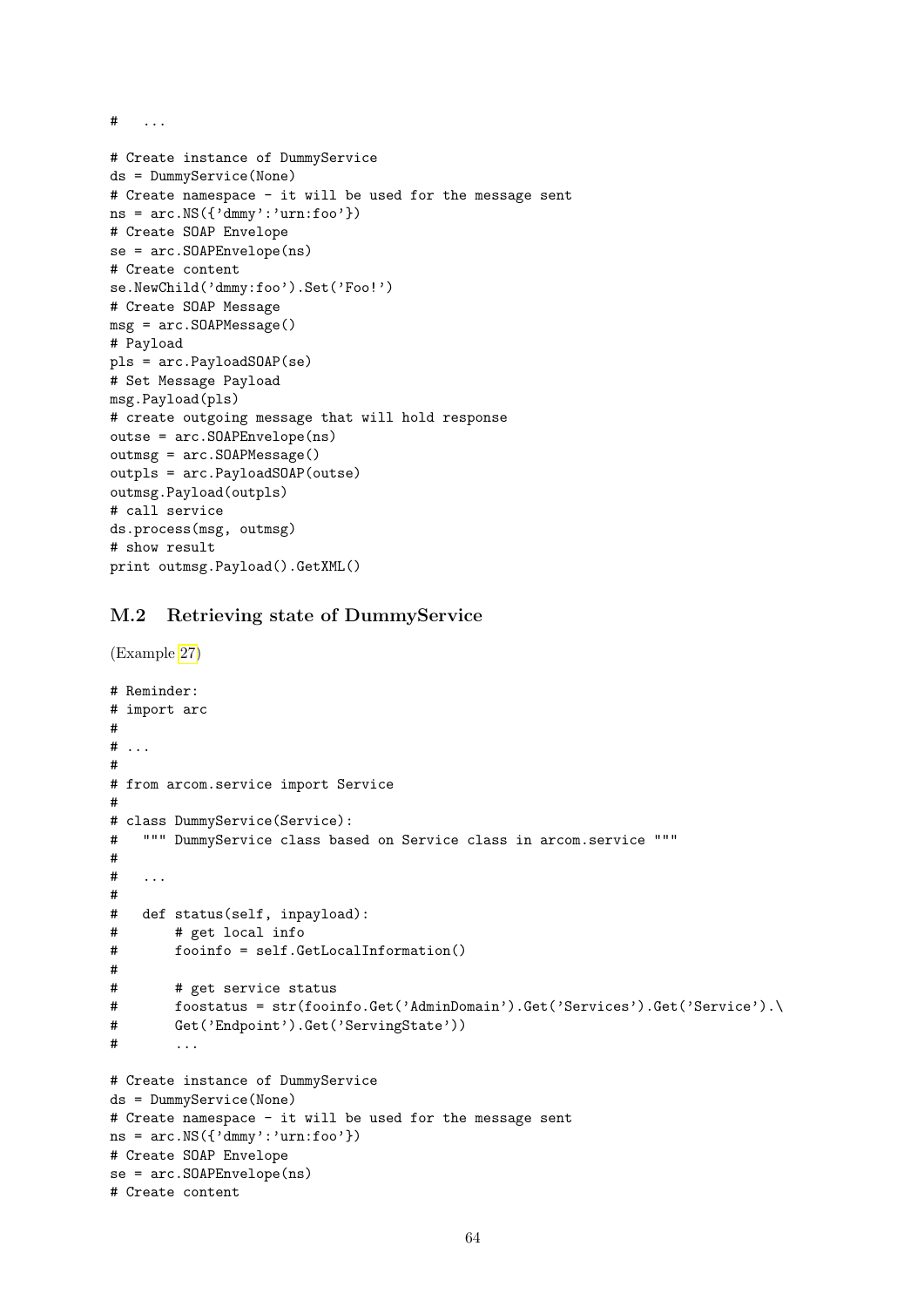```
#   ...

# Create instance of DummyService
ds = DummyService(None)
# Create namespace - it will be used for the message sent
ns = arc.NS({'dmmy':'urn:foo'})
# Create SOAP Envelope
se = arc.SOAPEnvelope(ns)
# Create content
se.NewChild('dmmy:foo').Set('Foo!')
# Create SOAP Message
msg = arc.SOAPMessage()
# Payload
pls = arc.PayloadSOAP(se)
# Set Message Payload
msg.Payload(pls)
# create outgoing message that will hold response
outse = arc.SOAPEnvelope(ns)
outmsg = arc.SOAPMessage()
outpls = arc.PayloadSOAP(outse)
outmsg.Payload(outpls)
# call service
ds.process(msg, outmsg)
# show result
print outmsg.Payload().GetXML()
```

## M.2 Retrieving state of DummyService

(Example 27)

```
# Reminder:
# import arc
#
# ...
#
# from arcom.service import Service
#
# class DummyService(Service):
#   """ DummyService class based on Service class in arcom.service """
#
#   ...
#
#   def status(self, inpayload):
#       # get local info
#       fooinfo = self.GetLocalInformation()
#
#       # get service status
#       foostatus = str(fooinfo.Get('AdminDomain').Get('Services').Get('Service').\
#       Get('Endpoint').Get('ServingState'))
#       ...

# Create instance of DummyService
ds = DummyService(None)
# Create namespace - it will be used for the message sent
ns = arc.NS({'dmmy':'urn:foo'})
# Create SOAP Envelope
se = arc.SOAPEnvelope(ns)
# Create content
```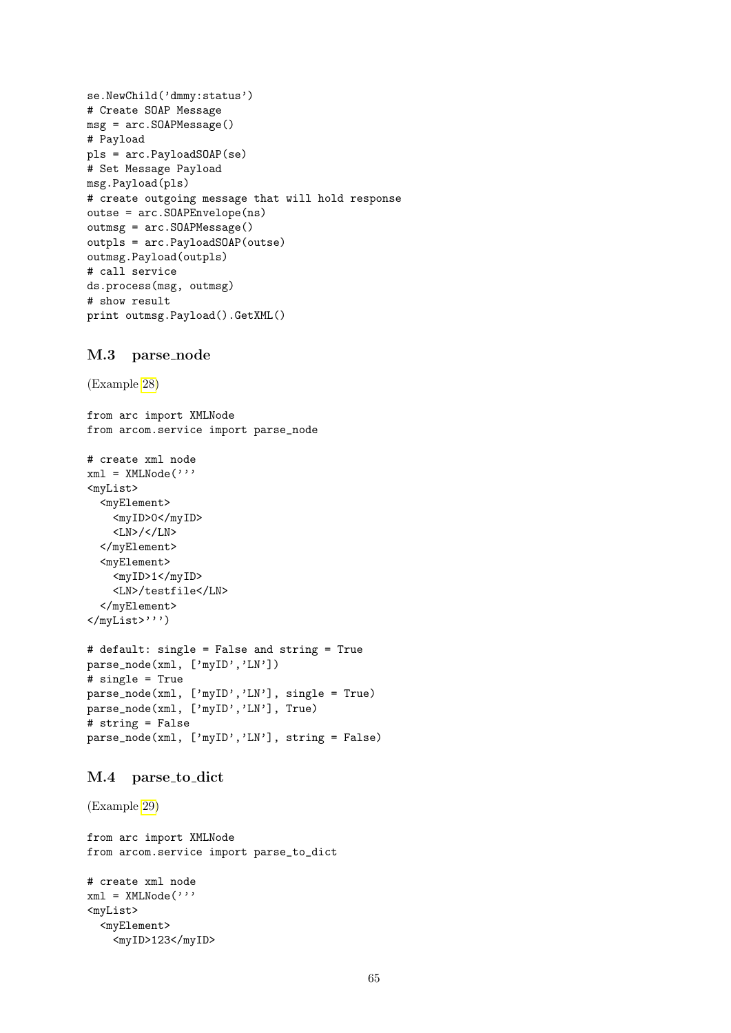```
se.NewChild('dmmy:status')
# Create SOAP Message
msg = arc.SOAPMessage()
# Payload
pls = arc.PayloadSOAP(se)
# Set Message Payload
msg.Payload(pls)
# create outgoing message that will hold response
outse = arc.SOAPEnvelope(ns)
outmsg = arc.SOAPMessage()
outpls = arc.PayloadSOAP(outse)
outmsg.Payload(outpls)
# call service
ds.process(msg, outmsg)
# show result
print outmsg.Payload().GetXML()
```

## M.3 parse_node

(Example 28)

```
from arc import XMLNode
from arcom.service import parse_node

# create xml node
xml = XMLNode('''
<myList>
  <myElement>
    <myID>0</myID>
    <LN>/</LN>
  </myElement>
  <myElement>
    <myID>1</myID>
    <LN>/testfile</LN>
  </myElement>
</myList>''')

# default: single = False and string = True
parse_node(xml, ['myID','LN'])
# single = True
parse_node(xml, ['myID','LN'], single = True)
parse_node(xml, ['myID','LN'], True)
# string = False
parse_node(xml, ['myID','LN'], string = False)
```

## M.4 parse_to_dict

(Example 29)

```
from arc import XMLNode
from arcom.service import parse_to_dict

# create xml node
xml = XMLNode('''
<myList>
  <myElement>
    <myID>123</myID>
```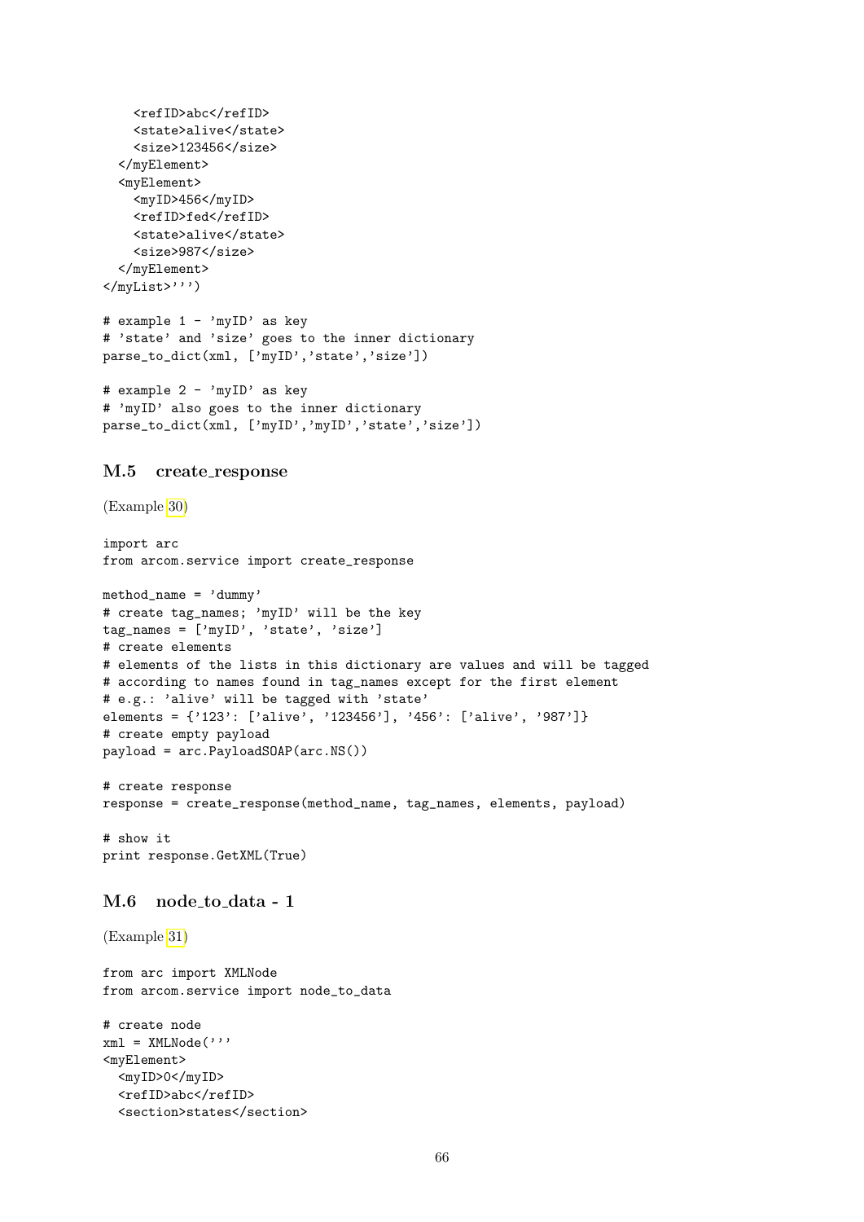```
    <refID>abc</refID>
    <state>alive</state>
    <size>123456</size>
  </myElement>
  <myElement>
    <myID>456</myID>
    <refID>fed</refID>
    <state>alive</state>
    <size>987</size>
  </myElement>
</myList>''')

# example 1 - 'myID' as key
# 'state' and 'size' goes to the inner dictionary
parse_to_dict(xml, ['myID','state','size'])

# example 2 - 'myID' as key
# 'myID' also goes to the inner dictionary
parse_to_dict(xml, ['myID','myID','state','size'])
```

## M.5 create_response

(Example 30)

```
import arc
from arcom.service import create_response

method_name = 'dummy'
# create tag_names; 'myID' will be the key
tag_names = ['myID', 'state', 'size']
# create elements
# elements of the lists in this dictionary are values and will be tagged
# according to names found in tag_names except for the first element
# e.g.: 'alive' will be tagged with 'state'
elements = {'123': ['alive', '123456'], '456': ['alive', '987']}
# create empty payload
payload = arc.PayloadSOAP(arc.NS())

# create response
response = create_response(method_name, tag_names, elements, payload)

# show it
print response.GetXML(True)
```

## M.6 node_to_data - 1

(Example 31)

```
from arc import XMLNode
from arcom.service import node_to_data

# create node
xml = XMLNode('''
<myElement>
  <myID>0</myID>
  <refID>abc</refID>
  <section>states</section>
```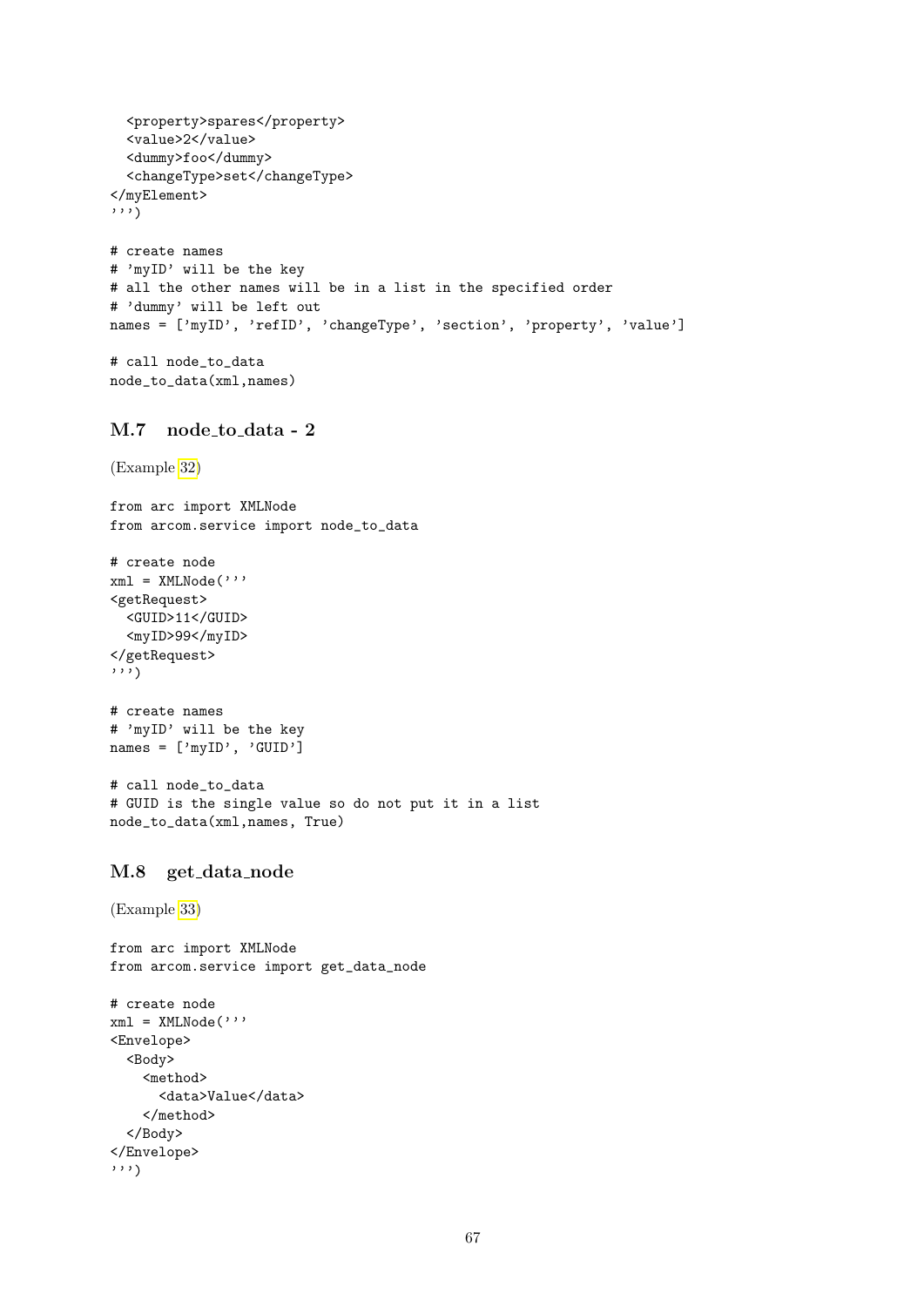```
  <property>spares</property>
  <value>2</value>
  <dummy>foo</dummy>
  <changeType>set</changeType>
</myElement>
''')

# create names
# 'myID' will be the key
# all the other names will be in a list in the specified order
# 'dummy' will be left out
names = ['myID', 'refID', 'changeType', 'section', 'property', 'value']

# call node_to_data
node_to_data(xml,names)
```

### M.7 node_to_data - 2

(Example 32)

```
from arc import XMLNode
from arcom.service import node_to_data

# create node
xml = XMLNode('''
<getRequest>
  <GUID>11</GUID>
  <myID>99</myID>
</getRequest>
''')

# create names
# 'myID' will be the key
names = ['myID', 'GUID']

# call node_to_data
# GUID is the single value so do not put it in a list
node_to_data(xml,names, True)
```

### M.8 get_data_node

(Example 33)

```
from arc import XMLNode
from arcom.service import get_data_node

# create node
xml = XMLNode('''
<Envelope>
  <Body>
    <method>
      <data>Value</data>
    </method>
  </Body>
</Envelope>
''')
```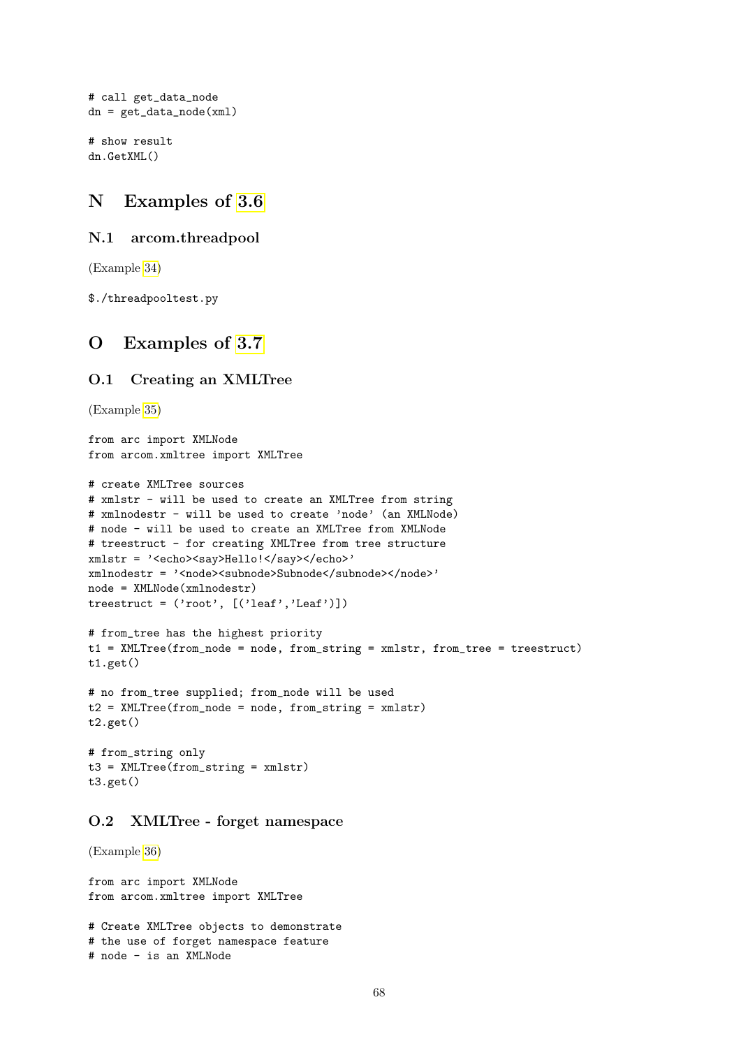```
# call get_data_node
dn = get_data_node(xml)

# show result
dn.GetXML()
```

## N Examples of 3.6

### N.1 arcom.threadpool

(Example 34)

```
$./threadpooltest.py
```

## O Examples of 3.7

### O.1 Creating an XMLTree

(Example 35)

```
from arc import XMLNode
from arcom.xmltree import XMLTree

# create XMLTree sources
# xmlstr - will be used to create an XMLTree from string
# xmlnodestr - will be used to create 'node' (an XMLNode)
# node - will be used to create an XMLTree from XMLNode
# treestruct - for creating XMLTree from tree structure
xmlstr = '<echo><say>Hello!</say></echo>'
xmlnodestr = '<node><subnode>Subnode</subnode></node>'
node = XMLNode(xmlnodestr)
treestruct = ('root', [('leaf','Leaf')])

# from_tree has the highest priority
t1 = XMLTree(from_node = node, from_string = xmlstr, from_tree = treestruct)
t1.get()

# no from_tree supplied; from_node will be used
t2 = XMLTree(from_node = node, from_string = xmlstr)
t2.get()

# from_string only
t3 = XMLTree(from_string = xmlstr)
t3.get()
```

### O.2 XMLTree - forget namespace

(Example 36)

```
from arc import XMLNode
from arcom.xmltree import XMLTree

# Create XMLTree objects to demonstrate
# the use of forget namespace feature
# node - is an XMLNode
```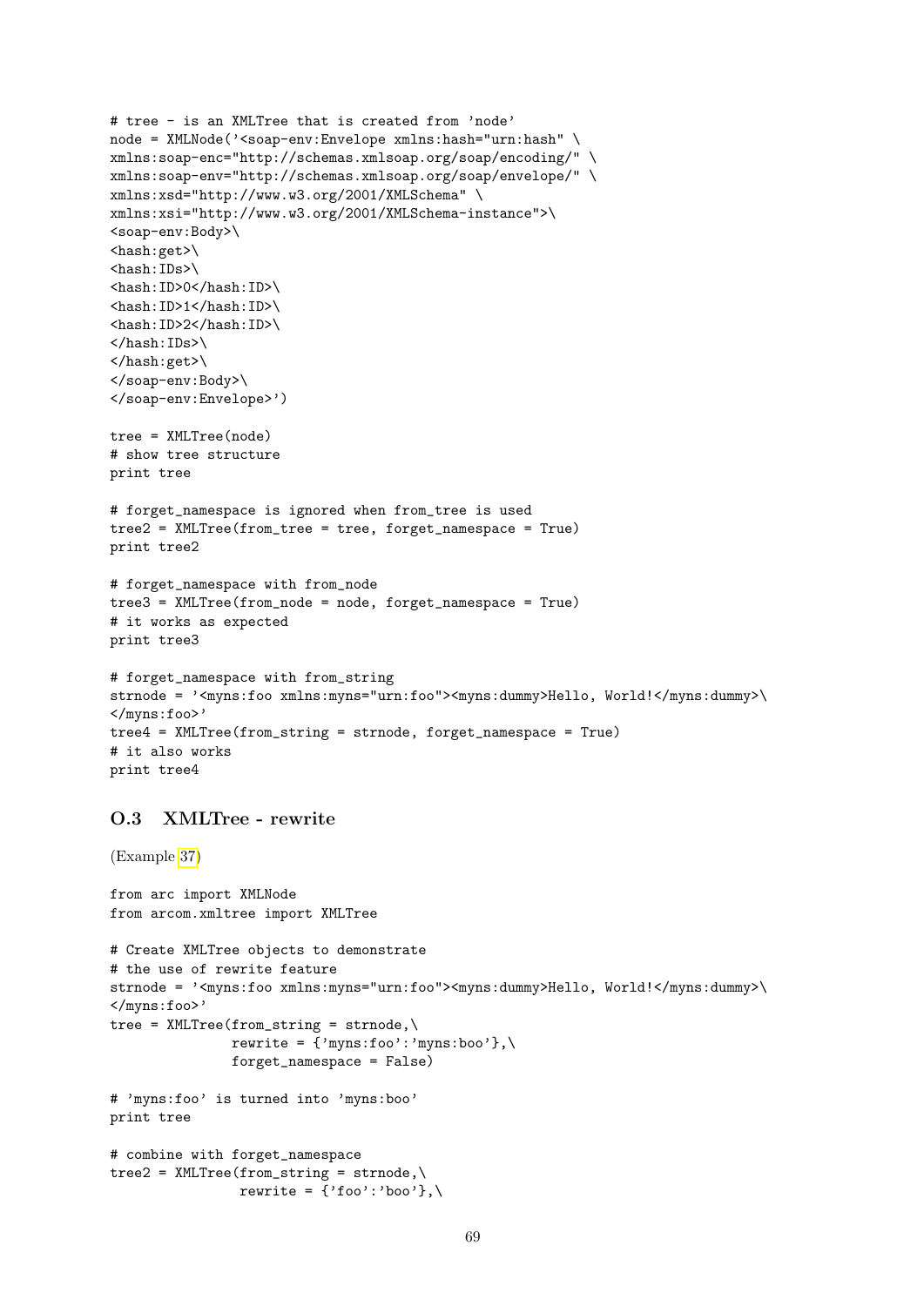```
# tree - is an XMLTree that is created from 'node'
node = XMLNode('<soap-env:Envelope xmlns:hash="urn:hash" \
xmlns:soap-enc="http://schemas.xmlsoap.org/soap/encoding/" \
xmlns:soap-env="http://schemas.xmlsoap.org/soap/envelope/" \
xmlns:xsd="http://www.w3.org/2001/XMLSchema" \
xmlns:xsi="http://www.w3.org/2001/XMLSchema-instance">\
<soap-env:Body>\
<hash:get>\
<hash:IDs>\
<hash:ID>0</hash:ID>\
<hash:ID>1</hash:ID>\
<hash:ID>2</hash:ID>\
</hash:IDs>\
</hash:get>\
</soap-env:Body>\
</soap-env:Envelope>')

tree = XMLTree(node)
# show tree structure
print tree

# forget_namespace is ignored when from_tree is used
tree2 = XMLTree(from_tree = tree, forget_namespace = True)
print tree2

# forget_namespace with from_node
tree3 = XMLTree(from_node = node, forget_namespace = True)
# it works as expected
print tree3

# forget_namespace with from_string
strnode = '<myns:foo xmlns:myns="urn:foo"><myns:dummy>Hello, World!</myns:dummy>\
</myns:foo>'
tree4 = XMLTree(from_string = strnode, forget_namespace = True)
# it also works
print tree4
```

### O.3 XMLTree - rewrite

(Example 37)

```
from arc import XMLNode
from arcom.xmltree import XMLTree

# Create XMLTree objects to demonstrate
# the use of rewrite feature
strnode = '<myns:foo xmlns:myns="urn:foo"><myns:dummy>Hello, World!</myns:dummy>\
</myns:foo>'
tree = XMLTree(from_string = strnode,\
               rewrite = {'myns:foo':'myns:boo'},\
               forget_namespace = False)

# 'myns:foo' is turned into 'myns:boo'
print tree

# combine with forget_namespace
tree2 = XMLTree(from_string = strnode,\
                rewrite = {'foo':'boo'},\
```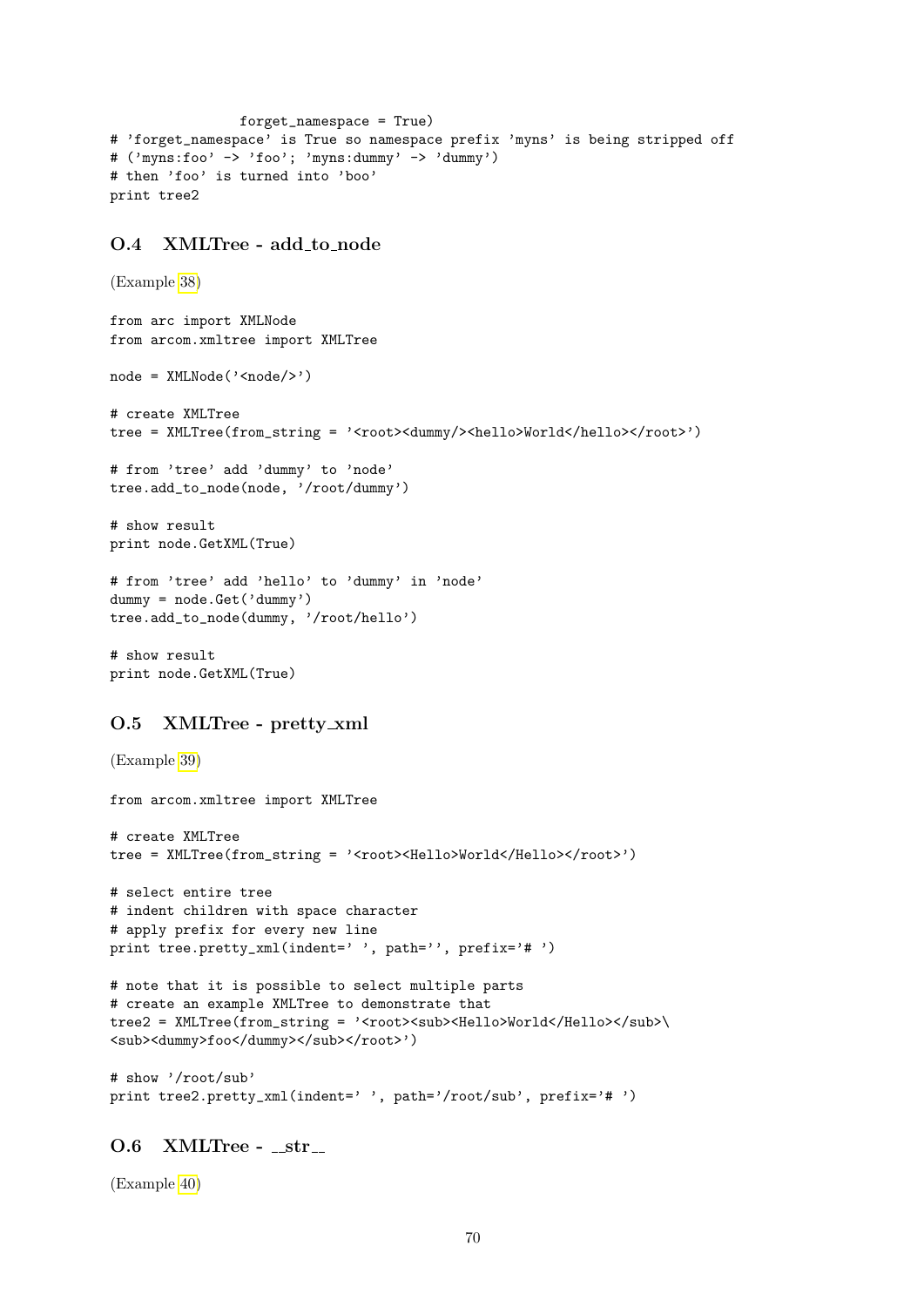```
                forget_namespace = True)
# 'forget_namespace' is True so namespace prefix 'myns' is being stripped off
# ('myns:foo' -> 'foo'; 'myns:dummy' -> 'dummy')
# then 'foo' is turned into 'boo'
print tree2
```

### O.4 XMLTree - add_to_node

(Example 38)

```
from arc import XMLNode
from arcom.xmltree import XMLTree

node = XMLNode('<node/>')

# create XMLTree
tree = XMLTree(from_string = '<root><dummy/><hello>World</hello></root>')

# from 'tree' add 'dummy' to 'node'
tree.add_to_node(node, '/root/dummy')

# show result
print node.GetXML(True)

# from 'tree' add 'hello' to 'dummy' in 'node'
dummy = node.Get('dummy')
tree.add_to_node(dummy, '/root/hello')

# show result
print node.GetXML(True)
```

### O.5 XMLTree - pretty_xml

(Example 39)

```
from arcom.xmltree import XMLTree

# create XMLTree
tree = XMLTree(from_string = '<root><Hello>World</Hello></root>')

# select entire tree
# indent children with space character
# apply prefix for every new line
print tree.pretty_xml(indent=' ', path='', prefix='# ')

# note that it is possible to select multiple parts
# create an example XMLTree to demonstrate that
tree2 = XMLTree(from_string = '<root><sub><Hello>World</Hello></sub>\
<sub><dummy>foo</dummy></sub></root>')

# show '/root/sub'
print tree2.pretty_xml(indent=' ', path='/root/sub', prefix='# ')
```

### O.6 XMLTree - __str__

(Example 40)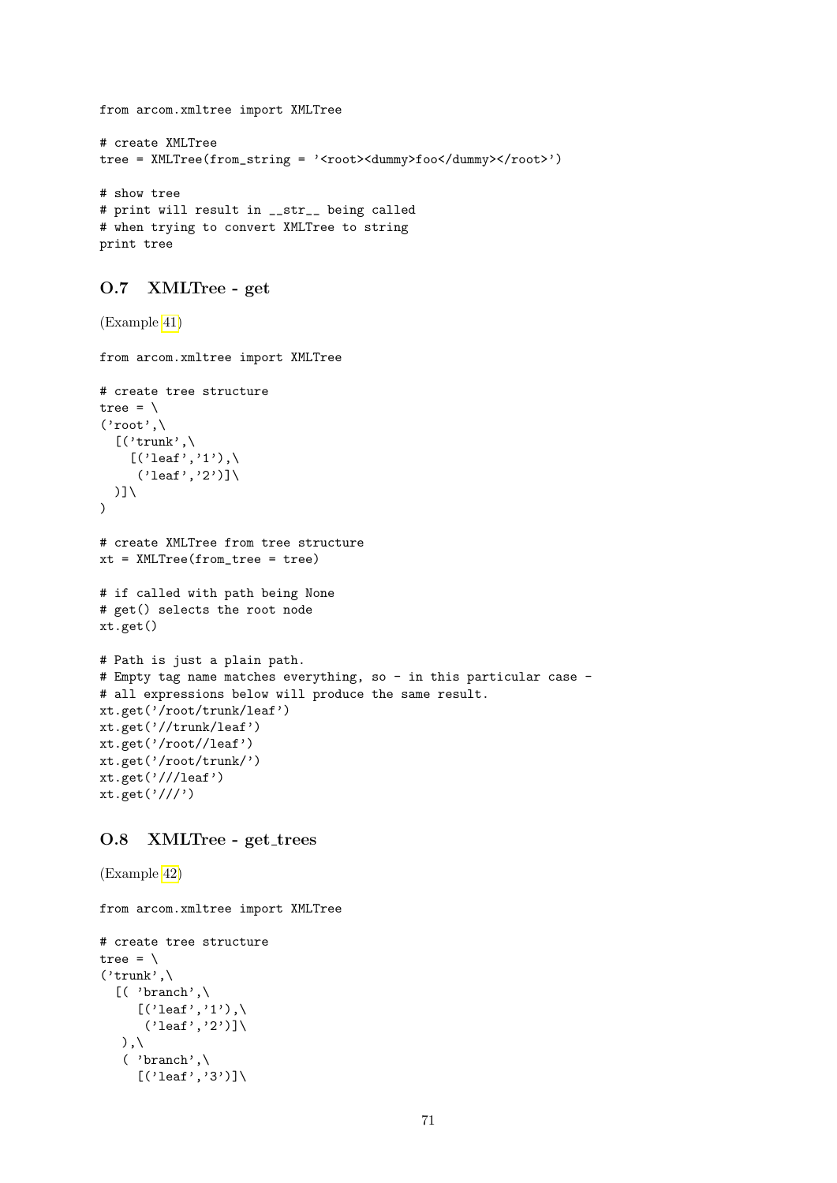```
from arcom.xmltree import XMLTree

# create XMLTree
tree = XMLTree(from_string = '<root><dummy>foo</dummy></root>')

# show tree
# print will result in __str__ being called
# when trying to convert XMLTree to string
print tree
```

## O.7 XMLTree - get

(Example 41)

```
from arcom.xmltree import XMLTree

# create tree structure
tree = \
('root',\
  [('trunk',\
    [('leaf','1'),\
     ('leaf','2')]\
  )]\
)

# create XMLTree from tree structure
xt = XMLTree(from_tree = tree)

# if called with path being None
# get() selects the root node
xt.get()

# Path is just a plain path.
# Empty tag name matches everything, so - in this particular case -
# all expressions below will produce the same result.
xt.get('/root/trunk/leaf')
xt.get('//trunk/leaf')
xt.get('/root//leaf')
xt.get('/root/trunk/')
xt.get('///leaf')
xt.get('///')
```

## O.8 XMLTree - get_trees

(Example 42)

```
from arcom.xmltree import XMLTree

# create tree structure
tree = \
('trunk',\
  [( 'branch',\
     [('leaf','1'),\
      ('leaf','2')]\
   ),\
   ( 'branch',\
     [('leaf','3')]\
```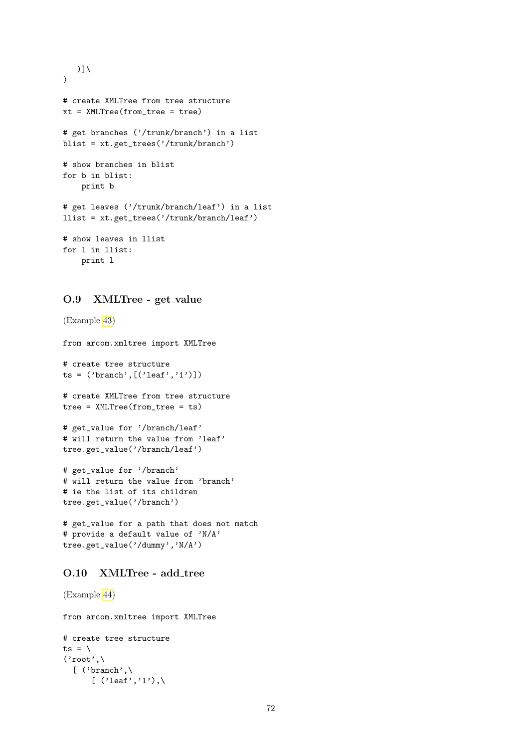```
   )]\
)

# create XMLTree from tree structure
xt = XMLTree(from_tree = tree)

# get branches ('/trunk/branch') in a list
blist = xt.get_trees('/trunk/branch')

# show branches in blist
for b in blist:
    print b

# get leaves ('/trunk/branch/leaf') in a list
llist = xt.get_trees('/trunk/branch/leaf')

# show leaves in llist
for l in llist:
    print l
```

### O.9 XMLTree - get_value

(Example 43)

```
from arcom.xmltree import XMLTree

# create tree structure
ts = ('branch',[('leaf','1')])

# create XMLTree from tree structure
tree = XMLTree(from_tree = ts)

# get_value for '/branch/leaf'
# will return the value from 'leaf'
tree.get_value('/branch/leaf')

# get_value for '/branch'
# will return the value from 'branch'
# ie the list of its children
tree.get_value('/branch')

# get_value for a path that does not match
# provide a default value of 'N/A'
tree.get_value('/dummy','N/A')
```

### O.10 XMLTree - add_tree

(Example 44)

```
from arcom.xmltree import XMLTree

# create tree structure
ts = \
('root',\
  [ ('branch',\
      [ ('leaf','1'),\
```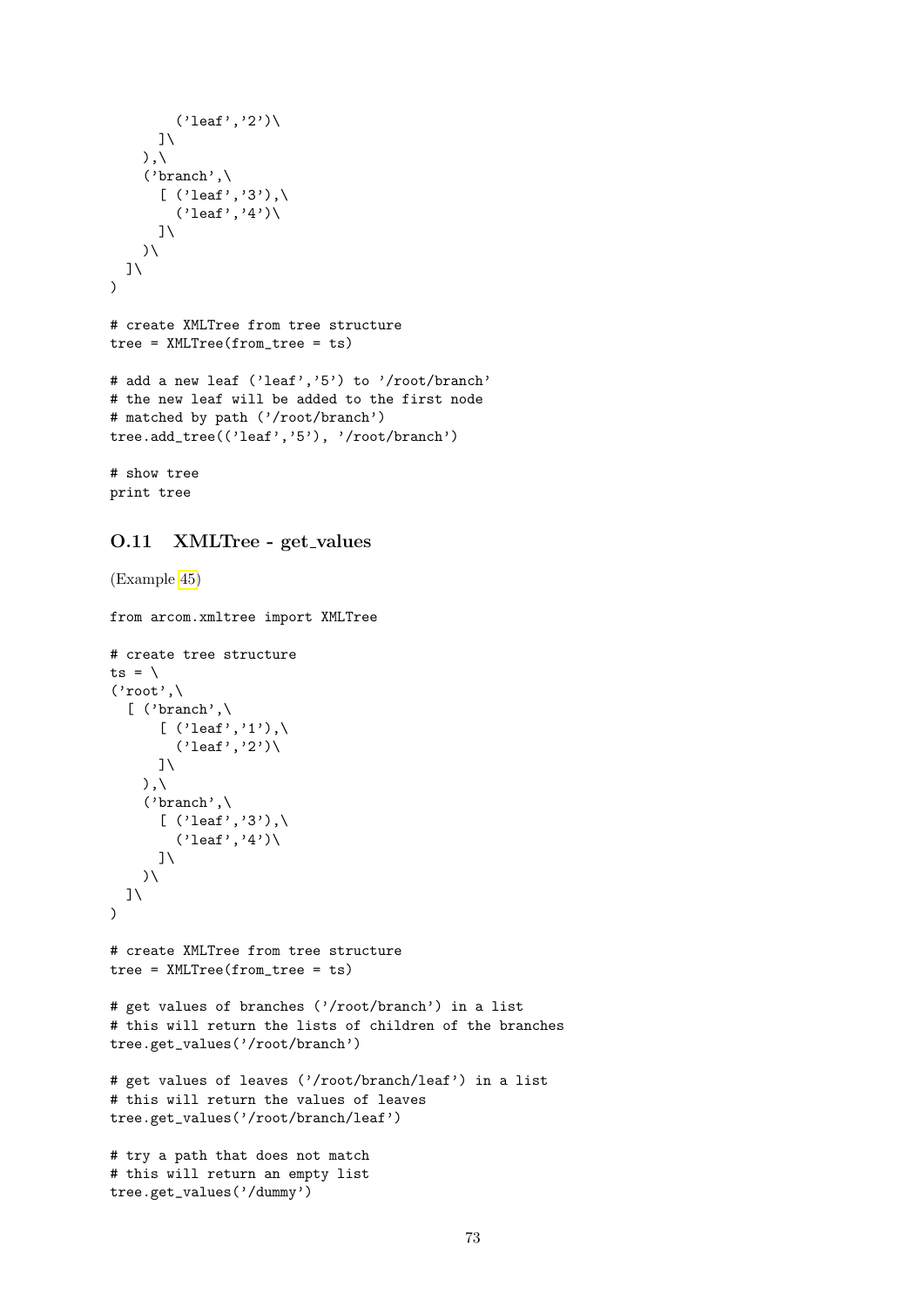```
        ('leaf','2')\
      ]\
    ),\
    ('branch',\
      [ ('leaf','3'),\
        ('leaf','4')\
      ]\
    )\
  ]\
)

# create XMLTree from tree structure
tree = XMLTree(from_tree = ts)

# add a new leaf ('leaf','5') to '/root/branch'
# the new leaf will be added to the first node
# matched by path ('/root/branch')
tree.add_tree(('leaf','5'), '/root/branch')

# show tree
print tree
```

## O.11 XMLTree - get_values

(Example 45)

```
from arcom.xmltree import XMLTree

# create tree structure
ts = \
('root',\
  [ ('branch',\
      [ ('leaf','1'),\
        ('leaf','2')\
      ]\
    ),\
    ('branch',\
      [ ('leaf','3'),\
        ('leaf','4')\
      ]\
    )\
  ]\
)

# create XMLTree from tree structure
tree = XMLTree(from_tree = ts)

# get values of branches ('/root/branch') in a list
# this will return the lists of children of the branches
tree.get_values('/root/branch')

# get values of leaves ('/root/branch/leaf') in a list
# this will return the values of leaves
tree.get_values('/root/branch/leaf')

# try a path that does not match
# this will return an empty list
tree.get_values('/dummy')
```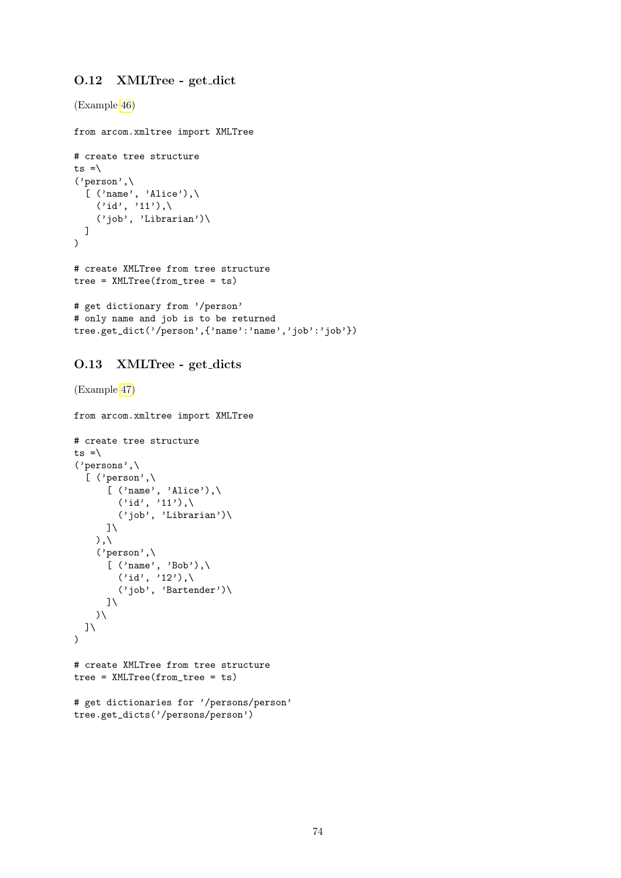### O.12 XMLTree - get_dict

(Example 46)

```
from arcom.xmltree import XMLTree

# create tree structure
ts =\
('person',\
  [ ('name', 'Alice'),\
    ('id', '11'),\
    ('job', 'Librarian')\
  ]
)

# create XMLTree from tree structure
tree = XMLTree(from_tree = ts)

# get dictionary from '/person'
# only name and job is to be returned
tree.get_dict('/person',{'name':'name','job':'job'})
```

### O.13 XMLTree - get_dicts

(Example 47)

```
from arcom.xmltree import XMLTree

# create tree structure
ts =\
('persons',\
  [ ('person',\
      [ ('name', 'Alice'),\
        ('id', '11'),\
        ('job', 'Librarian')\
      ]\
    ),\
    ('person',\
      [ ('name', 'Bob'),\
        ('id', '12'),\
        ('job', 'Bartender')\
      ]\
    )\
  ]\
)

# create XMLTree from tree structure
tree = XMLTree(from_tree = ts)

# get dictionaries for '/persons/person'
tree.get_dicts('/persons/person')
```